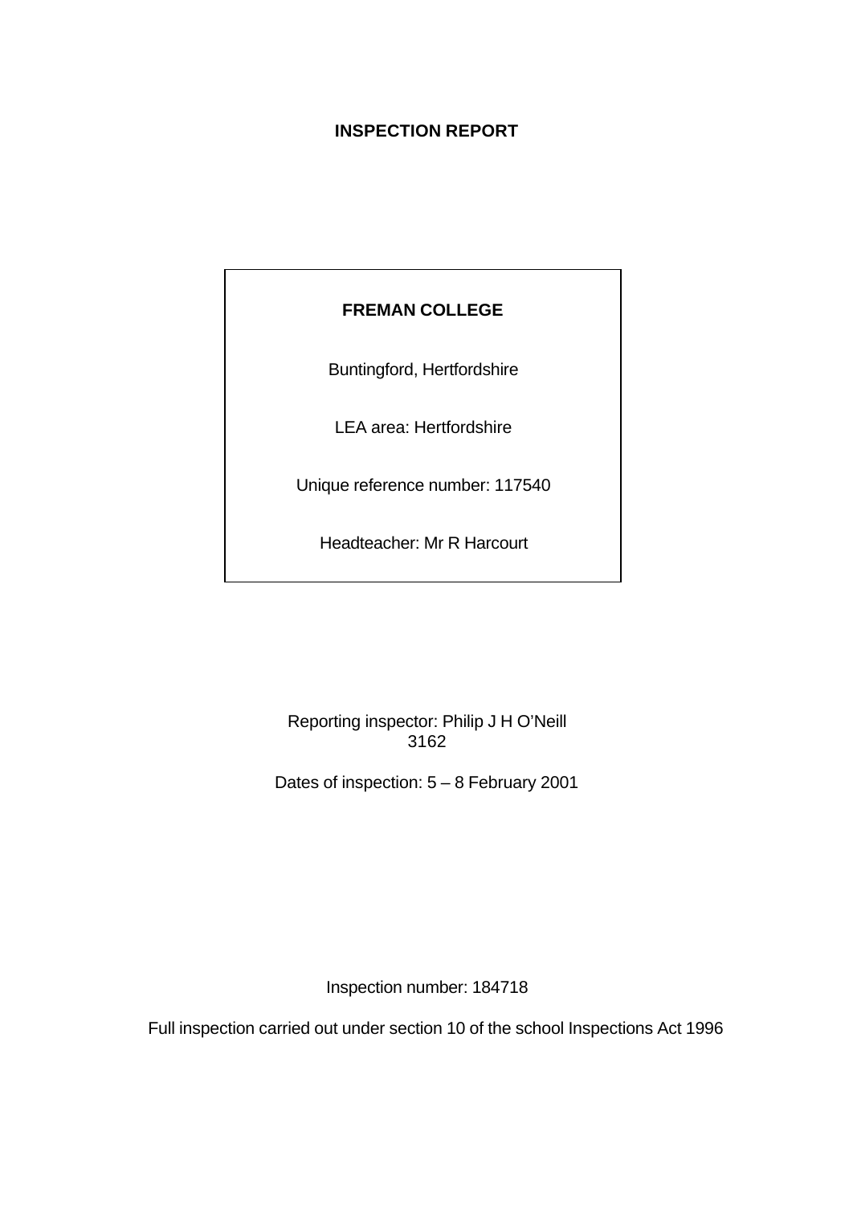# INSPECTION REPORT

**FREMAN COLLEGE**

Buntingford, Hertfordshire

LEA area: Hertfordshire

Unique reference number: 117540

Headteacher: Mr R Harcourt

Reporting inspector: Philip J H O'Neill
3162

Dates of inspection: 5 – 8 February 2001

Inspection number: 184718

Full inspection carried out under section 10 of the school Inspections Act 1996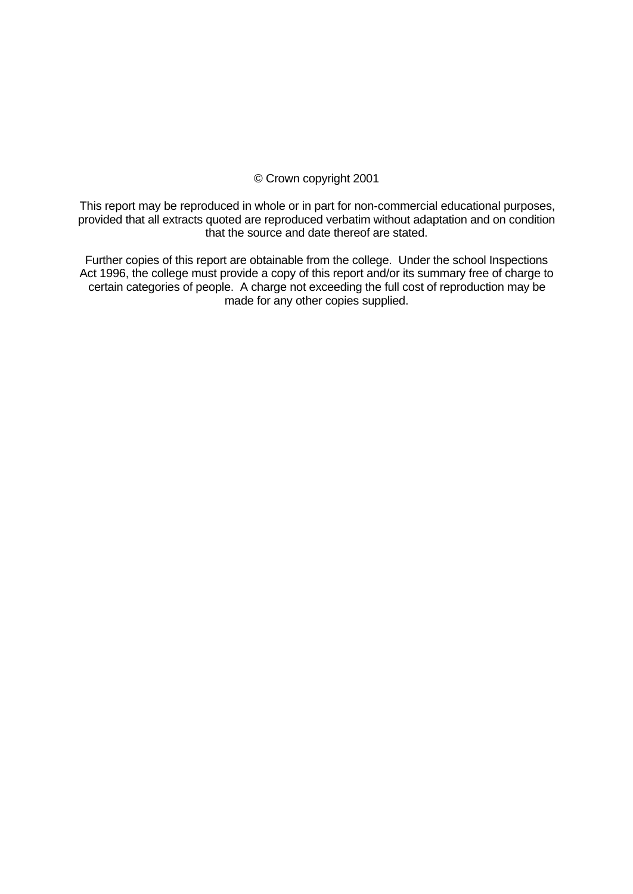© Crown copyright 2001

This report may be reproduced in whole or in part for non-commercial educational purposes, provided that all extracts quoted are reproduced verbatim without adaptation and on condition that the source and date thereof are stated.

Further copies of this report are obtainable from the college. Under the school Inspections Act 1996, the college must provide a copy of this report and/or its summary free of charge to certain categories of people. A charge not exceeding the full cost of reproduction may be made for any other copies supplied.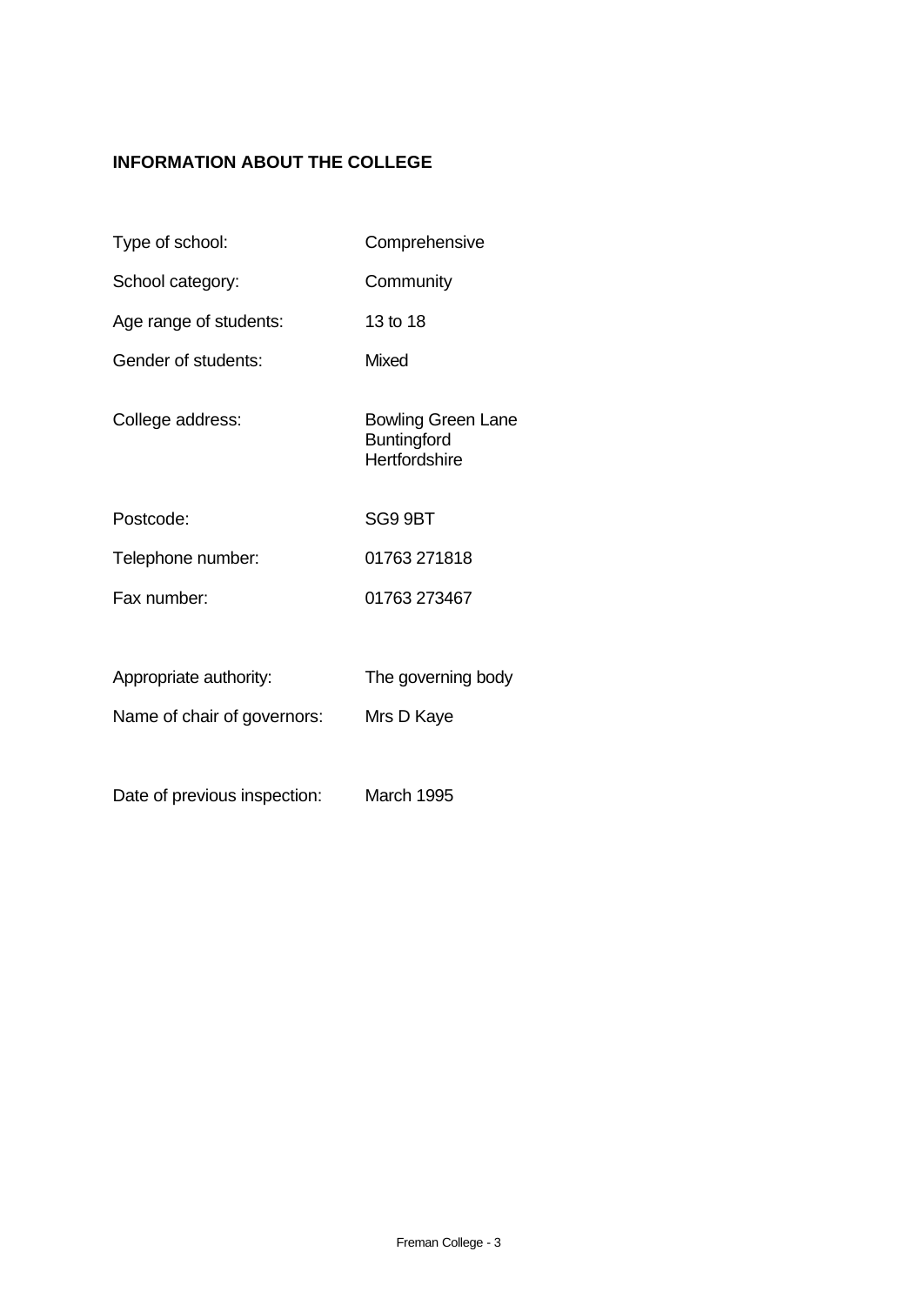## INFORMATION ABOUT THE COLLEGE

| | |
|---|---|
| Type of school: | Comprehensive |
| School category: | Community |
| Age range of students: | 13 to 18 |
| Gender of students: | Mixed |
| College address: | Bowling Green Lane<br>Buntingford<br>Hertfordshire |
| Postcode: | SG9 9BT |
| Telephone number: | 01763 271818 |
| Fax number: | 01763 273467 |
| Appropriate authority: | The governing body |
| Name of chair of governors: | Mrs D Kaye |
| Date of previous inspection: | March 1995 |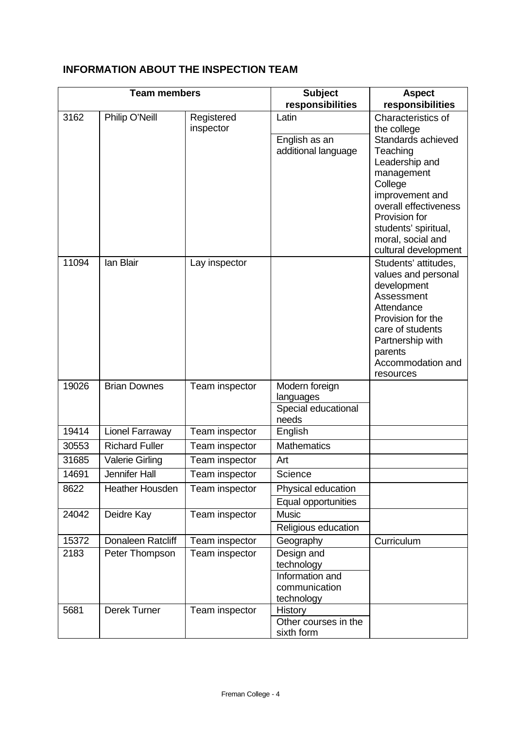## INFORMATION ABOUT THE INSPECTION TEAM

| Team members | | | Subject responsibilities | Aspect responsibilities |
|---|---|---|---|---|
| 3162 | Philip O'Neill | Registered inspector | Latin<br>English as an additional language | Characteristics of the college<br>Standards achieved<br>Teaching<br>Leadership and management<br>College improvement and overall effectiveness<br>Provision for students' spiritual, moral, social and cultural development |
| 11094 | Ian Blair | Lay inspector | | Students' attitudes, values and personal development<br>Assessment<br>Attendance<br>Provision for the care of students<br>Partnership with parents<br>Accommodation and resources |
| 19026 | Brian Downes | Team inspector | Modern foreign languages<br>Special educational needs | |
| 19414 | Lionel Farraway | Team inspector | English | |
| 30553 | Richard Fuller | Team inspector | Mathematics | |
| 31685 | Valerie Girling | Team inspector | Art | |
| 14691 | Jennifer Hall | Team inspector | Science | |
| 8622 | Heather Housden | Team inspector | Physical education<br>Equal opportunities | |
| 24042 | Deidre Kay | Team inspector | Music<br>Religious education | |
| 15372 | Donaleen Ratcliff | Team inspector | Geography | Curriculum |
| 2183 | Peter Thompson | Team inspector | Design and technology<br>Information and communication technology | |
| 5681 | Derek Turner | Team inspector | History<br>Other courses in the sixth form | |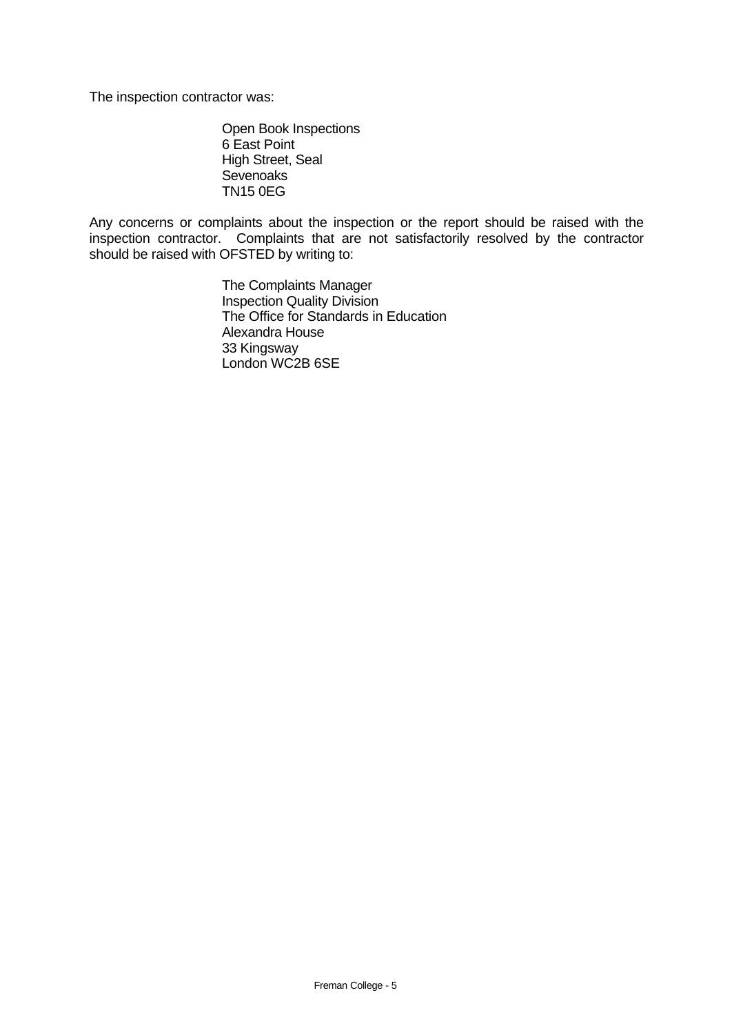The inspection contractor was:

Open Book Inspections
6 East Point
High Street, Seal
Sevenoaks
TN15 0EG

Any concerns or complaints about the inspection or the report should be raised with the inspection contractor. Complaints that are not satisfactorily resolved by the contractor should be raised with OFSTED by writing to:

The Complaints Manager
Inspection Quality Division
The Office for Standards in Education
Alexandra House
33 Kingsway
London WC2B 6SE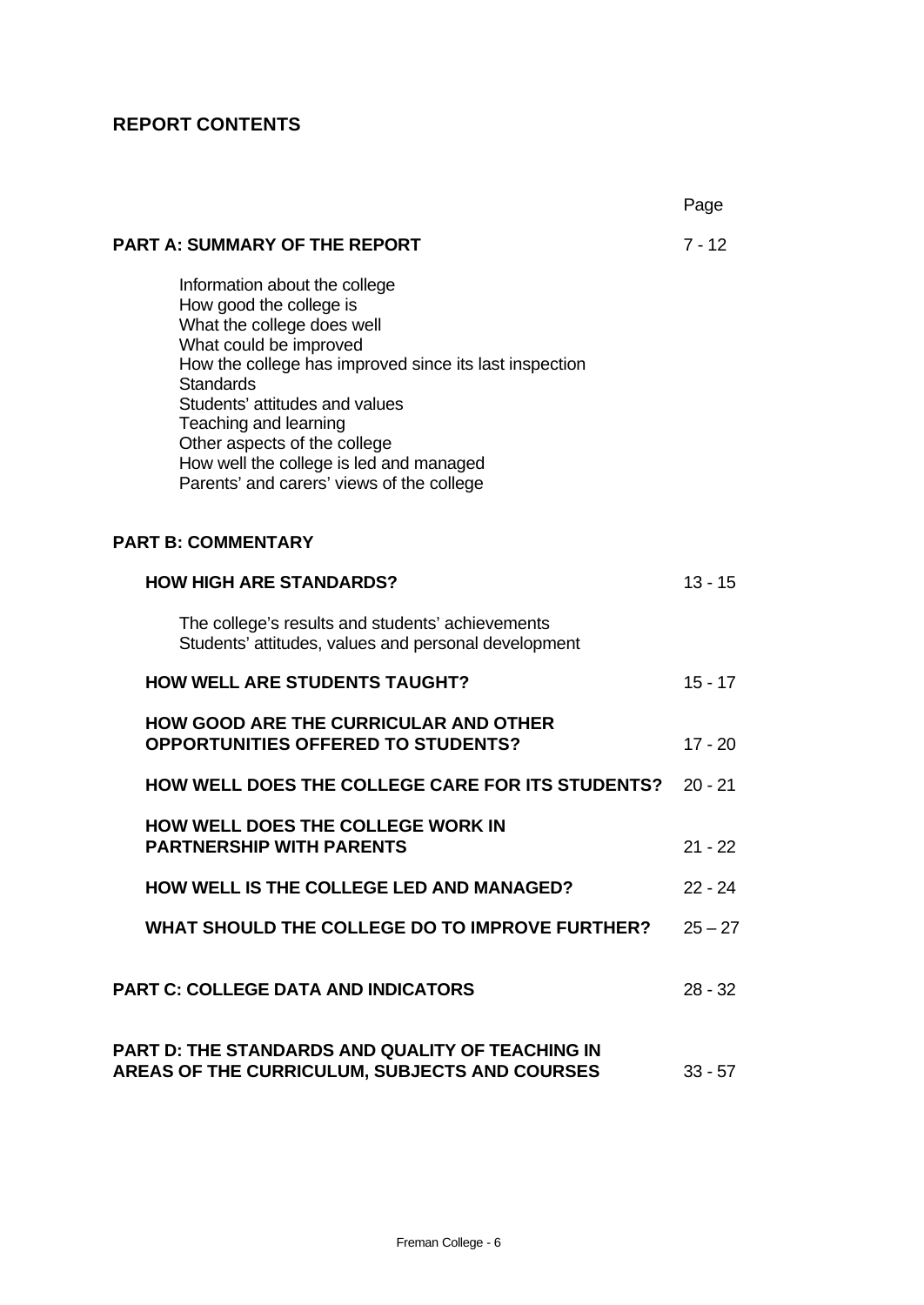# REPORT CONTENTS

| | Page |
|---|---|
| **PART A: SUMMARY OF THE REPORT** | 7 - 12 |
| Information about the college<br>How good the college is<br>What the college does well<br>What could be improved<br>How the college has improved since its last inspection<br>Standards<br>Students' attitudes and values<br>Teaching and learning<br>Other aspects of the college<br>How well the college is led and managed<br>Parents' and carers' views of the college | |
| **PART B: COMMENTARY** | |
| **HOW HIGH ARE STANDARDS?** | 13 - 15 |
| The college's results and students' achievements<br>Students' attitudes, values and personal development | |
| **HOW WELL ARE STUDENTS TAUGHT?** | 15 - 17 |
| **HOW GOOD ARE THE CURRICULAR AND OTHER OPPORTUNITIES OFFERED TO STUDENTS?** | 17 - 20 |
| **HOW WELL DOES THE COLLEGE CARE FOR ITS STUDENTS?** | 20 - 21 |
| **HOW WELL DOES THE COLLEGE WORK IN PARTNERSHIP WITH PARENTS** | 21 - 22 |
| **HOW WELL IS THE COLLEGE LED AND MANAGED?** | 22 - 24 |
| **WHAT SHOULD THE COLLEGE DO TO IMPROVE FURTHER?** | 25 – 27 |
| **PART C: COLLEGE DATA AND INDICATORS** | 28 - 32 |
| **PART D: THE STANDARDS AND QUALITY OF TEACHING IN AREAS OF THE CURRICULUM, SUBJECTS AND COURSES** | 33 - 57 |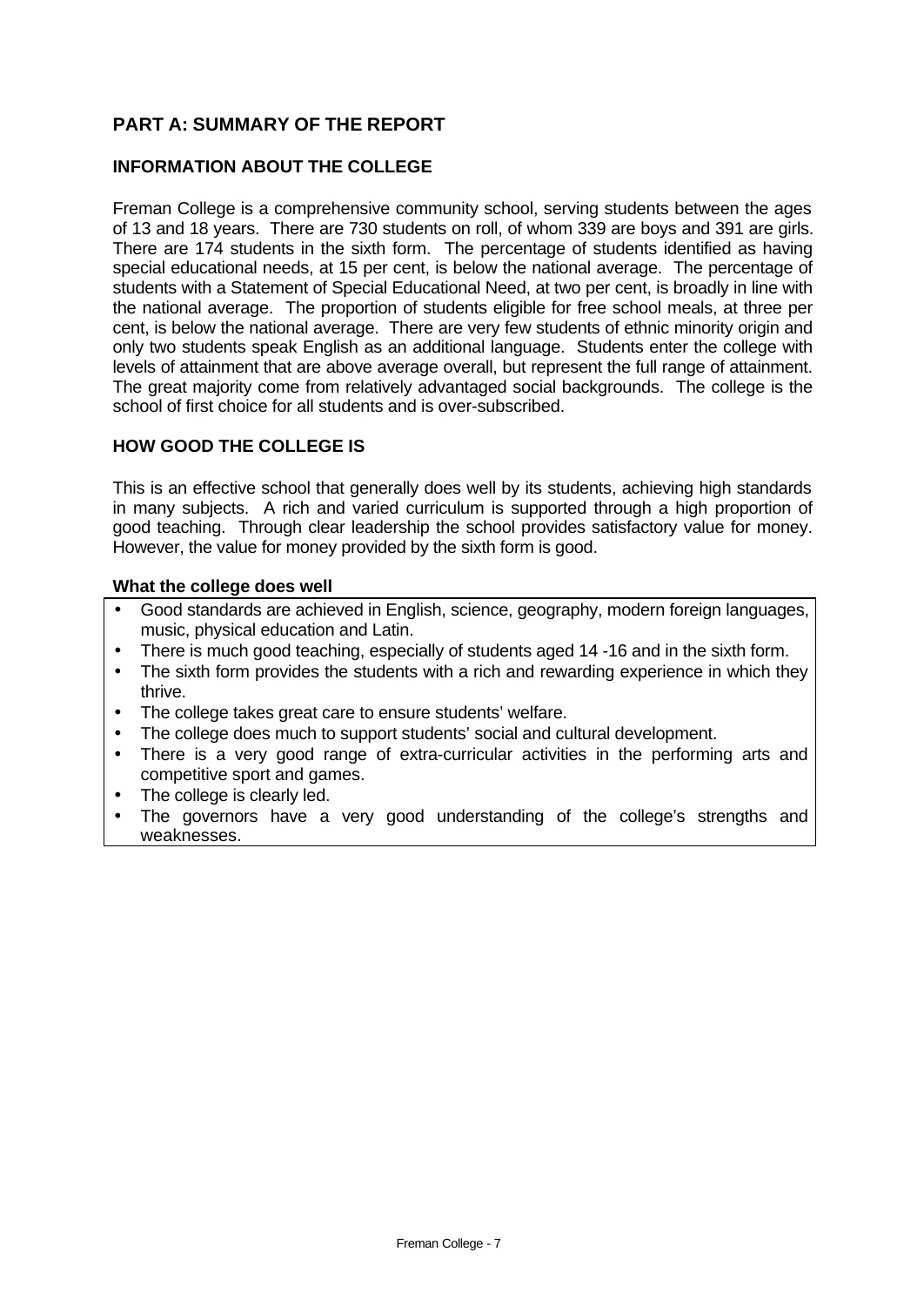## PART A: SUMMARY OF THE REPORT

### INFORMATION ABOUT THE COLLEGE

Freman College is a comprehensive community school, serving students between the ages of 13 and 18 years. There are 730 students on roll, of whom 339 are boys and 391 are girls. There are 174 students in the sixth form. The percentage of students identified as having special educational needs, at 15 per cent, is below the national average. The percentage of students with a Statement of Special Educational Need, at two per cent, is broadly in line with the national average. The proportion of students eligible for free school meals, at three per cent, is below the national average. There are very few students of ethnic minority origin and only two students speak English as an additional language. Students enter the college with levels of attainment that are above average overall, but represent the full range of attainment. The great majority come from relatively advantaged social backgrounds. The college is the school of first choice for all students and is over-subscribed.

### HOW GOOD THE COLLEGE IS

This is an effective school that generally does well by its students, achieving high standards in many subjects. A rich and varied curriculum is supported through a high proportion of good teaching. Through clear leadership the school provides satisfactory value for money. However, the value for money provided by the sixth form is good.

**What the college does well**

- Good standards are achieved in English, science, geography, modern foreign languages, music, physical education and Latin.
- There is much good teaching, especially of students aged 14 -16 and in the sixth form.
- The sixth form provides the students with a rich and rewarding experience in which they thrive.
- The college takes great care to ensure students' welfare.
- The college does much to support students' social and cultural development.
- There is a very good range of extra-curricular activities in the performing arts and competitive sport and games.
- The college is clearly led.
- The governors have a very good understanding of the college's strengths and weaknesses.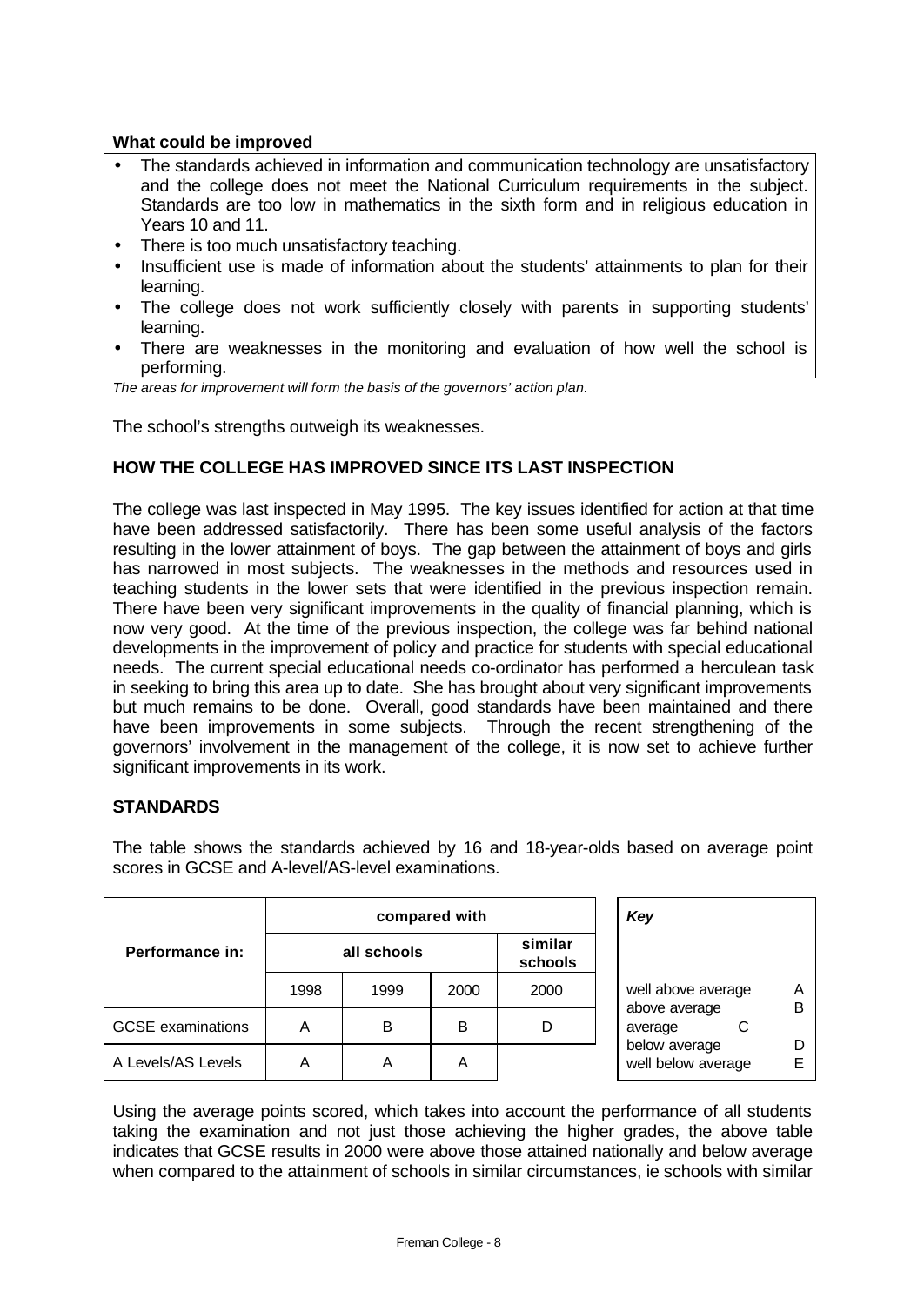**What could be improved**

- The standards achieved in information and communication technology are unsatisfactory and the college does not meet the National Curriculum requirements in the subject. Standards are too low in mathematics in the sixth form and in religious education in Years 10 and 11.
- There is too much unsatisfactory teaching.
- Insufficient use is made of information about the students' attainments to plan for their learning.
- The college does not work sufficiently closely with parents in supporting students' learning.
- There are weaknesses in the monitoring and evaluation of how well the school is performing.

*The areas for improvement will form the basis of the governors' action plan.*

The school's strengths outweigh its weaknesses.

**HOW THE COLLEGE HAS IMPROVED SINCE ITS LAST INSPECTION**

The college was last inspected in May 1995. The key issues identified for action at that time have been addressed satisfactorily. There has been some useful analysis of the factors resulting in the lower attainment of boys. The gap between the attainment of boys and girls has narrowed in most subjects. The weaknesses in the methods and resources used in teaching students in the lower sets that were identified in the previous inspection remain. There have been very significant improvements in the quality of financial planning, which is now very good. At the time of the previous inspection, the college was far behind national developments in the improvement of policy and practice for students with special educational needs. The current special educational needs co-ordinator has performed a herculean task in seeking to bring this area up to date. She has brought about very significant improvements but much remains to be done. Overall, good standards have been maintained and there have been improvements in some subjects. Through the recent strengthening of the governors' involvement in the management of the college, it is now set to achieve further significant improvements in its work.

**STANDARDS**

The table shows the standards achieved by 16 and 18-year-olds based on average point scores in GCSE and A-level/AS-level examinations.

| Performance in: | compared with | | | |
|---|---|---|---|---|
| | all schools | | | similar schools |
| | 1998 | 1999 | 2000 | 2000 |
| GCSE examinations | A | B | B | D |
| A Levels/AS Levels | A | A | A | |

| *Key* | |
|---|---|
| well above average | A |
| above average | B |
| average | C |
| below average | D |
| well below average | E |

Using the average points scored, which takes into account the performance of all students taking the examination and not just those achieving the higher grades, the above table indicates that GCSE results in 2000 were above those attained nationally and below average when compared to the attainment of schools in similar circumstances, ie schools with similar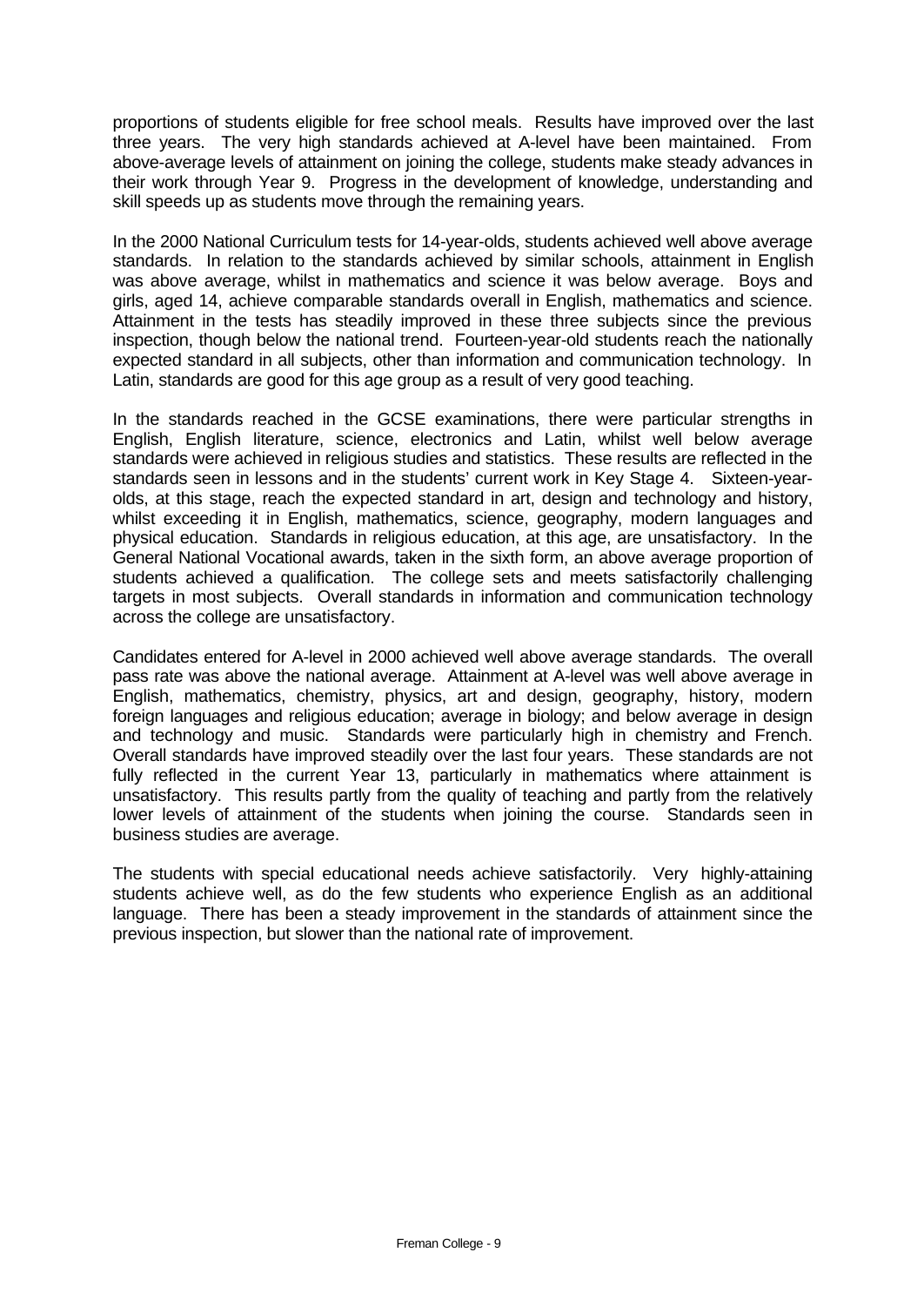proportions of students eligible for free school meals. Results have improved over the last three years. The very high standards achieved at A-level have been maintained. From above-average levels of attainment on joining the college, students make steady advances in their work through Year 9. Progress in the development of knowledge, understanding and skill speeds up as students move through the remaining years.

In the 2000 National Curriculum tests for 14-year-olds, students achieved well above average standards. In relation to the standards achieved by similar schools, attainment in English was above average, whilst in mathematics and science it was below average. Boys and girls, aged 14, achieve comparable standards overall in English, mathematics and science. Attainment in the tests has steadily improved in these three subjects since the previous inspection, though below the national trend. Fourteen-year-old students reach the nationally expected standard in all subjects, other than information and communication technology. In Latin, standards are good for this age group as a result of very good teaching.

In the standards reached in the GCSE examinations, there were particular strengths in English, English literature, science, electronics and Latin, whilst well below average standards were achieved in religious studies and statistics. These results are reflected in the standards seen in lessons and in the students' current work in Key Stage 4. Sixteen-year-olds, at this stage, reach the expected standard in art, design and technology and history, whilst exceeding it in English, mathematics, science, geography, modern languages and physical education. Standards in religious education, at this age, are unsatisfactory. In the General National Vocational awards, taken in the sixth form, an above average proportion of students achieved a qualification. The college sets and meets satisfactorily challenging targets in most subjects. Overall standards in information and communication technology across the college are unsatisfactory.

Candidates entered for A-level in 2000 achieved well above average standards. The overall pass rate was above the national average. Attainment at A-level was well above average in English, mathematics, chemistry, physics, art and design, geography, history, modern foreign languages and religious education; average in biology; and below average in design and technology and music. Standards were particularly high in chemistry and French. Overall standards have improved steadily over the last four years. These standards are not fully reflected in the current Year 13, particularly in mathematics where attainment is unsatisfactory. This results partly from the quality of teaching and partly from the relatively lower levels of attainment of the students when joining the course. Standards seen in business studies are average.

The students with special educational needs achieve satisfactorily. Very highly-attaining students achieve well, as do the few students who experience English as an additional language. There has been a steady improvement in the standards of attainment since the previous inspection, but slower than the national rate of improvement.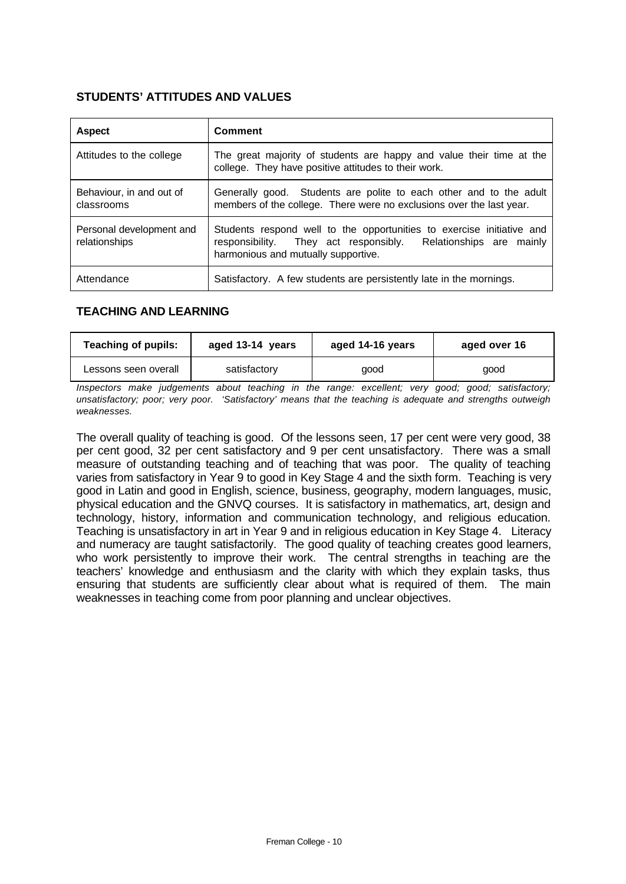### STUDENTS' ATTITUDES AND VALUES

| Aspect | Comment |
|---|---|
| Attitudes to the college | The great majority of students are happy and value their time at the college. They have positive attitudes to their work. |
| Behaviour, in and out of classrooms | Generally good. Students are polite to each other and to the adult members of the college. There were no exclusions over the last year. |
| Personal development and relationships | Students respond well to the opportunities to exercise initiative and responsibility. They act responsibly. Relationships are mainly harmonious and mutually supportive. |
| Attendance | Satisfactory. A few students are persistently late in the mornings. |

### TEACHING AND LEARNING

| Teaching of pupils: | aged 13-14 years | aged 14-16 years | aged over 16 |
|---|---|---|---|
| Lessons seen overall | satisfactory | good | good |

*Inspectors make judgements about teaching in the range: excellent; very good; good; satisfactory; unsatisfactory; poor; very poor. 'Satisfactory' means that the teaching is adequate and strengths outweigh weaknesses.*

The overall quality of teaching is good. Of the lessons seen, 17 per cent were very good, 38 per cent good, 32 per cent satisfactory and 9 per cent unsatisfactory. There was a small measure of outstanding teaching and of teaching that was poor. The quality of teaching varies from satisfactory in Year 9 to good in Key Stage 4 and the sixth form. Teaching is very good in Latin and good in English, science, business, geography, modern languages, music, physical education and the GNVQ courses. It is satisfactory in mathematics, art, design and technology, history, information and communication technology, and religious education. Teaching is unsatisfactory in art in Year 9 and in religious education in Key Stage 4. Literacy and numeracy are taught satisfactorily. The good quality of teaching creates good learners, who work persistently to improve their work. The central strengths in teaching are the teachers' knowledge and enthusiasm and the clarity with which they explain tasks, thus ensuring that students are sufficiently clear about what is required of them. The main weaknesses in teaching come from poor planning and unclear objectives.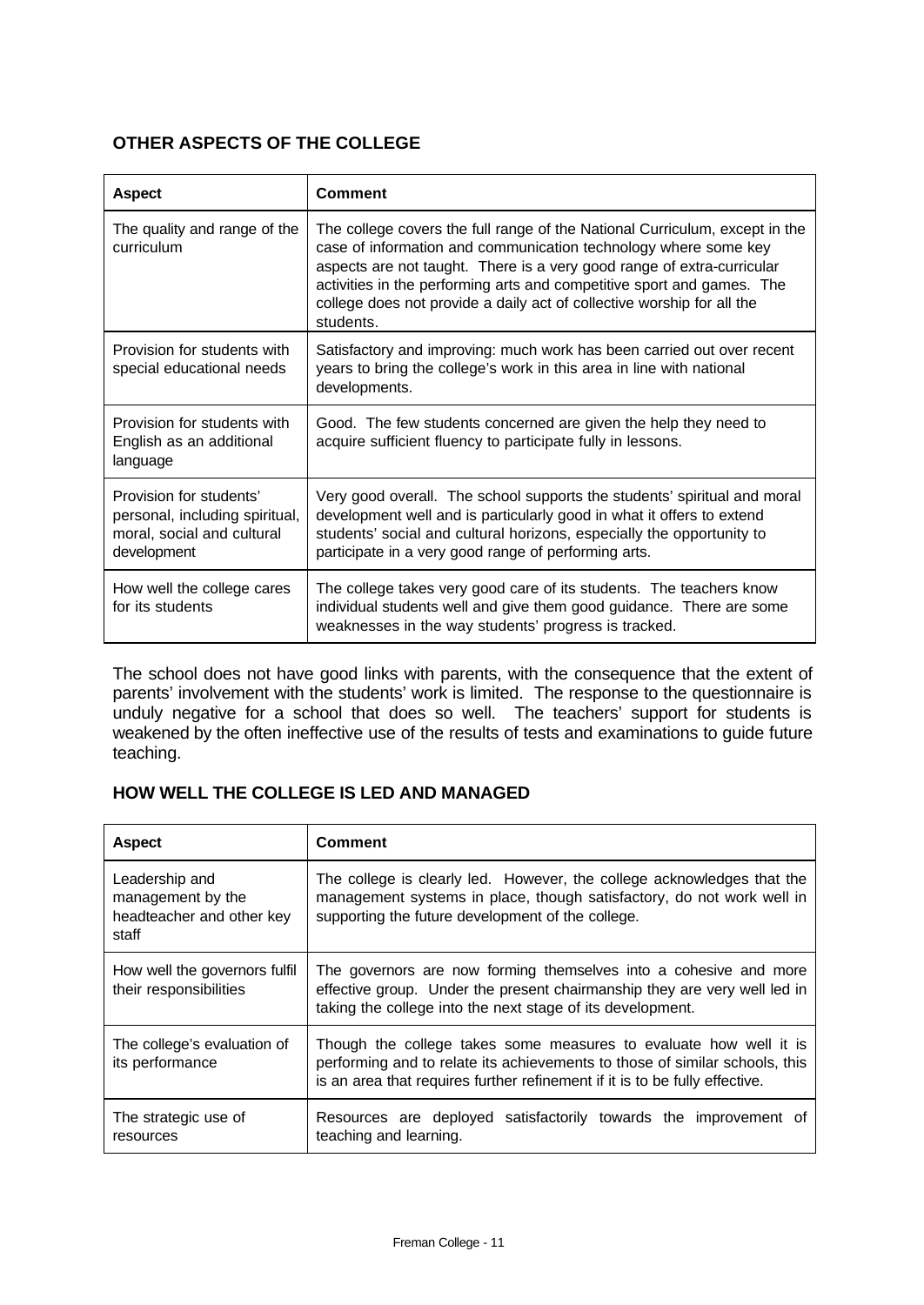## OTHER ASPECTS OF THE COLLEGE

| Aspect | Comment |
| --- | --- |
| The quality and range of the curriculum | The college covers the full range of the National Curriculum, except in the case of information and communication technology where some key aspects are not taught. There is a very good range of extra-curricular activities in the performing arts and competitive sport and games. The college does not provide a daily act of collective worship for all the students. |
| Provision for students with special educational needs | Satisfactory and improving: much work has been carried out over recent years to bring the college's work in this area in line with national developments. |
| Provision for students with English as an additional language | Good. The few students concerned are given the help they need to acquire sufficient fluency to participate fully in lessons. |
| Provision for students' personal, including spiritual, moral, social and cultural development | Very good overall. The school supports the students' spiritual and moral development well and is particularly good in what it offers to extend students' social and cultural horizons, especially the opportunity to participate in a very good range of performing arts. |
| How well the college cares for its students | The college takes very good care of its students. The teachers know individual students well and give them good guidance. There are some weaknesses in the way students' progress is tracked. |

The school does not have good links with parents, with the consequence that the extent of parents' involvement with the students' work is limited. The response to the questionnaire is unduly negative for a school that does so well. The teachers' support for students is weakened by the often ineffective use of the results of tests and examinations to guide future teaching.

## HOW WELL THE COLLEGE IS LED AND MANAGED

| Aspect | Comment |
| --- | --- |
| Leadership and management by the headteacher and other key staff | The college is clearly led. However, the college acknowledges that the management systems in place, though satisfactory, do not work well in supporting the future development of the college. |
| How well the governors fulfil their responsibilities | The governors are now forming themselves into a cohesive and more effective group. Under the present chairmanship they are very well led in taking the college into the next stage of its development. |
| The college's evaluation of its performance | Though the college takes some measures to evaluate how well it is performing and to relate its achievements to those of similar schools, this is an area that requires further refinement if it is to be fully effective. |
| The strategic use of resources | Resources are deployed satisfactorily towards the improvement of teaching and learning. |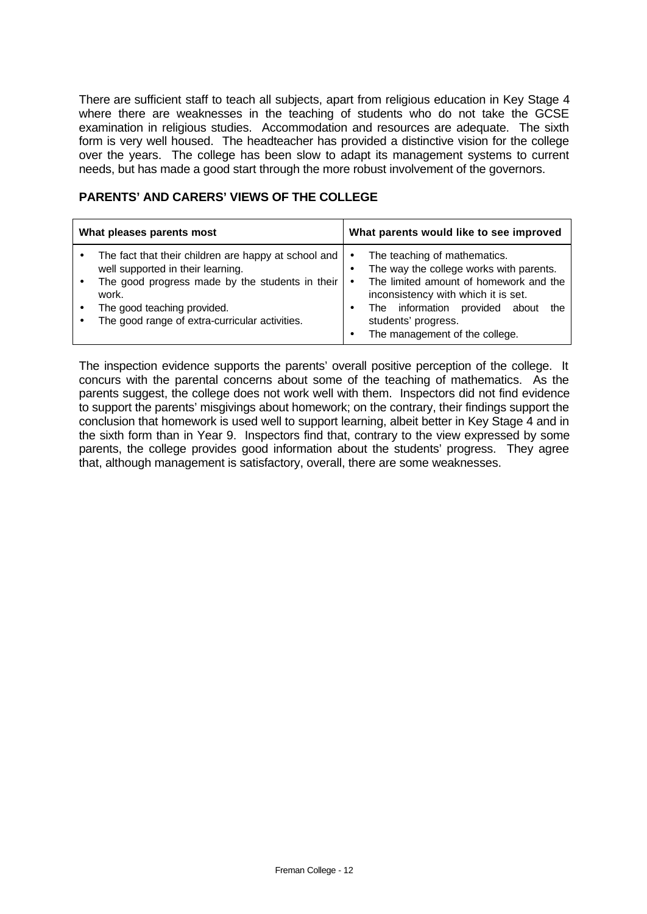There are sufficient staff to teach all subjects, apart from religious education in Key Stage 4 where there are weaknesses in the teaching of students who do not take the GCSE examination in religious studies. Accommodation and resources are adequate. The sixth form is very well housed. The headteacher has provided a distinctive vision for the college over the years. The college has been slow to adapt its management systems to current needs, but has made a good start through the more robust involvement of the governors.

## PARENTS' AND CARERS' VIEWS OF THE COLLEGE

| What pleases parents most | What parents would like to see improved |
|---|---|
| • The fact that their children are happy at school and well supported in their learning.<br>• The good progress made by the students in their work.<br>• The good teaching provided.<br>• The good range of extra-curricular activities. | • The teaching of mathematics.<br>• The way the college works with parents.<br>• The limited amount of homework and the inconsistency with which it is set.<br>• The information provided about the students' progress.<br>• The management of the college. |

The inspection evidence supports the parents' overall positive perception of the college. It concurs with the parental concerns about some of the teaching of mathematics. As the parents suggest, the college does not work well with them. Inspectors did not find evidence to support the parents' misgivings about homework; on the contrary, their findings support the conclusion that homework is used well to support learning, albeit better in Key Stage 4 and in the sixth form than in Year 9. Inspectors find that, contrary to the view expressed by some parents, the college provides good information about the students' progress. They agree that, although management is satisfactory, overall, there are some weaknesses.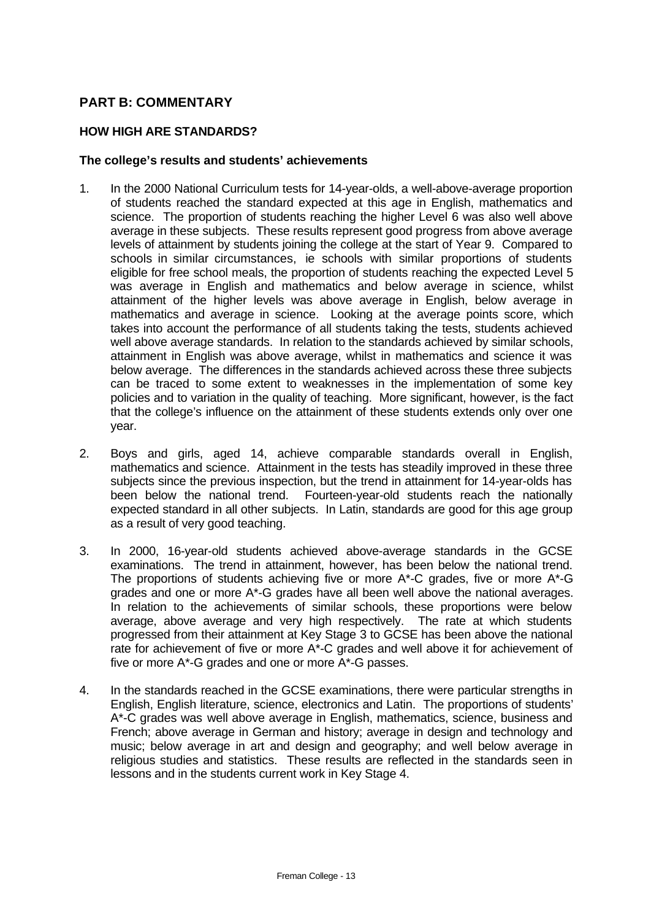## PART B: COMMENTARY

### HOW HIGH ARE STANDARDS?

#### The college's results and students' achievements

1. In the 2000 National Curriculum tests for 14-year-olds, a well-above-average proportion of students reached the standard expected at this age in English, mathematics and science. The proportion of students reaching the higher Level 6 was also well above average in these subjects. These results represent good progress from above average levels of attainment by students joining the college at the start of Year 9. Compared to schools in similar circumstances, ie schools with similar proportions of students eligible for free school meals, the proportion of students reaching the expected Level 5 was average in English and mathematics and below average in science, whilst attainment of the higher levels was above average in English, below average in mathematics and average in science. Looking at the average points score, which takes into account the performance of all students taking the tests, students achieved well above average standards. In relation to the standards achieved by similar schools, attainment in English was above average, whilst in mathematics and science it was below average. The differences in the standards achieved across these three subjects can be traced to some extent to weaknesses in the implementation of some key policies and to variation in the quality of teaching. More significant, however, is the fact that the college's influence on the attainment of these students extends only over one year.

2. Boys and girls, aged 14, achieve comparable standards overall in English, mathematics and science. Attainment in the tests has steadily improved in these three subjects since the previous inspection, but the trend in attainment for 14-year-olds has been below the national trend. Fourteen-year-old students reach the nationally expected standard in all other subjects. In Latin, standards are good for this age group as a result of very good teaching.

3. In 2000, 16-year-old students achieved above-average standards in the GCSE examinations. The trend in attainment, however, has been below the national trend. The proportions of students achieving five or more A*-C grades, five or more A*-G grades and one or more A*-G grades have all been well above the national averages. In relation to the achievements of similar schools, these proportions were below average, above average and very high respectively. The rate at which students progressed from their attainment at Key Stage 3 to GCSE has been above the national rate for achievement of five or more A*-C grades and well above it for achievement of five or more A*-G grades and one or more A*-G passes.

4. In the standards reached in the GCSE examinations, there were particular strengths in English, English literature, science, electronics and Latin. The proportions of students' A*-C grades was well above average in English, mathematics, science, business and French; above average in German and history; average in design and technology and music; below average in art and design and geography; and well below average in religious studies and statistics. These results are reflected in the standards seen in lessons and in the students current work in Key Stage 4.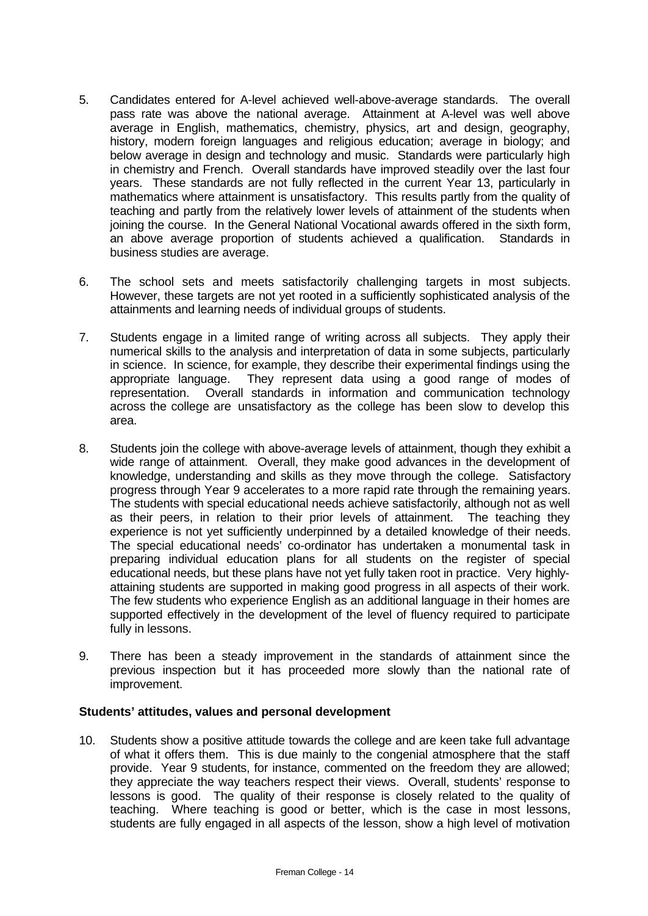5. Candidates entered for A-level achieved well-above-average standards. The overall pass rate was above the national average. Attainment at A-level was well above average in English, mathematics, chemistry, physics, art and design, geography, history, modern foreign languages and religious education; average in biology; and below average in design and technology and music. Standards were particularly high in chemistry and French. Overall standards have improved steadily over the last four years. These standards are not fully reflected in the current Year 13, particularly in mathematics where attainment is unsatisfactory. This results partly from the quality of teaching and partly from the relatively lower levels of attainment of the students when joining the course. In the General National Vocational awards offered in the sixth form, an above average proportion of students achieved a qualification. Standards in business studies are average.

6. The school sets and meets satisfactorily challenging targets in most subjects. However, these targets are not yet rooted in a sufficiently sophisticated analysis of the attainments and learning needs of individual groups of students.

7. Students engage in a limited range of writing across all subjects. They apply their numerical skills to the analysis and interpretation of data in some subjects, particularly in science. In science, for example, they describe their experimental findings using the appropriate language. They represent data using a good range of modes of representation. Overall standards in information and communication technology across the college are unsatisfactory as the college has been slow to develop this area.

8. Students join the college with above-average levels of attainment, though they exhibit a wide range of attainment. Overall, they make good advances in the development of knowledge, understanding and skills as they move through the college. Satisfactory progress through Year 9 accelerates to a more rapid rate through the remaining years. The students with special educational needs achieve satisfactorily, although not as well as their peers, in relation to their prior levels of attainment. The teaching they experience is not yet sufficiently underpinned by a detailed knowledge of their needs. The special educational needs' co-ordinator has undertaken a monumental task in preparing individual education plans for all students on the register of special educational needs, but these plans have not yet fully taken root in practice. Very highly-attaining students are supported in making good progress in all aspects of their work. The few students who experience English as an additional language in their homes are supported effectively in the development of the level of fluency required to participate fully in lessons.

9. There has been a steady improvement in the standards of attainment since the previous inspection but it has proceeded more slowly than the national rate of improvement.

### Students' attitudes, values and personal development

10. Students show a positive attitude towards the college and are keen take full advantage of what it offers them. This is due mainly to the congenial atmosphere that the staff provide. Year 9 students, for instance, commented on the freedom they are allowed; they appreciate the way teachers respect their views. Overall, students' response to lessons is good. The quality of their response is closely related to the quality of teaching. Where teaching is good or better, which is the case in most lessons, students are fully engaged in all aspects of the lesson, show a high level of motivation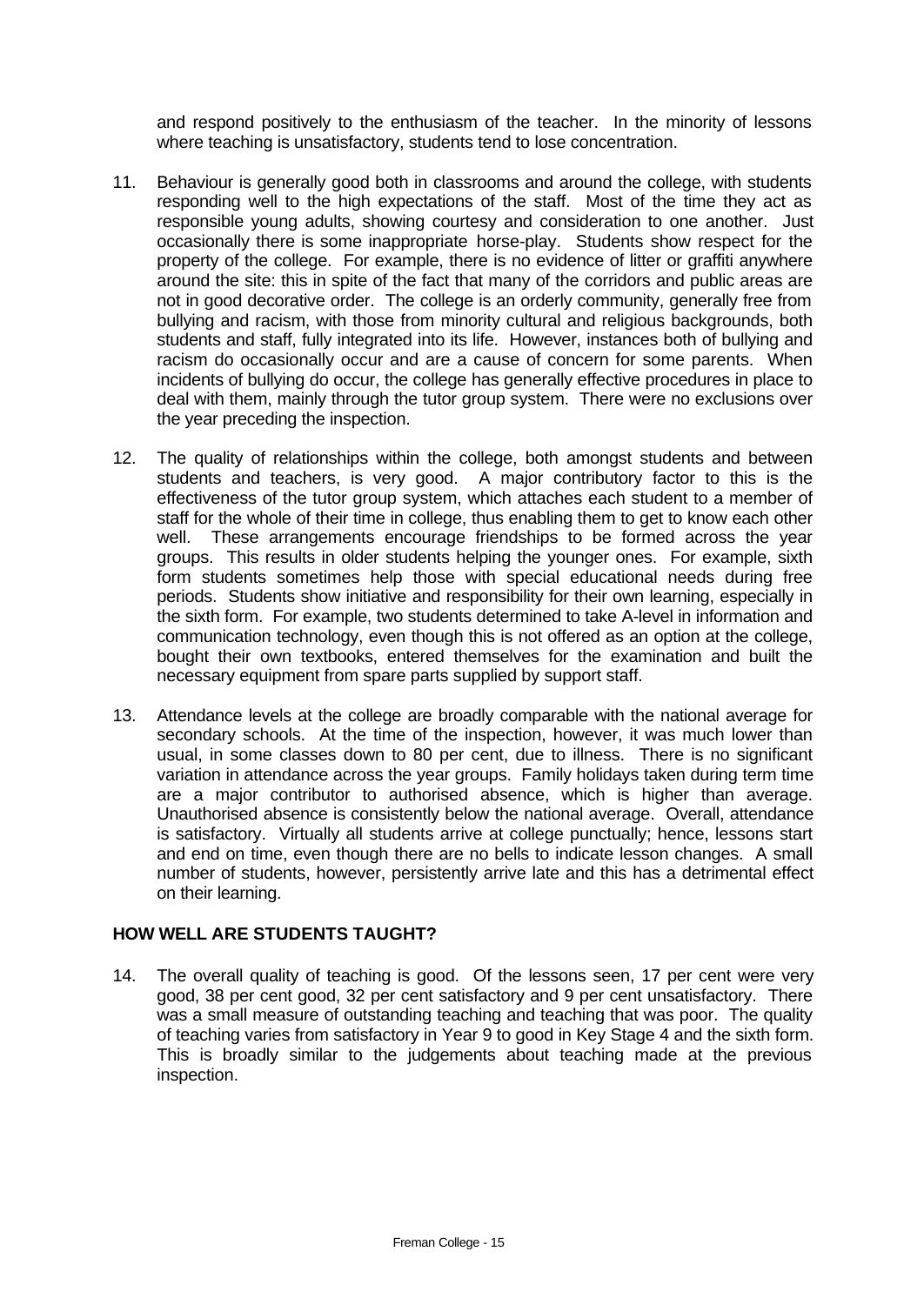and respond positively to the enthusiasm of the teacher. In the minority of lessons where teaching is unsatisfactory, students tend to lose concentration.

11. Behaviour is generally good both in classrooms and around the college, with students responding well to the high expectations of the staff. Most of the time they act as responsible young adults, showing courtesy and consideration to one another. Just occasionally there is some inappropriate horse-play. Students show respect for the property of the college. For example, there is no evidence of litter or graffiti anywhere around the site: this in spite of the fact that many of the corridors and public areas are not in good decorative order. The college is an orderly community, generally free from bullying and racism, with those from minority cultural and religious backgrounds, both students and staff, fully integrated into its life. However, instances both of bullying and racism do occasionally occur and are a cause of concern for some parents. When incidents of bullying do occur, the college has generally effective procedures in place to deal with them, mainly through the tutor group system. There were no exclusions over the year preceding the inspection.

12. The quality of relationships within the college, both amongst students and between students and teachers, is very good. A major contributory factor to this is the effectiveness of the tutor group system, which attaches each student to a member of staff for the whole of their time in college, thus enabling them to get to know each other well. These arrangements encourage friendships to be formed across the year groups. This results in older students helping the younger ones. For example, sixth form students sometimes help those with special educational needs during free periods. Students show initiative and responsibility for their own learning, especially in the sixth form. For example, two students determined to take A-level in information and communication technology, even though this is not offered as an option at the college, bought their own textbooks, entered themselves for the examination and built the necessary equipment from spare parts supplied by support staff.

13. Attendance levels at the college are broadly comparable with the national average for secondary schools. At the time of the inspection, however, it was much lower than usual, in some classes down to 80 per cent, due to illness. There is no significant variation in attendance across the year groups. Family holidays taken during term time are a major contributor to authorised absence, which is higher than average. Unauthorised absence is consistently below the national average. Overall, attendance is satisfactory. Virtually all students arrive at college punctually; hence, lessons start and end on time, even though there are no bells to indicate lesson changes. A small number of students, however, persistently arrive late and this has a detrimental effect on their learning.

## HOW WELL ARE STUDENTS TAUGHT?

14. The overall quality of teaching is good. Of the lessons seen, 17 per cent were very good, 38 per cent good, 32 per cent satisfactory and 9 per cent unsatisfactory. There was a small measure of outstanding teaching and teaching that was poor. The quality of teaching varies from satisfactory in Year 9 to good in Key Stage 4 and the sixth form. This is broadly similar to the judgements about teaching made at the previous inspection.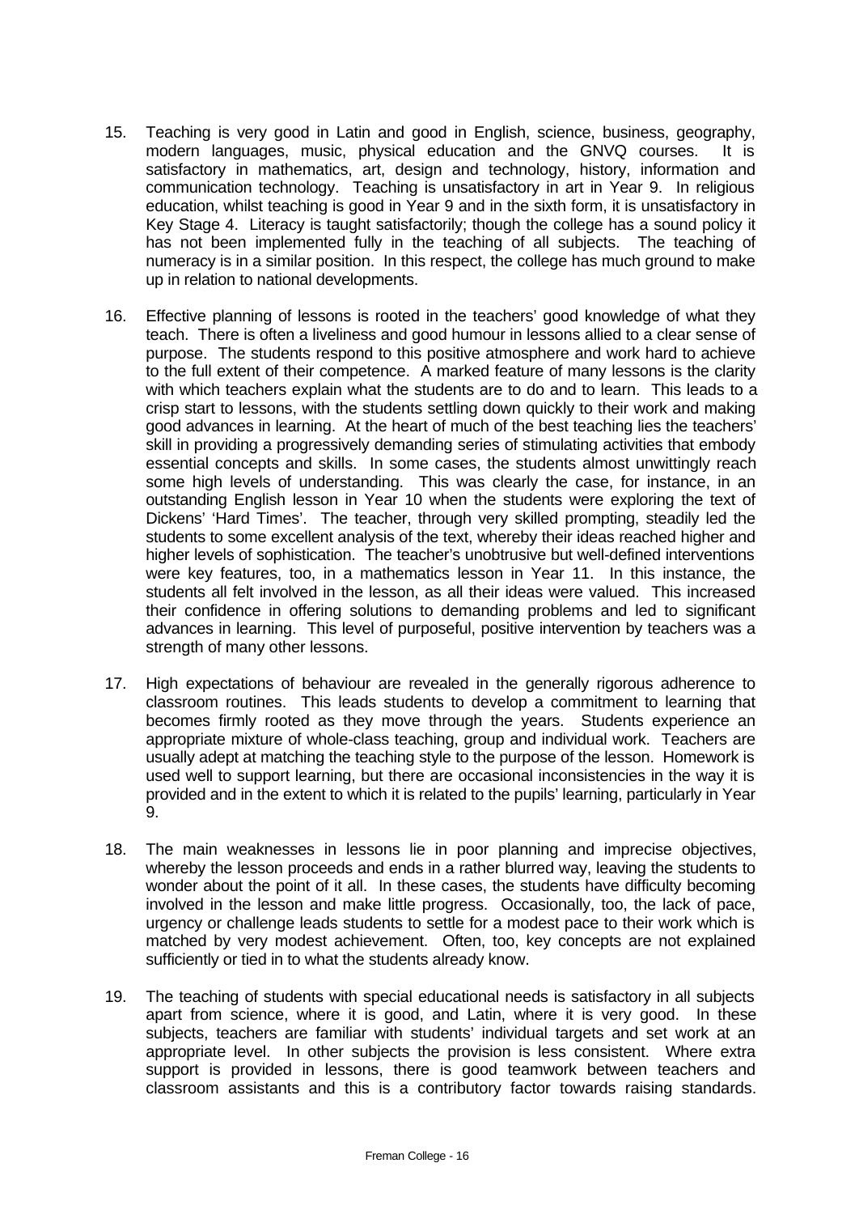15. Teaching is very good in Latin and good in English, science, business, geography, modern languages, music, physical education and the GNVQ courses. It is satisfactory in mathematics, art, design and technology, history, information and communication technology. Teaching is unsatisfactory in art in Year 9. In religious education, whilst teaching is good in Year 9 and in the sixth form, it is unsatisfactory in Key Stage 4. Literacy is taught satisfactorily; though the college has a sound policy it has not been implemented fully in the teaching of all subjects. The teaching of numeracy is in a similar position. In this respect, the college has much ground to make up in relation to national developments.

16. Effective planning of lessons is rooted in the teachers' good knowledge of what they teach. There is often a liveliness and good humour in lessons allied to a clear sense of purpose. The students respond to this positive atmosphere and work hard to achieve to the full extent of their competence. A marked feature of many lessons is the clarity with which teachers explain what the students are to do and to learn. This leads to a crisp start to lessons, with the students settling down quickly to their work and making good advances in learning. At the heart of much of the best teaching lies the teachers' skill in providing a progressively demanding series of stimulating activities that embody essential concepts and skills. In some cases, the students almost unwittingly reach some high levels of understanding. This was clearly the case, for instance, in an outstanding English lesson in Year 10 when the students were exploring the text of Dickens' 'Hard Times'. The teacher, through very skilled prompting, steadily led the students to some excellent analysis of the text, whereby their ideas reached higher and higher levels of sophistication. The teacher's unobtrusive but well-defined interventions were key features, too, in a mathematics lesson in Year 11. In this instance, the students all felt involved in the lesson, as all their ideas were valued. This increased their confidence in offering solutions to demanding problems and led to significant advances in learning. This level of purposeful, positive intervention by teachers was a strength of many other lessons.

17. High expectations of behaviour are revealed in the generally rigorous adherence to classroom routines. This leads students to develop a commitment to learning that becomes firmly rooted as they move through the years. Students experience an appropriate mixture of whole-class teaching, group and individual work. Teachers are usually adept at matching the teaching style to the purpose of the lesson. Homework is used well to support learning, but there are occasional inconsistencies in the way it is provided and in the extent to which it is related to the pupils' learning, particularly in Year 9.

18. The main weaknesses in lessons lie in poor planning and imprecise objectives, whereby the lesson proceeds and ends in a rather blurred way, leaving the students to wonder about the point of it all. In these cases, the students have difficulty becoming involved in the lesson and make little progress. Occasionally, too, the lack of pace, urgency or challenge leads students to settle for a modest pace to their work which is matched by very modest achievement. Often, too, key concepts are not explained sufficiently or tied in to what the students already know.

19. The teaching of students with special educational needs is satisfactory in all subjects apart from science, where it is good, and Latin, where it is very good. In these subjects, teachers are familiar with students' individual targets and set work at an appropriate level. In other subjects the provision is less consistent. Where extra support is provided in lessons, there is good teamwork between teachers and classroom assistants and this is a contributory factor towards raising standards.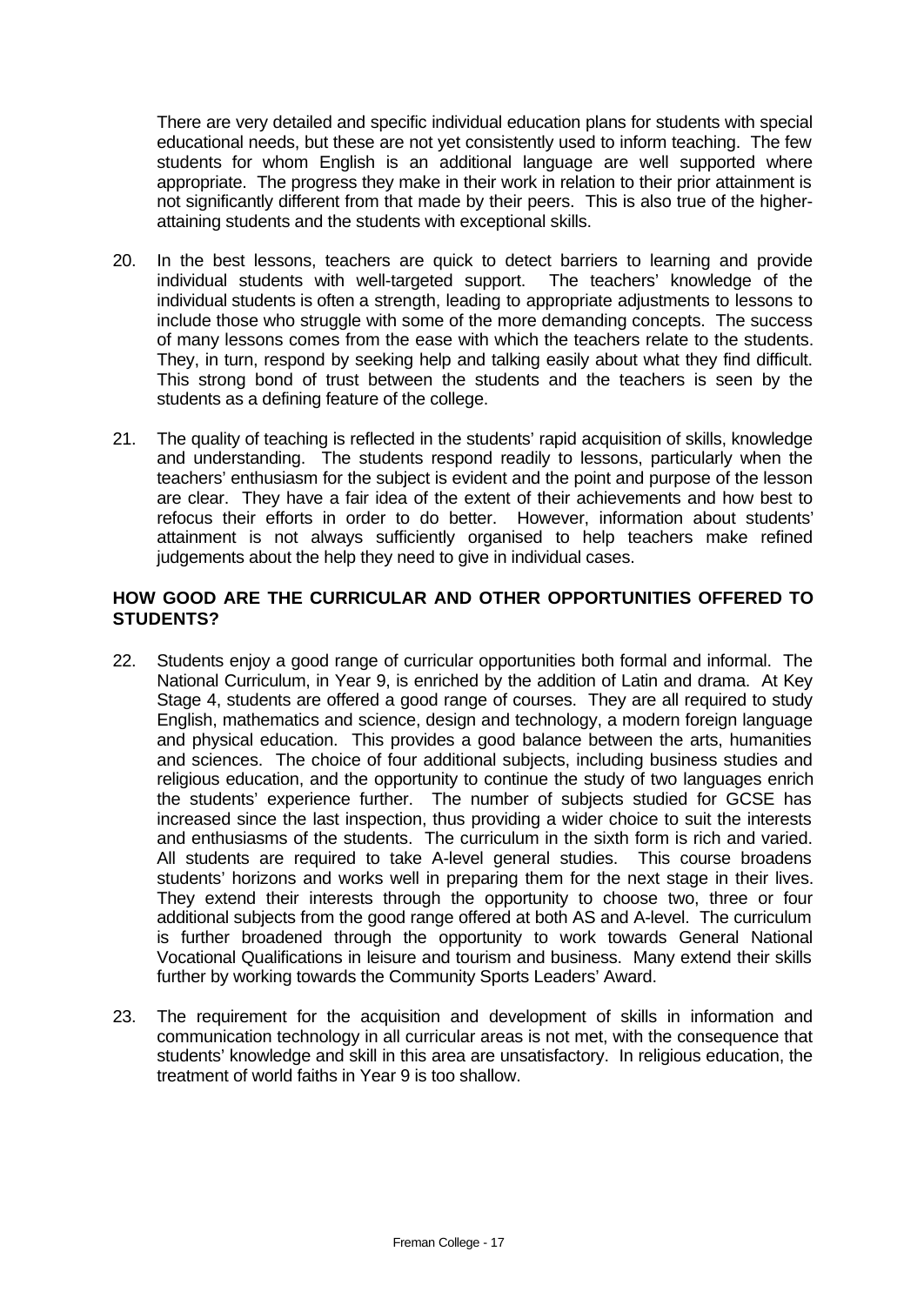There are very detailed and specific individual education plans for students with special educational needs, but these are not yet consistently used to inform teaching. The few students for whom English is an additional language are well supported where appropriate. The progress they make in their work in relation to their prior attainment is not significantly different from that made by their peers. This is also true of the higher-attaining students and the students with exceptional skills.

20. In the best lessons, teachers are quick to detect barriers to learning and provide individual students with well-targeted support. The teachers' knowledge of the individual students is often a strength, leading to appropriate adjustments to lessons to include those who struggle with some of the more demanding concepts. The success of many lessons comes from the ease with which the teachers relate to the students. They, in turn, respond by seeking help and talking easily about what they find difficult. This strong bond of trust between the students and the teachers is seen by the students as a defining feature of the college.

21. The quality of teaching is reflected in the students' rapid acquisition of skills, knowledge and understanding. The students respond readily to lessons, particularly when the teachers' enthusiasm for the subject is evident and the point and purpose of the lesson are clear. They have a fair idea of the extent of their achievements and how best to refocus their efforts in order to do better. However, information about students' attainment is not always sufficiently organised to help teachers make refined judgements about the help they need to give in individual cases.

## HOW GOOD ARE THE CURRICULAR AND OTHER OPPORTUNITIES OFFERED TO STUDENTS?

22. Students enjoy a good range of curricular opportunities both formal and informal. The National Curriculum, in Year 9, is enriched by the addition of Latin and drama. At Key Stage 4, students are offered a good range of courses. They are all required to study English, mathematics and science, design and technology, a modern foreign language and physical education. This provides a good balance between the arts, humanities and sciences. The choice of four additional subjects, including business studies and religious education, and the opportunity to continue the study of two languages enrich the students' experience further. The number of subjects studied for GCSE has increased since the last inspection, thus providing a wider choice to suit the interests and enthusiasms of the students. The curriculum in the sixth form is rich and varied. All students are required to take A-level general studies. This course broadens students' horizons and works well in preparing them for the next stage in their lives. They extend their interests through the opportunity to choose two, three or four additional subjects from the good range offered at both AS and A-level. The curriculum is further broadened through the opportunity to work towards General National Vocational Qualifications in leisure and tourism and business. Many extend their skills further by working towards the Community Sports Leaders' Award.

23. The requirement for the acquisition and development of skills in information and communication technology in all curricular areas is not met, with the consequence that students' knowledge and skill in this area are unsatisfactory. In religious education, the treatment of world faiths in Year 9 is too shallow.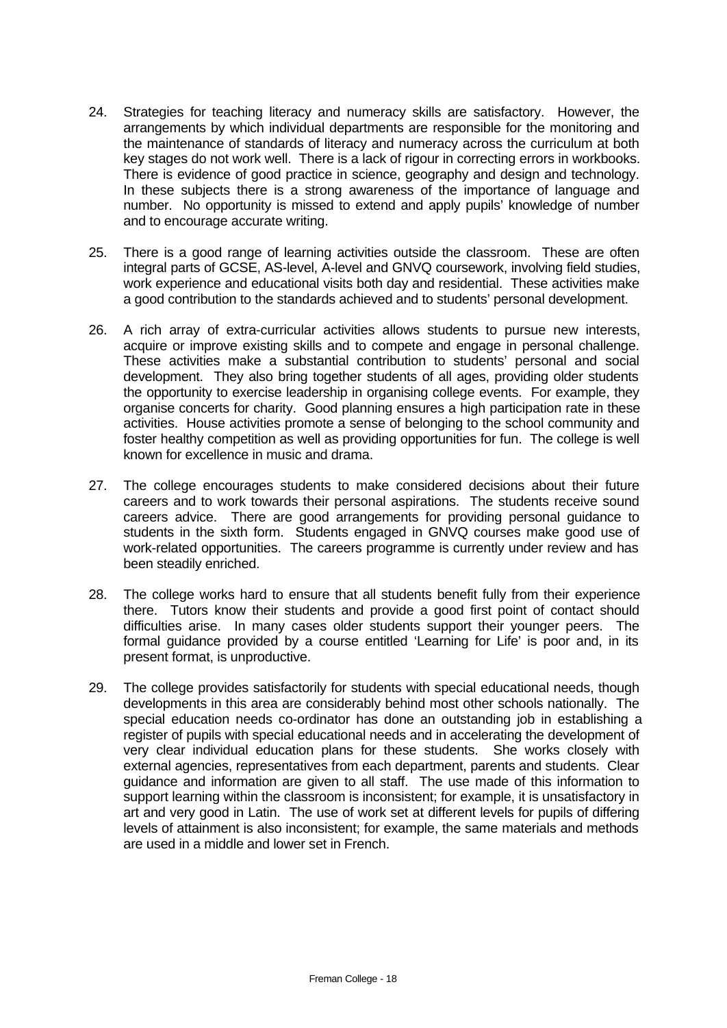24. Strategies for teaching literacy and numeracy skills are satisfactory. However, the arrangements by which individual departments are responsible for the monitoring and the maintenance of standards of literacy and numeracy across the curriculum at both key stages do not work well. There is a lack of rigour in correcting errors in workbooks. There is evidence of good practice in science, geography and design and technology. In these subjects there is a strong awareness of the importance of language and number. No opportunity is missed to extend and apply pupils' knowledge of number and to encourage accurate writing.

25. There is a good range of learning activities outside the classroom. These are often integral parts of GCSE, AS-level, A-level and GNVQ coursework, involving field studies, work experience and educational visits both day and residential. These activities make a good contribution to the standards achieved and to students' personal development.

26. A rich array of extra-curricular activities allows students to pursue new interests, acquire or improve existing skills and to compete and engage in personal challenge. These activities make a substantial contribution to students' personal and social development. They also bring together students of all ages, providing older students the opportunity to exercise leadership in organising college events. For example, they organise concerts for charity. Good planning ensures a high participation rate in these activities. House activities promote a sense of belonging to the school community and foster healthy competition as well as providing opportunities for fun. The college is well known for excellence in music and drama.

27. The college encourages students to make considered decisions about their future careers and to work towards their personal aspirations. The students receive sound careers advice. There are good arrangements for providing personal guidance to students in the sixth form. Students engaged in GNVQ courses make good use of work-related opportunities. The careers programme is currently under review and has been steadily enriched.

28. The college works hard to ensure that all students benefit fully from their experience there. Tutors know their students and provide a good first point of contact should difficulties arise. In many cases older students support their younger peers. The formal guidance provided by a course entitled 'Learning for Life' is poor and, in its present format, is unproductive.

29. The college provides satisfactorily for students with special educational needs, though developments in this area are considerably behind most other schools nationally. The special education needs co-ordinator has done an outstanding job in establishing a register of pupils with special educational needs and in accelerating the development of very clear individual education plans for these students. She works closely with external agencies, representatives from each department, parents and students. Clear guidance and information are given to all staff. The use made of this information to support learning within the classroom is inconsistent; for example, it is unsatisfactory in art and very good in Latin. The use of work set at different levels for pupils of differing levels of attainment is also inconsistent; for example, the same materials and methods are used in a middle and lower set in French.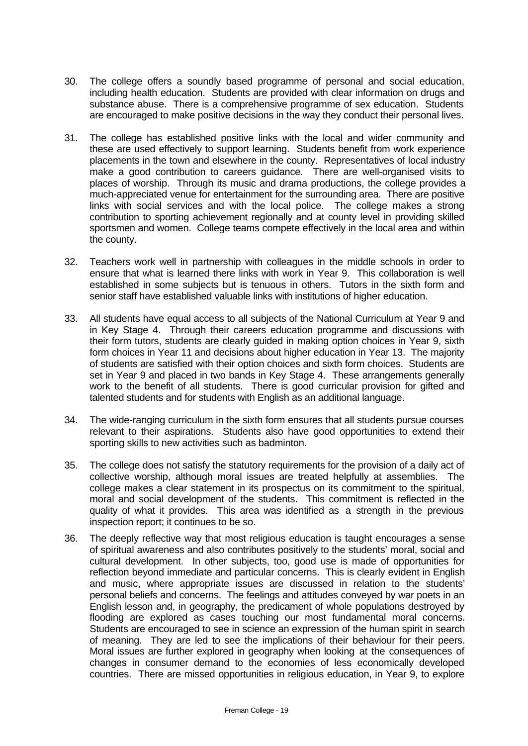30. The college offers a soundly based programme of personal and social education, including health education. Students are provided with clear information on drugs and substance abuse. There is a comprehensive programme of sex education. Students are encouraged to make positive decisions in the way they conduct their personal lives.

31. The college has established positive links with the local and wider community and these are used effectively to support learning. Students benefit from work experience placements in the town and elsewhere in the county. Representatives of local industry make a good contribution to careers guidance. There are well-organised visits to places of worship. Through its music and drama productions, the college provides a much-appreciated venue for entertainment for the surrounding area. There are positive links with social services and with the local police. The college makes a strong contribution to sporting achievement regionally and at county level in providing skilled sportsmen and women. College teams compete effectively in the local area and within the county.

32. Teachers work well in partnership with colleagues in the middle schools in order to ensure that what is learned there links with work in Year 9. This collaboration is well established in some subjects but is tenuous in others. Tutors in the sixth form and senior staff have established valuable links with institutions of higher education.

33. All students have equal access to all subjects of the National Curriculum at Year 9 and in Key Stage 4. Through their careers education programme and discussions with their form tutors, students are clearly guided in making option choices in Year 9, sixth form choices in Year 11 and decisions about higher education in Year 13. The majority of students are satisfied with their option choices and sixth form choices. Students are set in Year 9 and placed in two bands in Key Stage 4. These arrangements generally work to the benefit of all students. There is good curricular provision for gifted and talented students and for students with English as an additional language.

34. The wide-ranging curriculum in the sixth form ensures that all students pursue courses relevant to their aspirations. Students also have good opportunities to extend their sporting skills to new activities such as badminton.

35. The college does not satisfy the statutory requirements for the provision of a daily act of collective worship, although moral issues are treated helpfully at assemblies. The college makes a clear statement in its prospectus on its commitment to the spiritual, moral and social development of the students. This commitment is reflected in the quality of what it provides. This area was identified as a strength in the previous inspection report; it continues to be so.

36. The deeply reflective way that most religious education is taught encourages a sense of spiritual awareness and also contributes positively to the students' moral, social and cultural development. In other subjects, too, good use is made of opportunities for reflection beyond immediate and particular concerns. This is clearly evident in English and music, where appropriate issues are discussed in relation to the students' personal beliefs and concerns. The feelings and attitudes conveyed by war poets in an English lesson and, in geography, the predicament of whole populations destroyed by flooding are explored as cases touching our most fundamental moral concerns. Students are encouraged to see in science an expression of the human spirit in search of meaning. They are led to see the implications of their behaviour for their peers. Moral issues are further explored in geography when looking at the consequences of changes in consumer demand to the economies of less economically developed countries. There are missed opportunities in religious education, in Year 9, to explore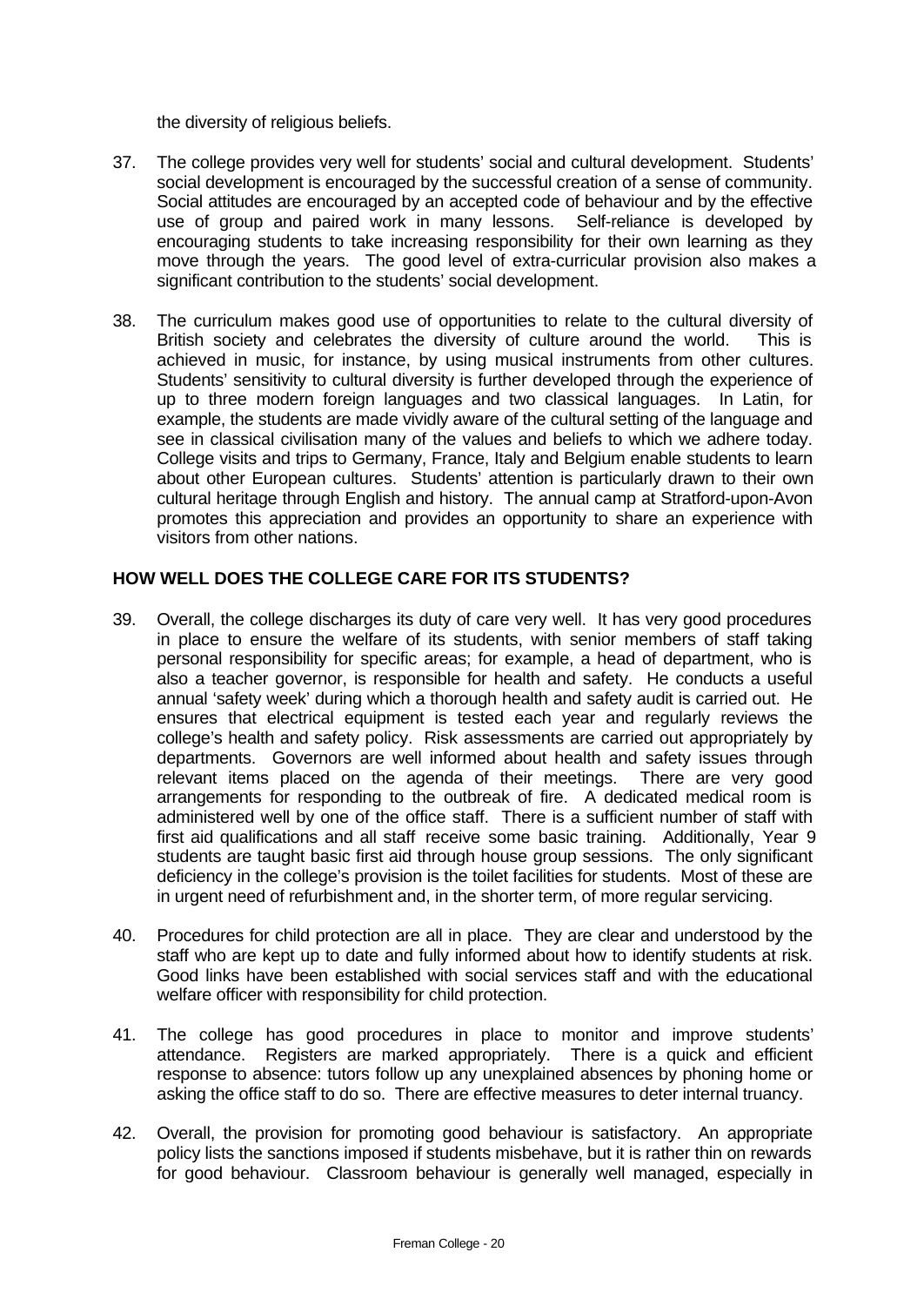the diversity of religious beliefs.

37. The college provides very well for students' social and cultural development. Students' social development is encouraged by the successful creation of a sense of community. Social attitudes are encouraged by an accepted code of behaviour and by the effective use of group and paired work in many lessons. Self-reliance is developed by encouraging students to take increasing responsibility for their own learning as they move through the years. The good level of extra-curricular provision also makes a significant contribution to the students' social development.

38. The curriculum makes good use of opportunities to relate to the cultural diversity of British society and celebrates the diversity of culture around the world. This is achieved in music, for instance, by using musical instruments from other cultures. Students' sensitivity to cultural diversity is further developed through the experience of up to three modern foreign languages and two classical languages. In Latin, for example, the students are made vividly aware of the cultural setting of the language and see in classical civilisation many of the values and beliefs to which we adhere today. College visits and trips to Germany, France, Italy and Belgium enable students to learn about other European cultures. Students' attention is particularly drawn to their own cultural heritage through English and history. The annual camp at Stratford-upon-Avon promotes this appreciation and provides an opportunity to share an experience with visitors from other nations.

## HOW WELL DOES THE COLLEGE CARE FOR ITS STUDENTS?

39. Overall, the college discharges its duty of care very well. It has very good procedures in place to ensure the welfare of its students, with senior members of staff taking personal responsibility for specific areas; for example, a head of department, who is also a teacher governor, is responsible for health and safety. He conducts a useful annual 'safety week' during which a thorough health and safety audit is carried out. He ensures that electrical equipment is tested each year and regularly reviews the college's health and safety policy. Risk assessments are carried out appropriately by departments. Governors are well informed about health and safety issues through relevant items placed on the agenda of their meetings. There are very good arrangements for responding to the outbreak of fire. A dedicated medical room is administered well by one of the office staff. There is a sufficient number of staff with first aid qualifications and all staff receive some basic training. Additionally, Year 9 students are taught basic first aid through house group sessions. The only significant deficiency in the college's provision is the toilet facilities for students. Most of these are in urgent need of refurbishment and, in the shorter term, of more regular servicing.

40. Procedures for child protection are all in place. They are clear and understood by the staff who are kept up to date and fully informed about how to identify students at risk. Good links have been established with social services staff and with the educational welfare officer with responsibility for child protection.

41. The college has good procedures in place to monitor and improve students' attendance. Registers are marked appropriately. There is a quick and efficient response to absence: tutors follow up any unexplained absences by phoning home or asking the office staff to do so. There are effective measures to deter internal truancy.

42. Overall, the provision for promoting good behaviour is satisfactory. An appropriate policy lists the sanctions imposed if students misbehave, but it is rather thin on rewards for good behaviour. Classroom behaviour is generally well managed, especially in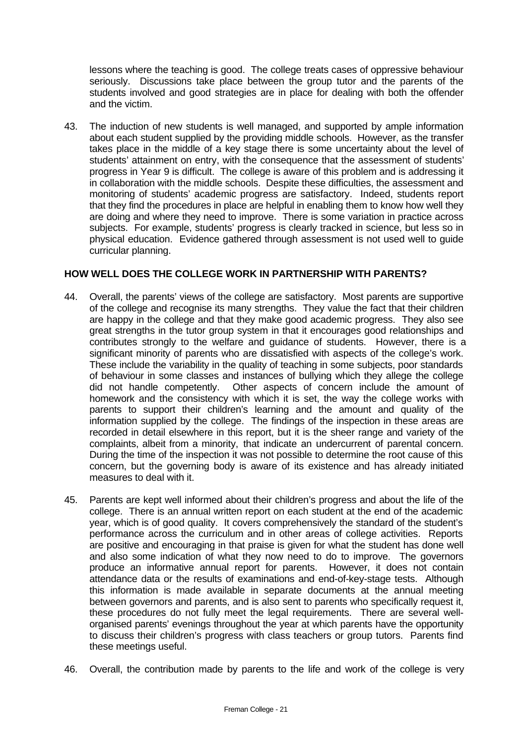lessons where the teaching is good. The college treats cases of oppressive behaviour seriously. Discussions take place between the group tutor and the parents of the students involved and good strategies are in place for dealing with both the offender and the victim.

43. The induction of new students is well managed, and supported by ample information about each student supplied by the providing middle schools. However, as the transfer takes place in the middle of a key stage there is some uncertainty about the level of students' attainment on entry, with the consequence that the assessment of students' progress in Year 9 is difficult. The college is aware of this problem and is addressing it in collaboration with the middle schools. Despite these difficulties, the assessment and monitoring of students' academic progress are satisfactory. Indeed, students report that they find the procedures in place are helpful in enabling them to know how well they are doing and where they need to improve. There is some variation in practice across subjects. For example, students' progress is clearly tracked in science, but less so in physical education. Evidence gathered through assessment is not used well to guide curricular planning.

## HOW WELL DOES THE COLLEGE WORK IN PARTNERSHIP WITH PARENTS?

44. Overall, the parents' views of the college are satisfactory. Most parents are supportive of the college and recognise its many strengths. They value the fact that their children are happy in the college and that they make good academic progress. They also see great strengths in the tutor group system in that it encourages good relationships and contributes strongly to the welfare and guidance of students. However, there is a significant minority of parents who are dissatisfied with aspects of the college's work. These include the variability in the quality of teaching in some subjects, poor standards of behaviour in some classes and instances of bullying which they allege the college did not handle competently. Other aspects of concern include the amount of homework and the consistency with which it is set, the way the college works with parents to support their children's learning and the amount and quality of the information supplied by the college. The findings of the inspection in these areas are recorded in detail elsewhere in this report, but it is the sheer range and variety of the complaints, albeit from a minority, that indicate an undercurrent of parental concern. During the time of the inspection it was not possible to determine the root cause of this concern, but the governing body is aware of its existence and has already initiated measures to deal with it.

45. Parents are kept well informed about their children's progress and about the life of the college. There is an annual written report on each student at the end of the academic year, which is of good quality. It covers comprehensively the standard of the student's performance across the curriculum and in other areas of college activities. Reports are positive and encouraging in that praise is given for what the student has done well and also some indication of what they now need to do to improve. The governors produce an informative annual report for parents. However, it does not contain attendance data or the results of examinations and end-of-key-stage tests. Although this information is made available in separate documents at the annual meeting between governors and parents, and is also sent to parents who specifically request it, these procedures do not fully meet the legal requirements. There are several well-organised parents' evenings throughout the year at which parents have the opportunity to discuss their children's progress with class teachers or group tutors. Parents find these meetings useful.

46. Overall, the contribution made by parents to the life and work of the college is very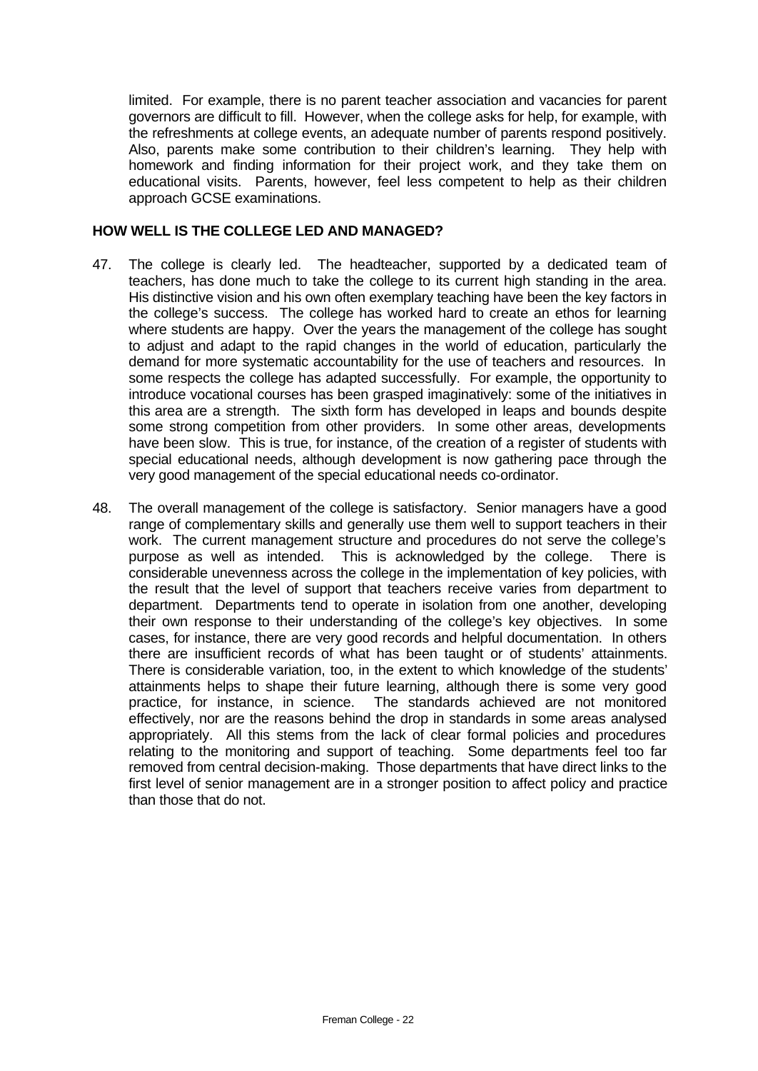limited. For example, there is no parent teacher association and vacancies for parent governors are difficult to fill. However, when the college asks for help, for example, with the refreshments at college events, an adequate number of parents respond positively. Also, parents make some contribution to their children's learning. They help with homework and finding information for their project work, and they take them on educational visits. Parents, however, feel less competent to help as their children approach GCSE examinations.

## HOW WELL IS THE COLLEGE LED AND MANAGED?

47. The college is clearly led. The headteacher, supported by a dedicated team of teachers, has done much to take the college to its current high standing in the area. His distinctive vision and his own often exemplary teaching have been the key factors in the college's success. The college has worked hard to create an ethos for learning where students are happy. Over the years the management of the college has sought to adjust and adapt to the rapid changes in the world of education, particularly the demand for more systematic accountability for the use of teachers and resources. In some respects the college has adapted successfully. For example, the opportunity to introduce vocational courses has been grasped imaginatively: some of the initiatives in this area are a strength. The sixth form has developed in leaps and bounds despite some strong competition from other providers. In some other areas, developments have been slow. This is true, for instance, of the creation of a register of students with special educational needs, although development is now gathering pace through the very good management of the special educational needs co-ordinator.

48. The overall management of the college is satisfactory. Senior managers have a good range of complementary skills and generally use them well to support teachers in their work. The current management structure and procedures do not serve the college's purpose as well as intended. This is acknowledged by the college. There is considerable unevenness across the college in the implementation of key policies, with the result that the level of support that teachers receive varies from department to department. Departments tend to operate in isolation from one another, developing their own response to their understanding of the college's key objectives. In some cases, for instance, there are very good records and helpful documentation. In others there are insufficient records of what has been taught or of students' attainments. There is considerable variation, too, in the extent to which knowledge of the students' attainments helps to shape their future learning, although there is some very good practice, for instance, in science. The standards achieved are not monitored effectively, nor are the reasons behind the drop in standards in some areas analysed appropriately. All this stems from the lack of clear formal policies and procedures relating to the monitoring and support of teaching. Some departments feel too far removed from central decision-making. Those departments that have direct links to the first level of senior management are in a stronger position to affect policy and practice than those that do not.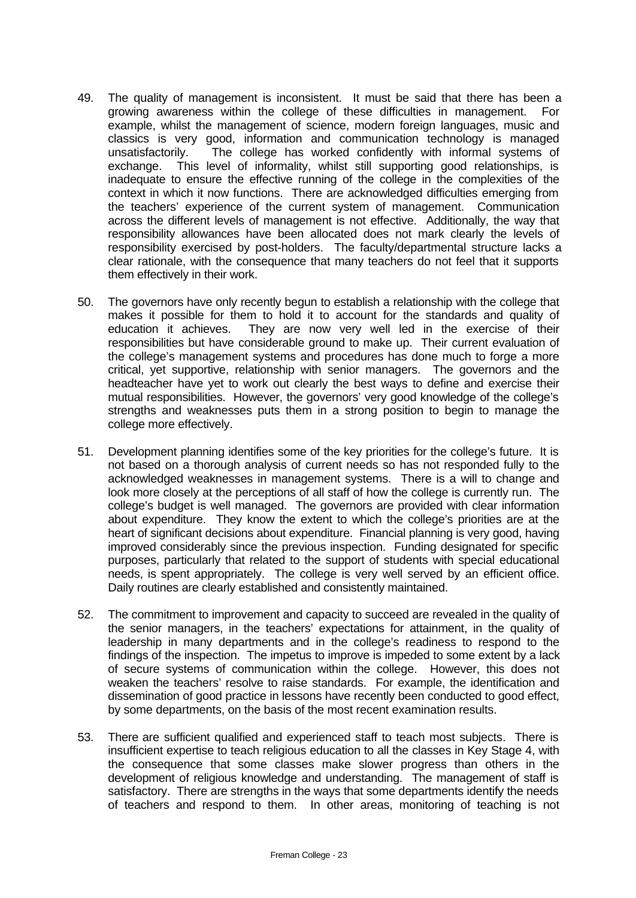49. The quality of management is inconsistent. It must be said that there has been a growing awareness within the college of these difficulties in management. For example, whilst the management of science, modern foreign languages, music and classics is very good, information and communication technology is managed unsatisfactorily. The college has worked confidently with informal systems of exchange. This level of informality, whilst still supporting good relationships, is inadequate to ensure the effective running of the college in the complexities of the context in which it now functions. There are acknowledged difficulties emerging from the teachers' experience of the current system of management. Communication across the different levels of management is not effective. Additionally, the way that responsibility allowances have been allocated does not mark clearly the levels of responsibility exercised by post-holders. The faculty/departmental structure lacks a clear rationale, with the consequence that many teachers do not feel that it supports them effectively in their work.

50. The governors have only recently begun to establish a relationship with the college that makes it possible for them to hold it to account for the standards and quality of education it achieves. They are now very well led in the exercise of their responsibilities but have considerable ground to make up. Their current evaluation of the college's management systems and procedures has done much to forge a more critical, yet supportive, relationship with senior managers. The governors and the headteacher have yet to work out clearly the best ways to define and exercise their mutual responsibilities. However, the governors' very good knowledge of the college's strengths and weaknesses puts them in a strong position to begin to manage the college more effectively.

51. Development planning identifies some of the key priorities for the college's future. It is not based on a thorough analysis of current needs so has not responded fully to the acknowledged weaknesses in management systems. There is a will to change and look more closely at the perceptions of all staff of how the college is currently run. The college's budget is well managed. The governors are provided with clear information about expenditure. They know the extent to which the college's priorities are at the heart of significant decisions about expenditure. Financial planning is very good, having improved considerably since the previous inspection. Funding designated for specific purposes, particularly that related to the support of students with special educational needs, is spent appropriately. The college is very well served by an efficient office. Daily routines are clearly established and consistently maintained.

52. The commitment to improvement and capacity to succeed are revealed in the quality of the senior managers, in the teachers' expectations for attainment, in the quality of leadership in many departments and in the college's readiness to respond to the findings of the inspection. The impetus to improve is impeded to some extent by a lack of secure systems of communication within the college. However, this does not weaken the teachers' resolve to raise standards. For example, the identification and dissemination of good practice in lessons have recently been conducted to good effect, by some departments, on the basis of the most recent examination results.

53. There are sufficient qualified and experienced staff to teach most subjects. There is insufficient expertise to teach religious education to all the classes in Key Stage 4, with the consequence that some classes make slower progress than others in the development of religious knowledge and understanding. The management of staff is satisfactory. There are strengths in the ways that some departments identify the needs of teachers and respond to them. In other areas, monitoring of teaching is not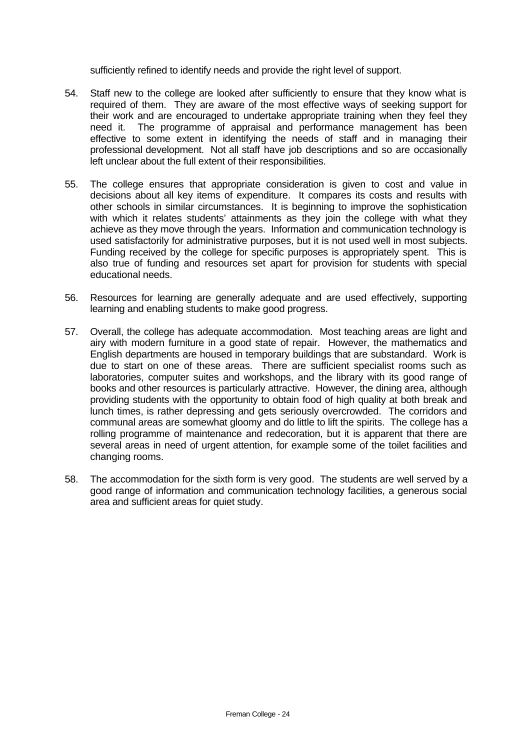sufficiently refined to identify needs and provide the right level of support.

54. Staff new to the college are looked after sufficiently to ensure that they know what is required of them. They are aware of the most effective ways of seeking support for their work and are encouraged to undertake appropriate training when they feel they need it. The programme of appraisal and performance management has been effective to some extent in identifying the needs of staff and in managing their professional development. Not all staff have job descriptions and so are occasionally left unclear about the full extent of their responsibilities.

55. The college ensures that appropriate consideration is given to cost and value in decisions about all key items of expenditure. It compares its costs and results with other schools in similar circumstances. It is beginning to improve the sophistication with which it relates students' attainments as they join the college with what they achieve as they move through the years. Information and communication technology is used satisfactorily for administrative purposes, but it is not used well in most subjects. Funding received by the college for specific purposes is appropriately spent. This is also true of funding and resources set apart for provision for students with special educational needs.

56. Resources for learning are generally adequate and are used effectively, supporting learning and enabling students to make good progress.

57. Overall, the college has adequate accommodation. Most teaching areas are light and airy with modern furniture in a good state of repair. However, the mathematics and English departments are housed in temporary buildings that are substandard. Work is due to start on one of these areas. There are sufficient specialist rooms such as laboratories, computer suites and workshops, and the library with its good range of books and other resources is particularly attractive. However, the dining area, although providing students with the opportunity to obtain food of high quality at both break and lunch times, is rather depressing and gets seriously overcrowded. The corridors and communal areas are somewhat gloomy and do little to lift the spirits. The college has a rolling programme of maintenance and redecoration, but it is apparent that there are several areas in need of urgent attention, for example some of the toilet facilities and changing rooms.

58. The accommodation for the sixth form is very good. The students are well served by a good range of information and communication technology facilities, a generous social area and sufficient areas for quiet study.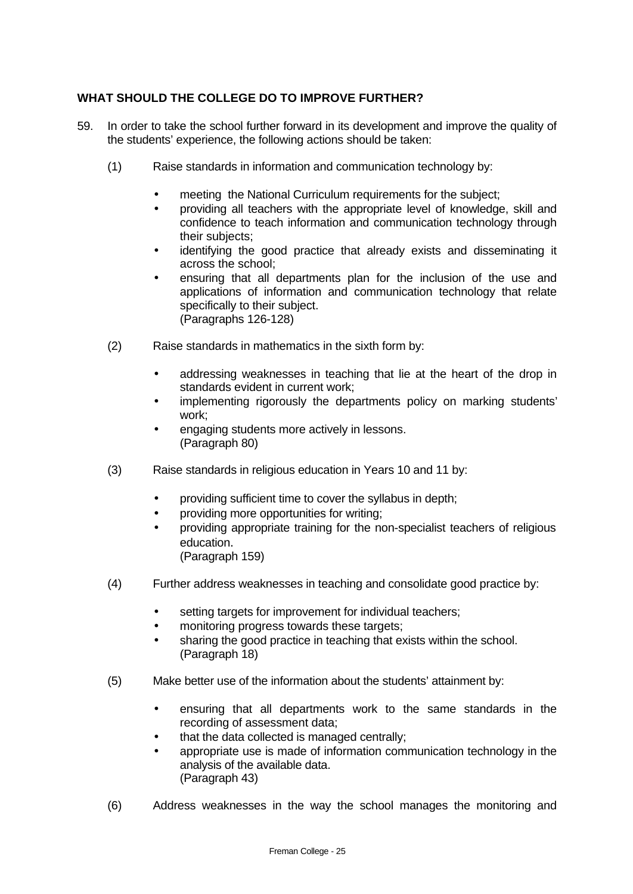## WHAT SHOULD THE COLLEGE DO TO IMPROVE FURTHER?

59. In order to take the school further forward in its development and improve the quality of the students' experience, the following actions should be taken:

(1) Raise standards in information and communication technology by:

- meeting the National Curriculum requirements for the subject;
- providing all teachers with the appropriate level of knowledge, skill and confidence to teach information and communication technology through their subjects;
- identifying the good practice that already exists and disseminating it across the school;
- ensuring that all departments plan for the inclusion of the use and applications of information and communication technology that relate specifically to their subject.
(Paragraphs 126-128)

(2) Raise standards in mathematics in the sixth form by:

- addressing weaknesses in teaching that lie at the heart of the drop in standards evident in current work;
- implementing rigorously the departments policy on marking students' work;
- engaging students more actively in lessons.
(Paragraph 80)

(3) Raise standards in religious education in Years 10 and 11 by:

- providing sufficient time to cover the syllabus in depth;
- providing more opportunities for writing;
- providing appropriate training for the non-specialist teachers of religious education.
(Paragraph 159)

(4) Further address weaknesses in teaching and consolidate good practice by:

- setting targets for improvement for individual teachers;
- monitoring progress towards these targets;
- sharing the good practice in teaching that exists within the school.
(Paragraph 18)

(5) Make better use of the information about the students' attainment by:

- ensuring that all departments work to the same standards in the recording of assessment data;
- that the data collected is managed centrally;
- appropriate use is made of information communication technology in the analysis of the available data.
(Paragraph 43)

(6) Address weaknesses in the way the school manages the monitoring and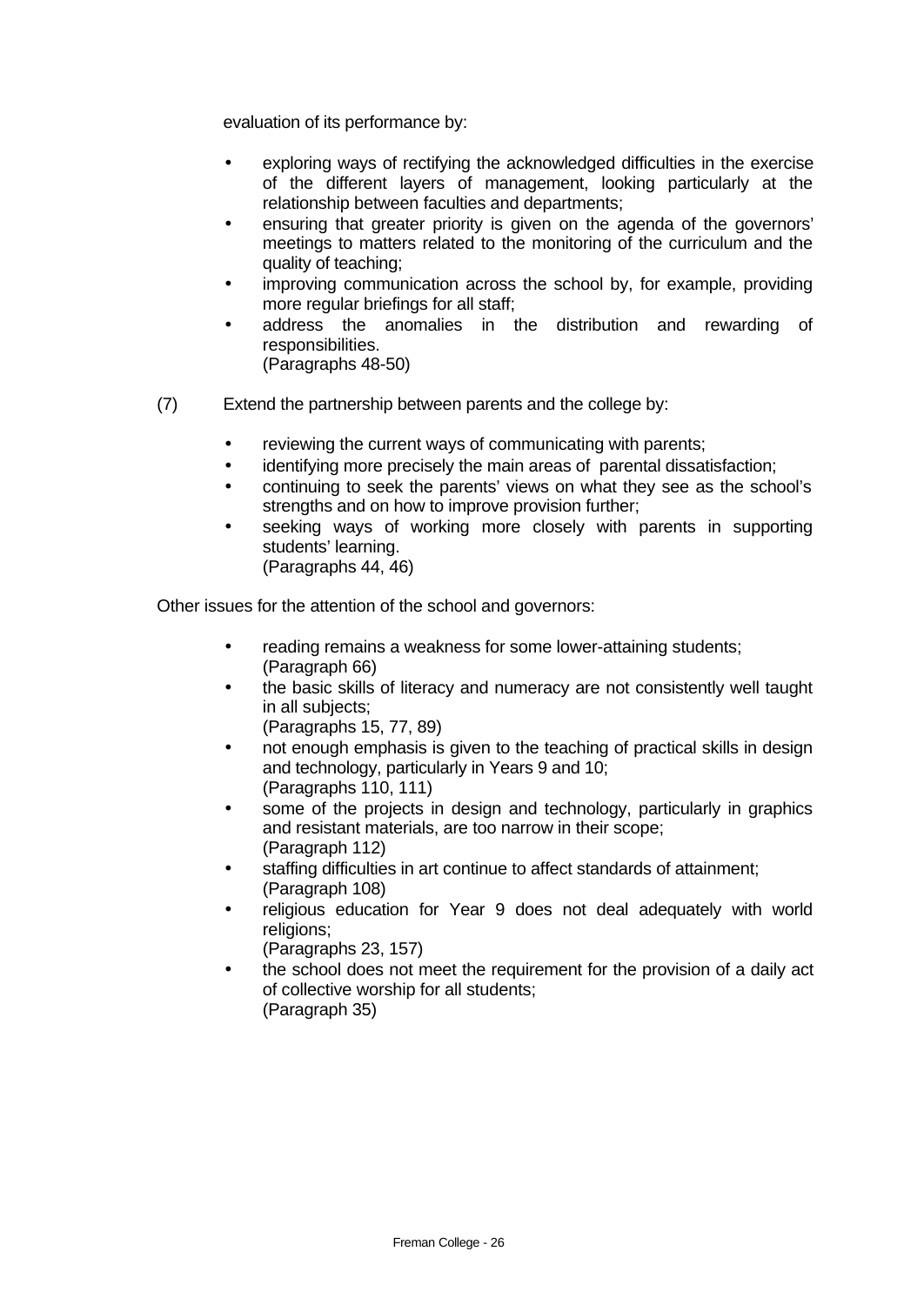evaluation of its performance by:

- exploring ways of rectifying the acknowledged difficulties in the exercise of the different layers of management, looking particularly at the relationship between faculties and departments;
- ensuring that greater priority is given on the agenda of the governors' meetings to matters related to the monitoring of the curriculum and the quality of teaching;
- improving communication across the school by, for example, providing more regular briefings for all staff;
- address the anomalies in the distribution and rewarding of responsibilities.
  (Paragraphs 48-50)

(7) Extend the partnership between parents and the college by:

- reviewing the current ways of communicating with parents;
- identifying more precisely the main areas of parental dissatisfaction;
- continuing to seek the parents' views on what they see as the school's strengths and on how to improve provision further;
- seeking ways of working more closely with parents in supporting students' learning.
  (Paragraphs 44, 46)

Other issues for the attention of the school and governors:

- reading remains a weakness for some lower-attaining students;
  (Paragraph 66)
- the basic skills of literacy and numeracy are not consistently well taught in all subjects;
  (Paragraphs 15, 77, 89)
- not enough emphasis is given to the teaching of practical skills in design and technology, particularly in Years 9 and 10;
  (Paragraphs 110, 111)
- some of the projects in design and technology, particularly in graphics and resistant materials, are too narrow in their scope;
  (Paragraph 112)
- staffing difficulties in art continue to affect standards of attainment;
  (Paragraph 108)
- religious education for Year 9 does not deal adequately with world religions;
  (Paragraphs 23, 157)
- the school does not meet the requirement for the provision of a daily act of collective worship for all students;
  (Paragraph 35)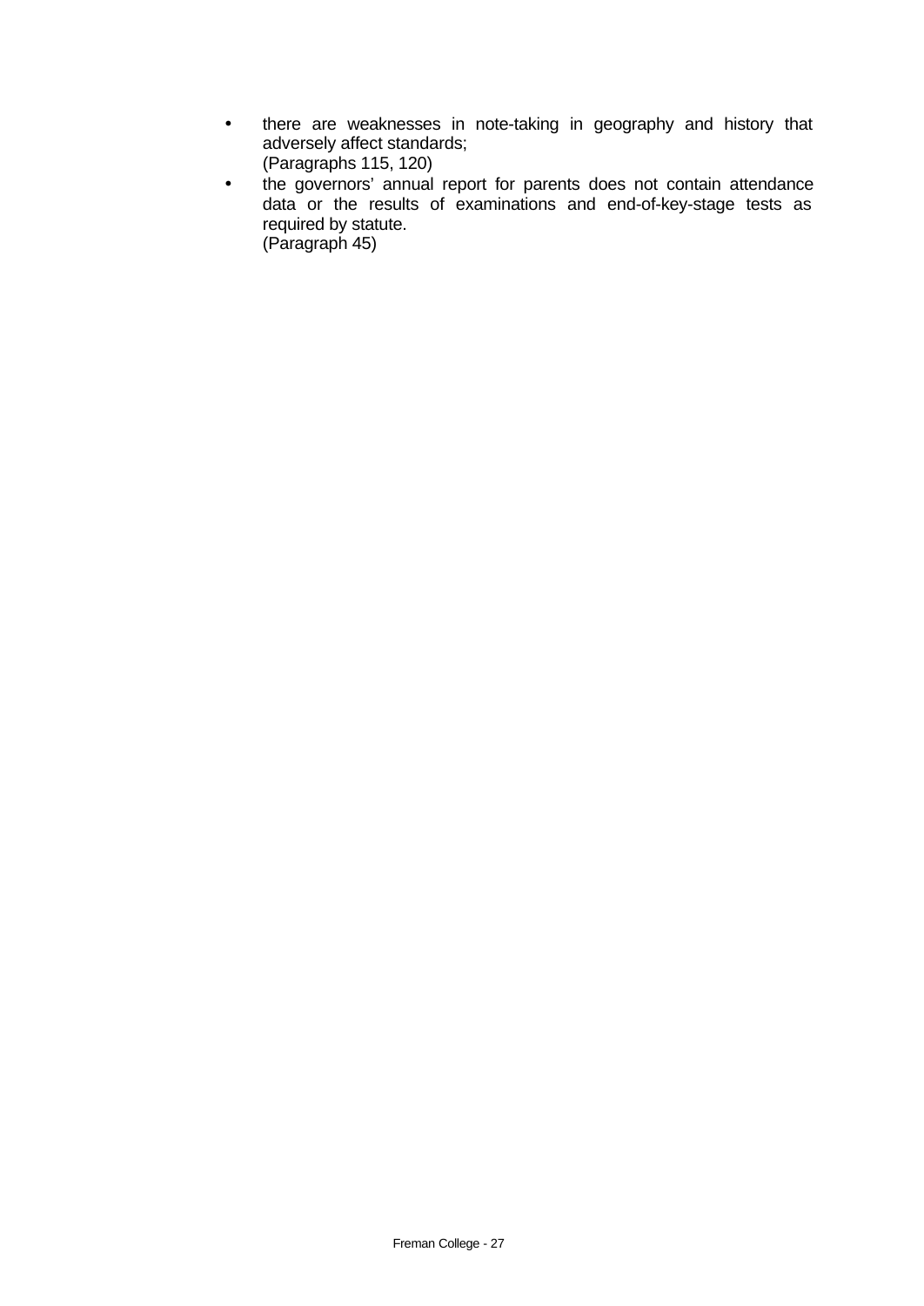- there are weaknesses in note-taking in geography and history that adversely affect standards;
  (Paragraphs 115, 120)
- the governors' annual report for parents does not contain attendance data or the results of examinations and end-of-key-stage tests as required by statute.
  (Paragraph 45)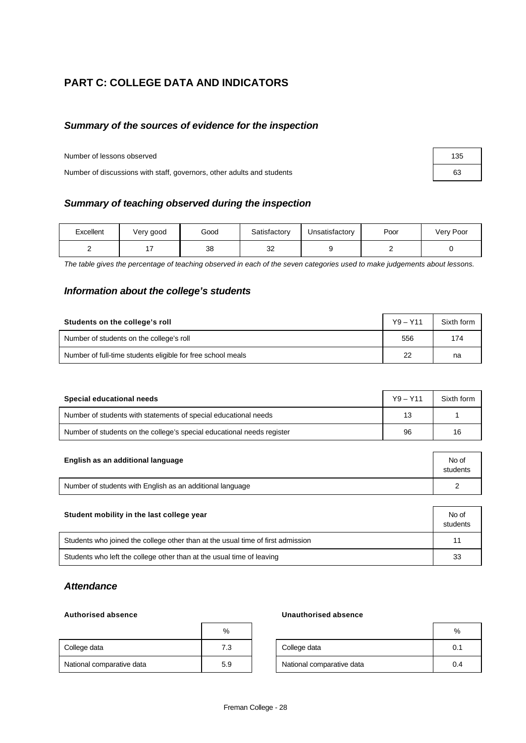## PART C: COLLEGE DATA AND INDICATORS

### *Summary of the sources of evidence for the inspection*

| | |
|---|---|
| Number of lessons observed | 135 |
| Number of discussions with staff, governors, other adults and students | 63 |

### *Summary of teaching observed during the inspection*

| Excellent | Very good | Good | Satisfactory | Unsatisfactory | Poor | Very Poor |
|---|---|---|---|---|---|---|
| 2 | 17 | 38 | 32 | 9 | 2 | 0 |

*The table gives the percentage of teaching observed in each of the seven categories used to make judgements about lessons.*

### *Information about the college's students*

| **Students on the college's roll** | Y9 – Y11 | Sixth form |
|---|---|---|
| Number of students on the college's roll | 556 | 174 |
| Number of full-time students eligible for free school meals | 22 | na |

| **Special educational needs** | Y9 – Y11 | Sixth form |
|---|---|---|
| Number of students with statements of special educational needs | 13 | 1 |
| Number of students on the college's special educational needs register | 96 | 16 |

| **English as an additional language** | No of students |
|---|---|
| Number of students with English as an additional language | 2 |

| **Student mobility in the last college year** | No of students |
|---|---|
| Students who joined the college other than at the usual time of first admission | 11 |
| Students who left the college other than at the usual time of leaving | 33 |

### *Attendance*

**Authorised absence**

| | % |
|---|---|
| College data | 7.3 |
| National comparative data | 5.9 |

**Unauthorised absence**

| | % |
|---|---|
| College data | 0.1 |
| National comparative data | 0.4 |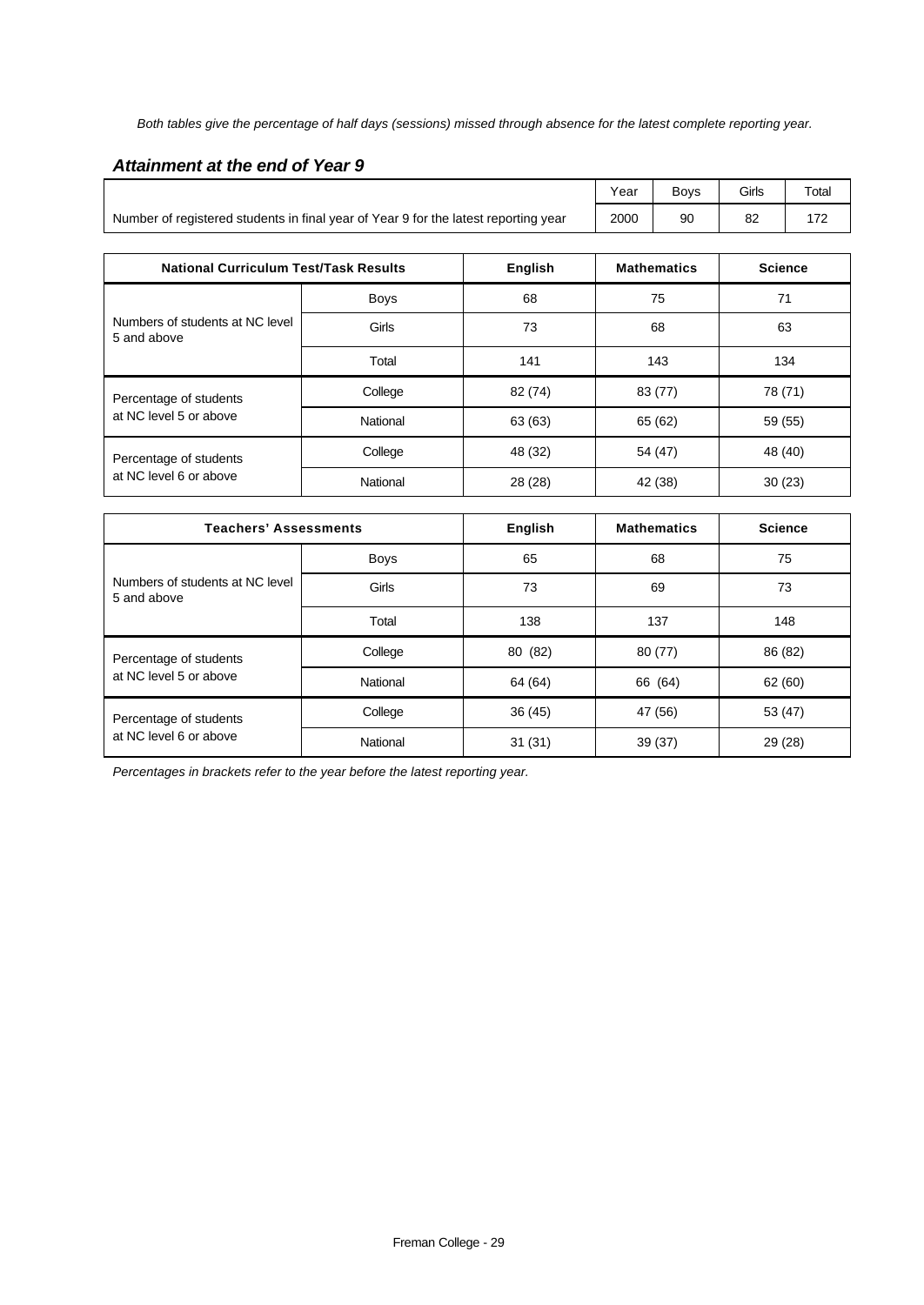*Both tables give the percentage of half days (sessions) missed through absence for the latest complete reporting year.*

### *Attainment at the end of Year 9*

| | Year | Boys | Girls | Total |
|---|---|---|---|---|
| Number of registered students in final year of Year 9 for the latest reporting year | 2000 | 90 | 82 | 172 |

| National Curriculum Test/Task Results | | English | Mathematics | Science |
|---|---|---|---|---|
| Numbers of students at NC level 5 and above | Boys | 68 | 75 | 71 |
| | Girls | 73 | 68 | 63 |
| | Total | 141 | 143 | 134 |
| Percentage of students at NC level 5 or above | College | 82 (74) | 83 (77) | 78 (71) |
| | National | 63 (63) | 65 (62) | 59 (55) |
| Percentage of students at NC level 6 or above | College | 48 (32) | 54 (47) | 48 (40) |
| | National | 28 (28) | 42 (38) | 30 (23) |

| Teachers' Assessments | | English | Mathematics | Science |
|---|---|---|---|---|
| Numbers of students at NC level 5 and above | Boys | 65 | 68 | 75 |
| | Girls | 73 | 69 | 73 |
| | Total | 138 | 137 | 148 |
| Percentage of students at NC level 5 or above | College | 80 (82) | 80 (77) | 86 (82) |
| | National | 64 (64) | 66 (64) | 62 (60) |
| Percentage of students at NC level 6 or above | College | 36 (45) | 47 (56) | 53 (47) |
| | National | 31 (31) | 39 (37) | 29 (28) |

*Percentages in brackets refer to the year before the latest reporting year.*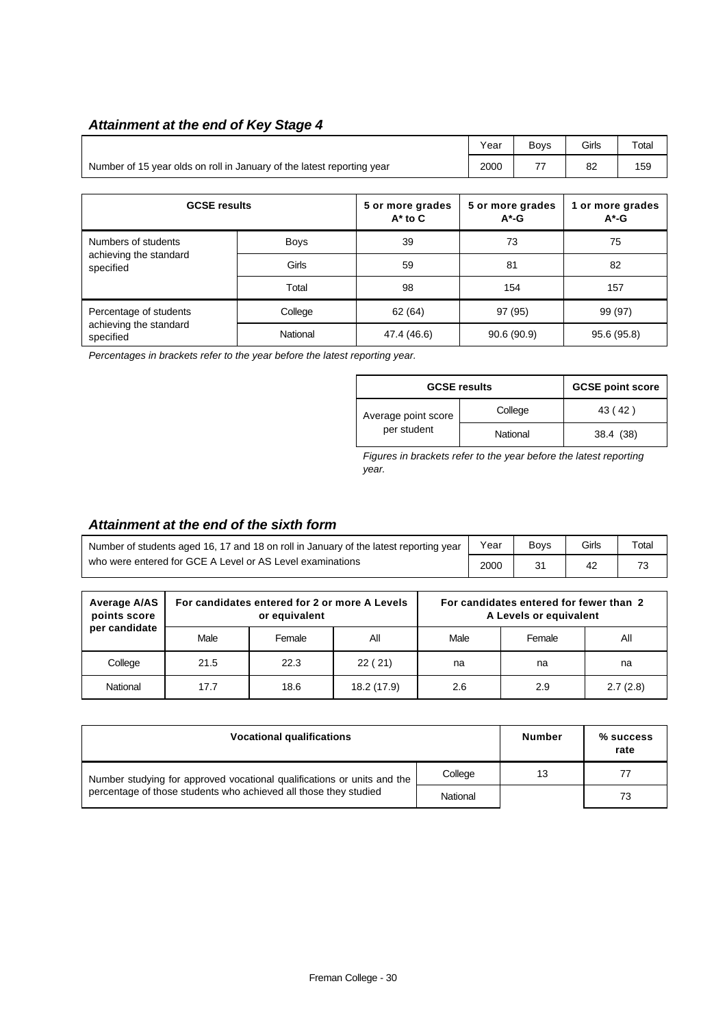### *Attainment at the end of Key Stage 4*

| | Year | Boys | Girls | Total |
|---|---|---|---|---|
| Number of 15 year olds on roll in January of the latest reporting year | 2000 | 77 | 82 | 159 |

| GCSE results | | 5 or more grades A* to C | 5 or more grades A*-G | 1 or more grades A*-G |
|---|---|---|---|---|
| Numbers of students achieving the standard specified | Boys | 39 | 73 | 75 |
| | Girls | 59 | 81 | 82 |
| | Total | 98 | 154 | 157 |
| Percentage of students achieving the standard specified | College | 62 (64) | 97 (95) | 99 (97) |
| | National | 47.4 (46.6) | 90.6 (90.9) | 95.6 (95.8) |

*Percentages in brackets refer to the year before the latest reporting year.*

| GCSE results | | GCSE point score |
|---|---|---|
| Average point score per student | College | 43 ( 42 ) |
| | National | 38.4 (38) |

*Figures in brackets refer to the year before the latest reporting year.*

### *Attainment at the end of the sixth form*

| | Year | Boys | Girls | Total |
|---|---|---|---|---|
| Number of students aged 16, 17 and 18 on roll in January of the latest reporting year who were entered for GCE A Level or AS Level examinations | 2000 | 31 | 42 | 73 |

| Average A/AS points score per candidate | For candidates entered for 2 or more A Levels or equivalent | | | For candidates entered for fewer than 2 A Levels or equivalent | | |
|---|---|---|---|---|---|---|
| | Male | Female | All | Male | Female | All |
| College | 21.5 | 22.3 | 22 ( 21) | na | na | na |
| National | 17.7 | 18.6 | 18.2 (17.9) | 2.6 | 2.9 | 2.7 (2.8) |

| Vocational qualifications | | Number | % success rate |
|---|---|---|---|
| Number studying for approved vocational qualifications or units and the percentage of those students who achieved all those they studied | College | 13 | 77 |
| | National | | 73 |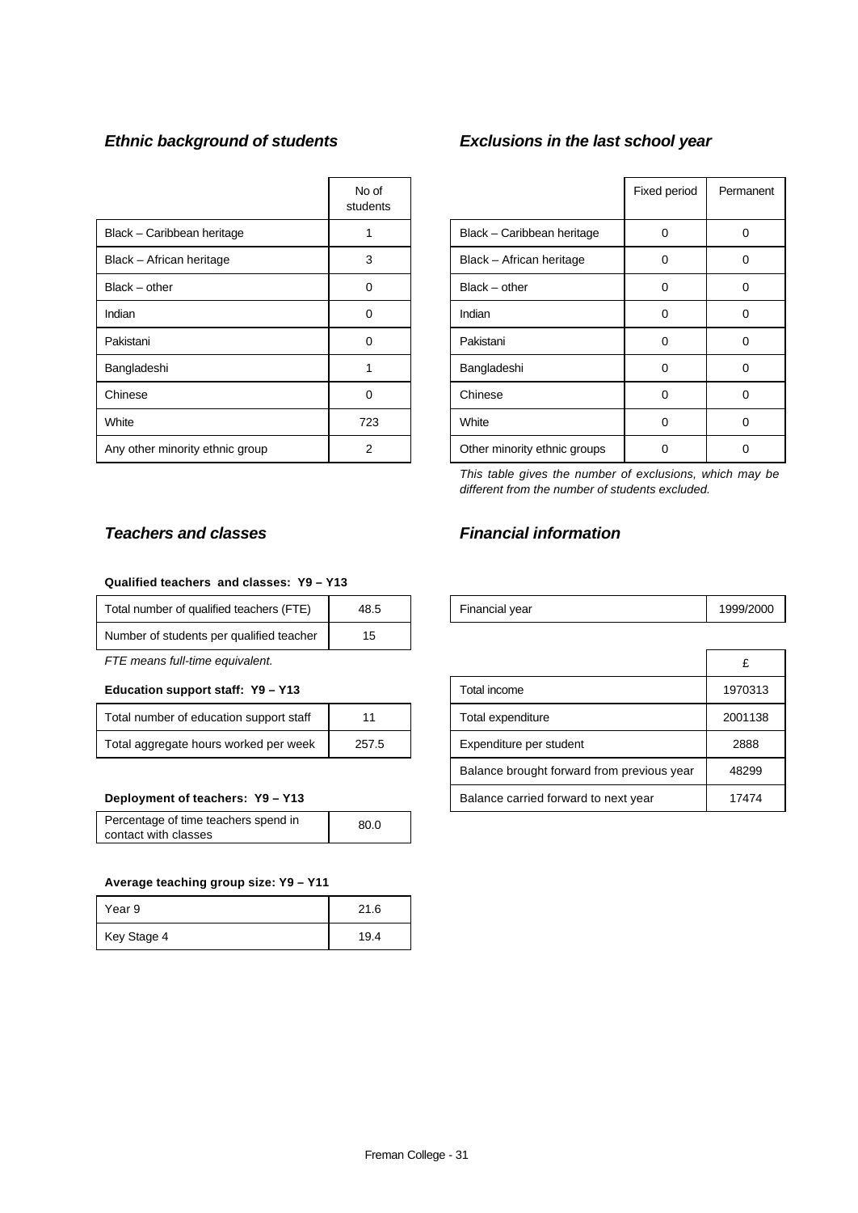### *Ethnic background of students*

| | No of students |
|---|---|
| Black – Caribbean heritage | 1 |
| Black – African heritage | 3 |
| Black – other | 0 |
| Indian | 0 |
| Pakistani | 0 |
| Bangladeshi | 1 |
| Chinese | 0 |
| White | 723 |
| Any other minority ethnic group | 2 |

### *Exclusions in the last school year*

| | Fixed period | Permanent |
|---|---|---|
| Black – Caribbean heritage | 0 | 0 |
| Black – African heritage | 0 | 0 |
| Black – other | 0 | 0 |
| Indian | 0 | 0 |
| Pakistani | 0 | 0 |
| Bangladeshi | 0 | 0 |
| Chinese | 0 | 0 |
| White | 0 | 0 |
| Other minority ethnic groups | 0 | 0 |

*This table gives the number of exclusions, which may be different from the number of students excluded.*

### *Teachers and classes*

**Qualified teachers and classes: Y9 – Y13**

| | |
|---|---|
| Total number of qualified teachers (FTE) | 48.5 |
| Number of students per qualified teacher | 15 |

*FTE means full-time equivalent.*

**Education support staff: Y9 – Y13**

| | |
|---|---|
| Total number of education support staff | 11 |
| Total aggregate hours worked per week | 257.5 |

**Deployment of teachers: Y9 – Y13**

| | |
|---|---|
| Percentage of time teachers spend in contact with classes | 80.0 |

**Average teaching group size: Y9 – Y11**

| | |
|---|---|
| Year 9 | 21.6 |
| Key Stage 4 | 19.4 |

### *Financial information*

| | |
|---|---|
| Financial year | 1999/2000 |

| | £ |
|---|---|
| Total income | 1970313 |
| Total expenditure | 2001138 |
| Expenditure per student | 2888 |
| Balance brought forward from previous year | 48299 |
| Balance carried forward to next year | 17474 |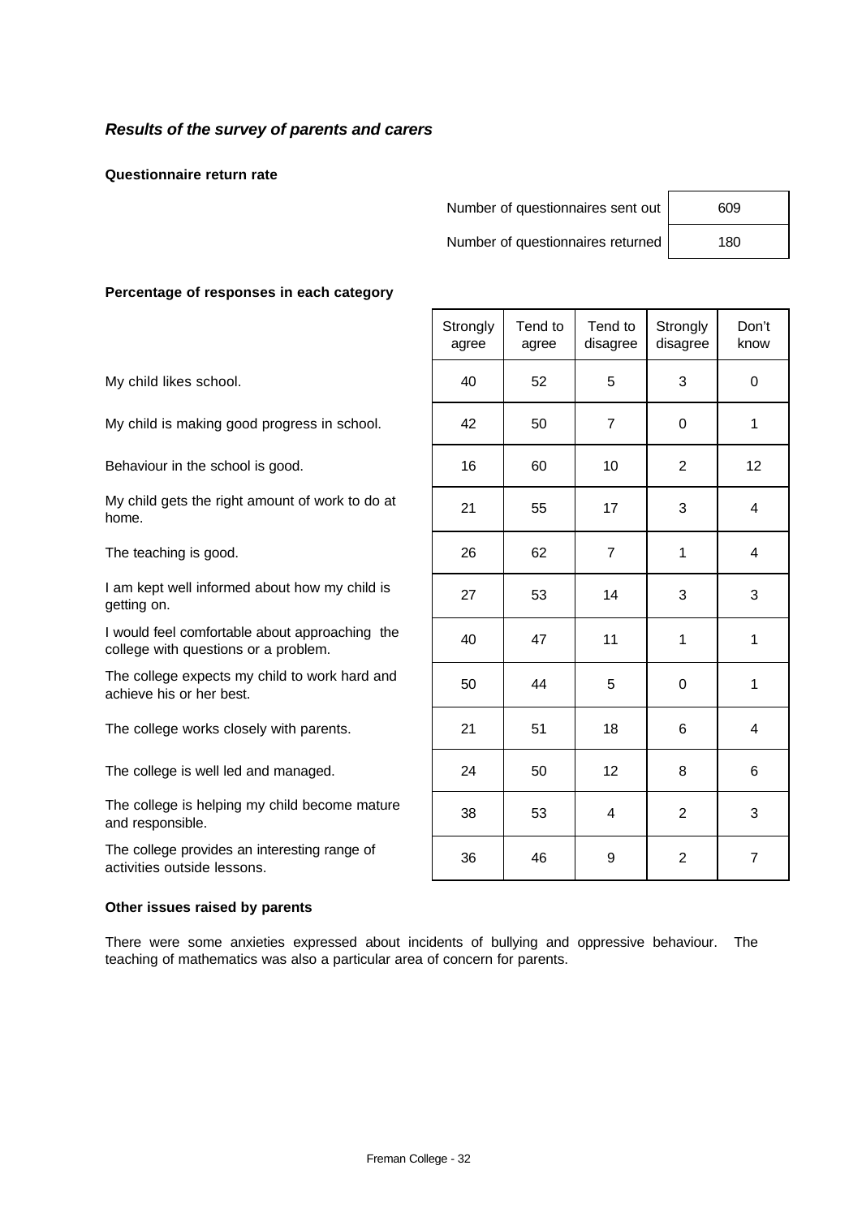### *Results of the survey of parents and carers*

**Questionnaire return rate**

| | |
|---|---|
| Number of questionnaires sent out | 609 |
| Number of questionnaires returned | 180 |

**Percentage of responses in each category**

| | Strongly agree | Tend to agree | Tend to disagree | Strongly disagree | Don't know |
|---|---|---|---|---|---|
| My child likes school. | 40 | 52 | 5 | 3 | 0 |
| My child is making good progress in school. | 42 | 50 | 7 | 0 | 1 |
| Behaviour in the school is good. | 16 | 60 | 10 | 2 | 12 |
| My child gets the right amount of work to do at home. | 21 | 55 | 17 | 3 | 4 |
| The teaching is good. | 26 | 62 | 7 | 1 | 4 |
| I am kept well informed about how my child is getting on. | 27 | 53 | 14 | 3 | 3 |
| I would feel comfortable about approaching the college with questions or a problem. | 40 | 47 | 11 | 1 | 1 |
| The college expects my child to work hard and achieve his or her best. | 50 | 44 | 5 | 0 | 1 |
| The college works closely with parents. | 21 | 51 | 18 | 6 | 4 |
| The college is well led and managed. | 24 | 50 | 12 | 8 | 6 |
| The college is helping my child become mature and responsible. | 38 | 53 | 4 | 2 | 3 |
| The college provides an interesting range of activities outside lessons. | 36 | 46 | 9 | 2 | 7 |

**Other issues raised by parents**

There were some anxieties expressed about incidents of bullying and oppressive behaviour. The teaching of mathematics was also a particular area of concern for parents.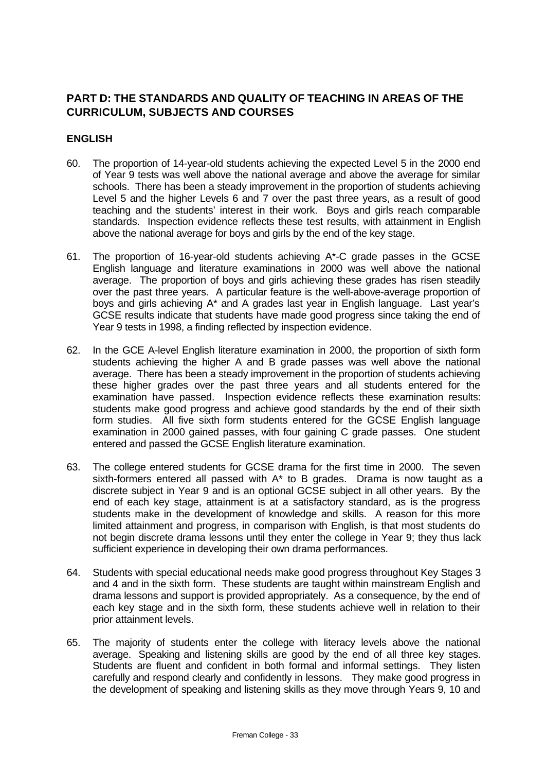## PART D: THE STANDARDS AND QUALITY OF TEACHING IN AREAS OF THE CURRICULUM, SUBJECTS AND COURSES

### ENGLISH

60. The proportion of 14-year-old students achieving the expected Level 5 in the 2000 end of Year 9 tests was well above the national average and above the average for similar schools. There has been a steady improvement in the proportion of students achieving Level 5 and the higher Levels 6 and 7 over the past three years, as a result of good teaching and the students' interest in their work. Boys and girls reach comparable standards. Inspection evidence reflects these test results, with attainment in English above the national average for boys and girls by the end of the key stage.

61. The proportion of 16-year-old students achieving A*-C grade passes in the GCSE English language and literature examinations in 2000 was well above the national average. The proportion of boys and girls achieving these grades has risen steadily over the past three years. A particular feature is the well-above-average proportion of boys and girls achieving A* and A grades last year in English language. Last year's GCSE results indicate that students have made good progress since taking the end of Year 9 tests in 1998, a finding reflected by inspection evidence.

62. In the GCE A-level English literature examination in 2000, the proportion of sixth form students achieving the higher A and B grade passes was well above the national average. There has been a steady improvement in the proportion of students achieving these higher grades over the past three years and all students entered for the examination have passed. Inspection evidence reflects these examination results: students make good progress and achieve good standards by the end of their sixth form studies. All five sixth form students entered for the GCSE English language examination in 2000 gained passes, with four gaining C grade passes. One student entered and passed the GCSE English literature examination.

63. The college entered students for GCSE drama for the first time in 2000. The seven sixth-formers entered all passed with A* to B grades. Drama is now taught as a discrete subject in Year 9 and is an optional GCSE subject in all other years. By the end of each key stage, attainment is at a satisfactory standard, as is the progress students make in the development of knowledge and skills. A reason for this more limited attainment and progress, in comparison with English, is that most students do not begin discrete drama lessons until they enter the college in Year 9; they thus lack sufficient experience in developing their own drama performances.

64. Students with special educational needs make good progress throughout Key Stages 3 and 4 and in the sixth form. These students are taught within mainstream English and drama lessons and support is provided appropriately. As a consequence, by the end of each key stage and in the sixth form, these students achieve well in relation to their prior attainment levels.

65. The majority of students enter the college with literacy levels above the national average. Speaking and listening skills are good by the end of all three key stages. Students are fluent and confident in both formal and informal settings. They listen carefully and respond clearly and confidently in lessons. They make good progress in the development of speaking and listening skills as they move through Years 9, 10 and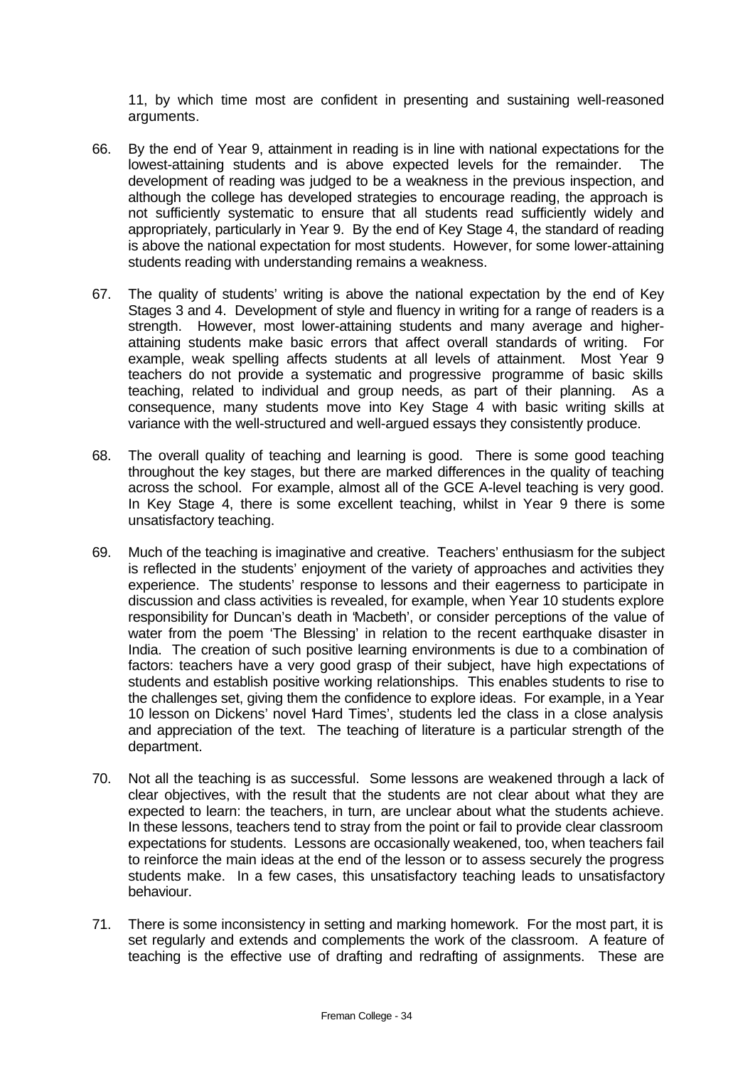11, by which time most are confident in presenting and sustaining well-reasoned arguments.

66. By the end of Year 9, attainment in reading is in line with national expectations for the lowest-attaining students and is above expected levels for the remainder. The development of reading was judged to be a weakness in the previous inspection, and although the college has developed strategies to encourage reading, the approach is not sufficiently systematic to ensure that all students read sufficiently widely and appropriately, particularly in Year 9. By the end of Key Stage 4, the standard of reading is above the national expectation for most students. However, for some lower-attaining students reading with understanding remains a weakness.

67. The quality of students' writing is above the national expectation by the end of Key Stages 3 and 4. Development of style and fluency in writing for a range of readers is a strength. However, most lower-attaining students and many average and higher-attaining students make basic errors that affect overall standards of writing. For example, weak spelling affects students at all levels of attainment. Most Year 9 teachers do not provide a systematic and progressive programme of basic skills teaching, related to individual and group needs, as part of their planning. As a consequence, many students move into Key Stage 4 with basic writing skills at variance with the well-structured and well-argued essays they consistently produce.

68. The overall quality of teaching and learning is good. There is some good teaching throughout the key stages, but there are marked differences in the quality of teaching across the school. For example, almost all of the GCE A-level teaching is very good. In Key Stage 4, there is some excellent teaching, whilst in Year 9 there is some unsatisfactory teaching.

69. Much of the teaching is imaginative and creative. Teachers' enthusiasm for the subject is reflected in the students' enjoyment of the variety of approaches and activities they experience. The students' response to lessons and their eagerness to participate in discussion and class activities is revealed, for example, when Year 10 students explore responsibility for Duncan's death in 'Macbeth', or consider perceptions of the value of water from the poem 'The Blessing' in relation to the recent earthquake disaster in India. The creation of such positive learning environments is due to a combination of factors: teachers have a very good grasp of their subject, have high expectations of students and establish positive working relationships. This enables students to rise to the challenges set, giving them the confidence to explore ideas. For example, in a Year 10 lesson on Dickens' novel 'Hard Times', students led the class in a close analysis and appreciation of the text. The teaching of literature is a particular strength of the department.

70. Not all the teaching is as successful. Some lessons are weakened through a lack of clear objectives, with the result that the students are not clear about what they are expected to learn: the teachers, in turn, are unclear about what the students achieve. In these lessons, teachers tend to stray from the point or fail to provide clear classroom expectations for students. Lessons are occasionally weakened, too, when teachers fail to reinforce the main ideas at the end of the lesson or to assess securely the progress students make. In a few cases, this unsatisfactory teaching leads to unsatisfactory behaviour.

71. There is some inconsistency in setting and marking homework. For the most part, it is set regularly and extends and complements the work of the classroom. A feature of teaching is the effective use of drafting and redrafting of assignments. These are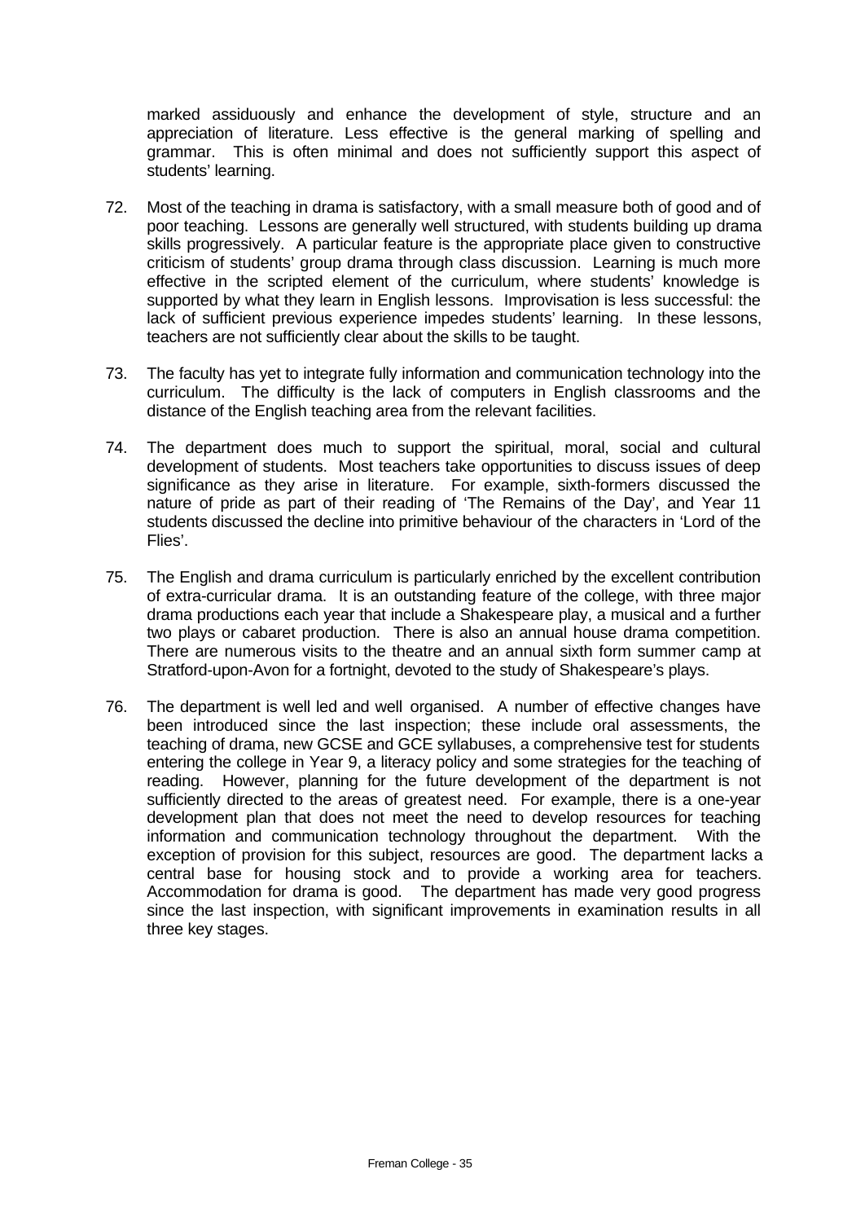marked assiduously and enhance the development of style, structure and an appreciation of literature. Less effective is the general marking of spelling and grammar. This is often minimal and does not sufficiently support this aspect of students' learning.

72. Most of the teaching in drama is satisfactory, with a small measure both of good and of poor teaching. Lessons are generally well structured, with students building up drama skills progressively. A particular feature is the appropriate place given to constructive criticism of students' group drama through class discussion. Learning is much more effective in the scripted element of the curriculum, where students' knowledge is supported by what they learn in English lessons. Improvisation is less successful: the lack of sufficient previous experience impedes students' learning. In these lessons, teachers are not sufficiently clear about the skills to be taught.

73. The faculty has yet to integrate fully information and communication technology into the curriculum. The difficulty is the lack of computers in English classrooms and the distance of the English teaching area from the relevant facilities.

74. The department does much to support the spiritual, moral, social and cultural development of students. Most teachers take opportunities to discuss issues of deep significance as they arise in literature. For example, sixth-formers discussed the nature of pride as part of their reading of 'The Remains of the Day', and Year 11 students discussed the decline into primitive behaviour of the characters in 'Lord of the Flies'.

75. The English and drama curriculum is particularly enriched by the excellent contribution of extra-curricular drama. It is an outstanding feature of the college, with three major drama productions each year that include a Shakespeare play, a musical and a further two plays or cabaret production. There is also an annual house drama competition. There are numerous visits to the theatre and an annual sixth form summer camp at Stratford-upon-Avon for a fortnight, devoted to the study of Shakespeare's plays.

76. The department is well led and well organised. A number of effective changes have been introduced since the last inspection; these include oral assessments, the teaching of drama, new GCSE and GCE syllabuses, a comprehensive test for students entering the college in Year 9, a literacy policy and some strategies for the teaching of reading. However, planning for the future development of the department is not sufficiently directed to the areas of greatest need. For example, there is a one-year development plan that does not meet the need to develop resources for teaching information and communication technology throughout the department. With the exception of provision for this subject, resources are good. The department lacks a central base for housing stock and to provide a working area for teachers. Accommodation for drama is good. The department has made very good progress since the last inspection, with significant improvements in examination results in all three key stages.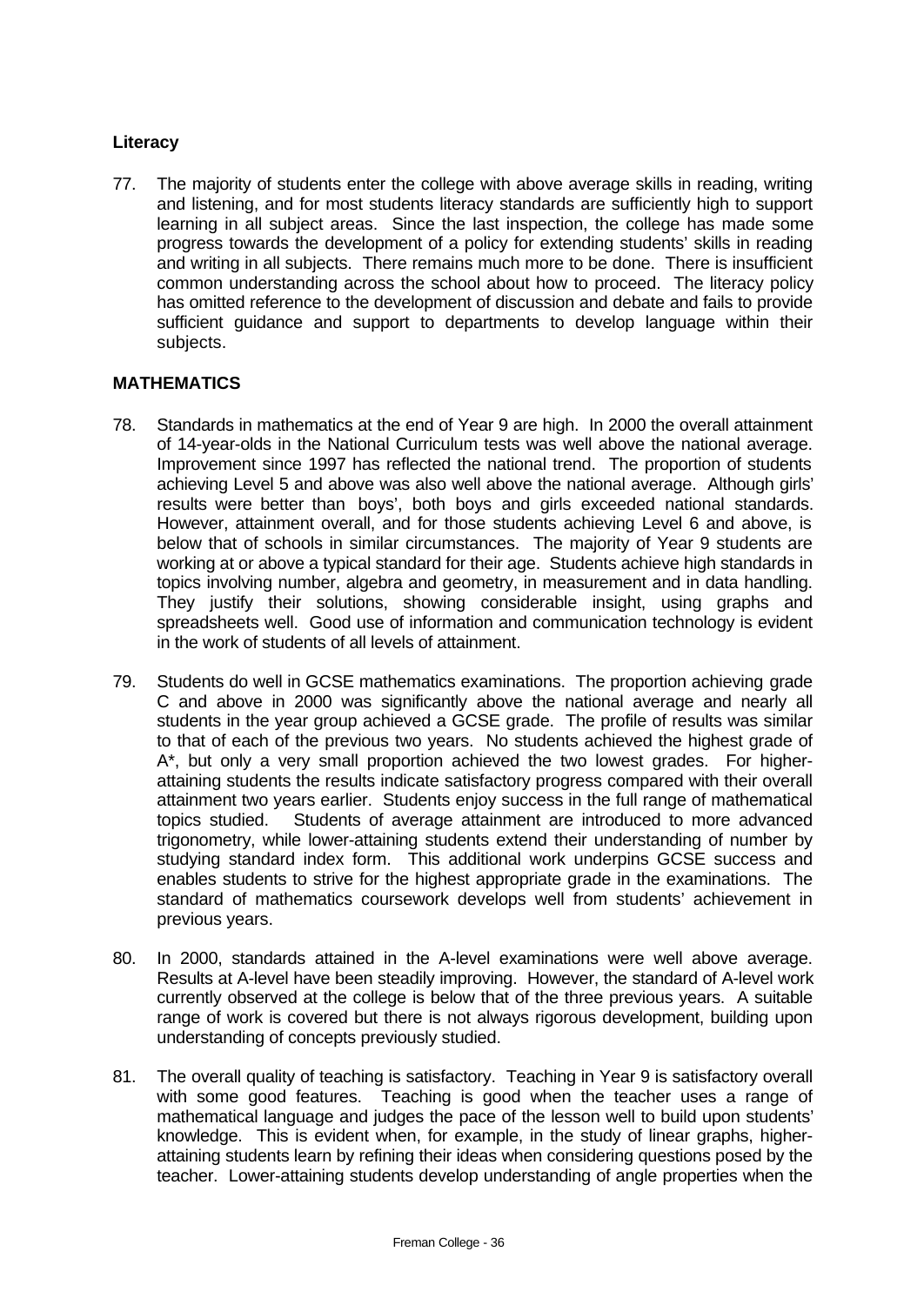### Literacy

77. The majority of students enter the college with above average skills in reading, writing and listening, and for most students literacy standards are sufficiently high to support learning in all subject areas. Since the last inspection, the college has made some progress towards the development of a policy for extending students' skills in reading and writing in all subjects. There remains much more to be done. There is insufficient common understanding across the school about how to proceed. The literacy policy has omitted reference to the development of discussion and debate and fails to provide sufficient guidance and support to departments to develop language within their subjects.

### MATHEMATICS

78. Standards in mathematics at the end of Year 9 are high. In 2000 the overall attainment of 14-year-olds in the National Curriculum tests was well above the national average. Improvement since 1997 has reflected the national trend. The proportion of students achieving Level 5 and above was also well above the national average. Although girls' results were better than boys', both boys and girls exceeded national standards. However, attainment overall, and for those students achieving Level 6 and above, is below that of schools in similar circumstances. The majority of Year 9 students are working at or above a typical standard for their age. Students achieve high standards in topics involving number, algebra and geometry, in measurement and in data handling. They justify their solutions, showing considerable insight, using graphs and spreadsheets well. Good use of information and communication technology is evident in the work of students of all levels of attainment.

79. Students do well in GCSE mathematics examinations. The proportion achieving grade C and above in 2000 was significantly above the national average and nearly all students in the year group achieved a GCSE grade. The profile of results was similar to that of each of the previous two years. No students achieved the highest grade of A*, but only a very small proportion achieved the two lowest grades. For higher-attaining students the results indicate satisfactory progress compared with their overall attainment two years earlier. Students enjoy success in the full range of mathematical topics studied. Students of average attainment are introduced to more advanced trigonometry, while lower-attaining students extend their understanding of number by studying standard index form. This additional work underpins GCSE success and enables students to strive for the highest appropriate grade in the examinations. The standard of mathematics coursework develops well from students' achievement in previous years.

80. In 2000, standards attained in the A-level examinations were well above average. Results at A-level have been steadily improving. However, the standard of A-level work currently observed at the college is below that of the three previous years. A suitable range of work is covered but there is not always rigorous development, building upon understanding of concepts previously studied.

81. The overall quality of teaching is satisfactory. Teaching in Year 9 is satisfactory overall with some good features. Teaching is good when the teacher uses a range of mathematical language and judges the pace of the lesson well to build upon students' knowledge. This is evident when, for example, in the study of linear graphs, higher-attaining students learn by refining their ideas when considering questions posed by the teacher. Lower-attaining students develop understanding of angle properties when the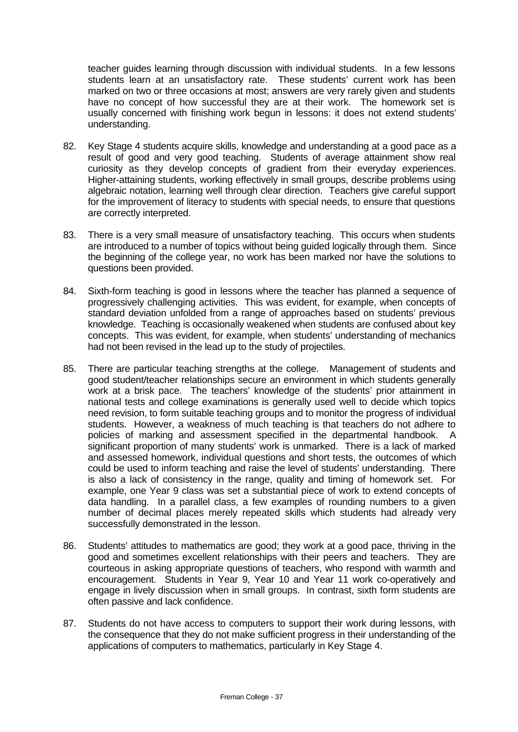teacher guides learning through discussion with individual students. In a few lessons students learn at an unsatisfactory rate. These students' current work has been marked on two or three occasions at most; answers are very rarely given and students have no concept of how successful they are at their work. The homework set is usually concerned with finishing work begun in lessons: it does not extend students' understanding.

82. Key Stage 4 students acquire skills, knowledge and understanding at a good pace as a result of good and very good teaching. Students of average attainment show real curiosity as they develop concepts of gradient from their everyday experiences. Higher-attaining students, working effectively in small groups, describe problems using algebraic notation, learning well through clear direction. Teachers give careful support for the improvement of literacy to students with special needs, to ensure that questions are correctly interpreted.

83. There is a very small measure of unsatisfactory teaching. This occurs when students are introduced to a number of topics without being guided logically through them. Since the beginning of the college year, no work has been marked nor have the solutions to questions been provided.

84. Sixth-form teaching is good in lessons where the teacher has planned a sequence of progressively challenging activities. This was evident, for example, when concepts of standard deviation unfolded from a range of approaches based on students' previous knowledge. Teaching is occasionally weakened when students are confused about key concepts. This was evident, for example, when students' understanding of mechanics had not been revised in the lead up to the study of projectiles.

85. There are particular teaching strengths at the college. Management of students and good student/teacher relationships secure an environment in which students generally work at a brisk pace. The teachers' knowledge of the students' prior attainment in national tests and college examinations is generally used well to decide which topics need revision, to form suitable teaching groups and to monitor the progress of individual students. However, a weakness of much teaching is that teachers do not adhere to policies of marking and assessment specified in the departmental handbook. A significant proportion of many students' work is unmarked. There is a lack of marked and assessed homework, individual questions and short tests, the outcomes of which could be used to inform teaching and raise the level of students' understanding. There is also a lack of consistency in the range, quality and timing of homework set. For example, one Year 9 class was set a substantial piece of work to extend concepts of data handling. In a parallel class, a few examples of rounding numbers to a given number of decimal places merely repeated skills which students had already very successfully demonstrated in the lesson.

86. Students' attitudes to mathematics are good; they work at a good pace, thriving in the good and sometimes excellent relationships with their peers and teachers. They are courteous in asking appropriate questions of teachers, who respond with warmth and encouragement. Students in Year 9, Year 10 and Year 11 work co-operatively and engage in lively discussion when in small groups. In contrast, sixth form students are often passive and lack confidence.

87. Students do not have access to computers to support their work during lessons, with the consequence that they do not make sufficient progress in their understanding of the applications of computers to mathematics, particularly in Key Stage 4.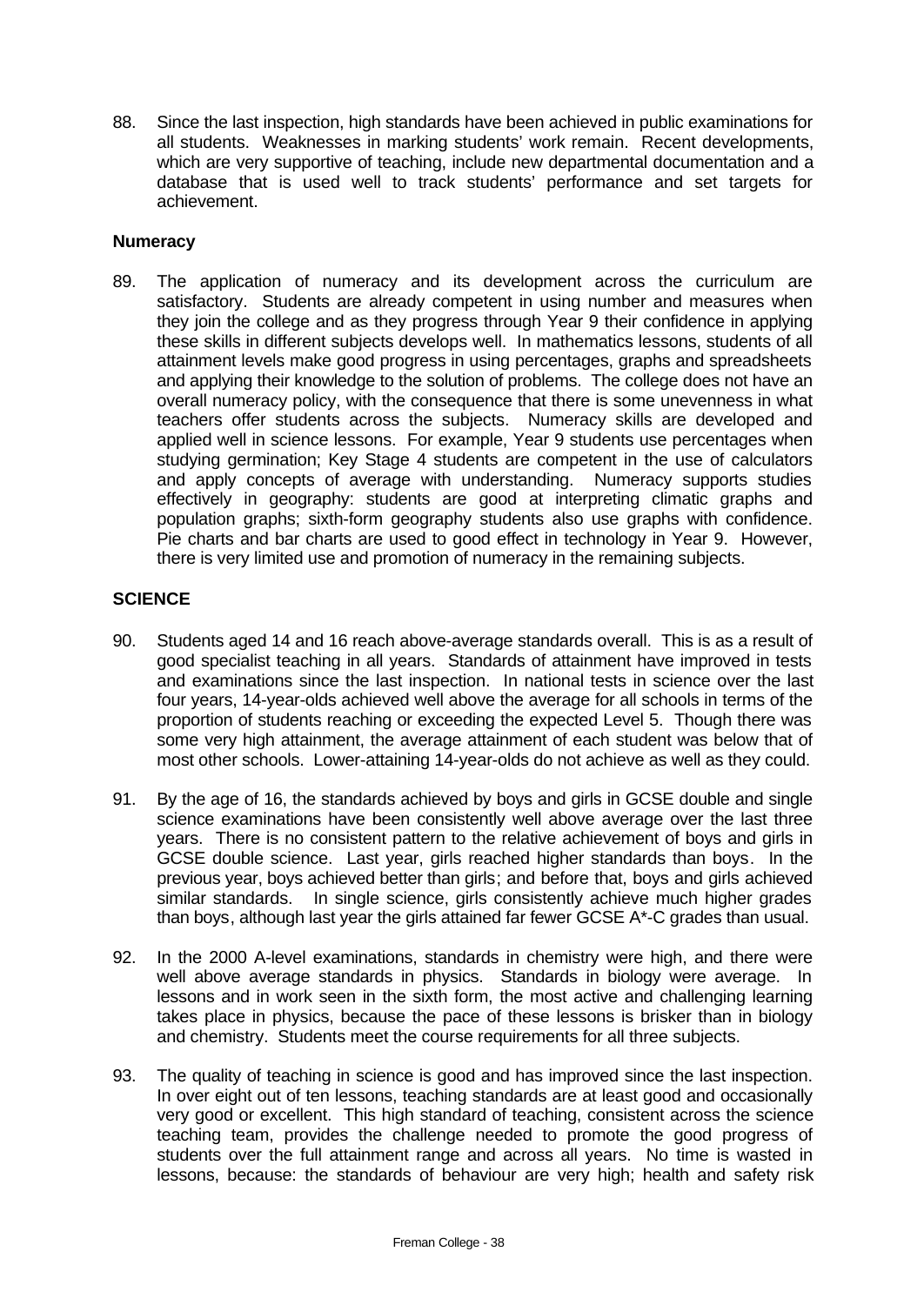88. Since the last inspection, high standards have been achieved in public examinations for all students. Weaknesses in marking students' work remain. Recent developments, which are very supportive of teaching, include new departmental documentation and a database that is used well to track students' performance and set targets for achievement.

**Numeracy**

89. The application of numeracy and its development across the curriculum are satisfactory. Students are already competent in using number and measures when they join the college and as they progress through Year 9 their confidence in applying these skills in different subjects develops well. In mathematics lessons, students of all attainment levels make good progress in using percentages, graphs and spreadsheets and applying their knowledge to the solution of problems. The college does not have an overall numeracy policy, with the consequence that there is some unevenness in what teachers offer students across the subjects. Numeracy skills are developed and applied well in science lessons. For example, Year 9 students use percentages when studying germination; Key Stage 4 students are competent in the use of calculators and apply concepts of average with understanding. Numeracy supports studies effectively in geography: students are good at interpreting climatic graphs and population graphs; sixth-form geography students also use graphs with confidence. Pie charts and bar charts are used to good effect in technology in Year 9. However, there is very limited use and promotion of numeracy in the remaining subjects.

## SCIENCE

90. Students aged 14 and 16 reach above-average standards overall. This is as a result of good specialist teaching in all years. Standards of attainment have improved in tests and examinations since the last inspection. In national tests in science over the last four years, 14-year-olds achieved well above the average for all schools in terms of the proportion of students reaching or exceeding the expected Level 5. Though there was some very high attainment, the average attainment of each student was below that of most other schools. Lower-attaining 14-year-olds do not achieve as well as they could.

91. By the age of 16, the standards achieved by boys and girls in GCSE double and single science examinations have been consistently well above average over the last three years. There is no consistent pattern to the relative achievement of boys and girls in GCSE double science. Last year, girls reached higher standards than boys. In the previous year, boys achieved better than girls; and before that, boys and girls achieved similar standards. In single science, girls consistently achieve much higher grades than boys, although last year the girls attained far fewer GCSE A*-C grades than usual.

92. In the 2000 A-level examinations, standards in chemistry were high, and there were well above average standards in physics. Standards in biology were average. In lessons and in work seen in the sixth form, the most active and challenging learning takes place in physics, because the pace of these lessons is brisker than in biology and chemistry. Students meet the course requirements for all three subjects.

93. The quality of teaching in science is good and has improved since the last inspection. In over eight out of ten lessons, teaching standards are at least good and occasionally very good or excellent. This high standard of teaching, consistent across the science teaching team, provides the challenge needed to promote the good progress of students over the full attainment range and across all years. No time is wasted in lessons, because: the standards of behaviour are very high; health and safety risk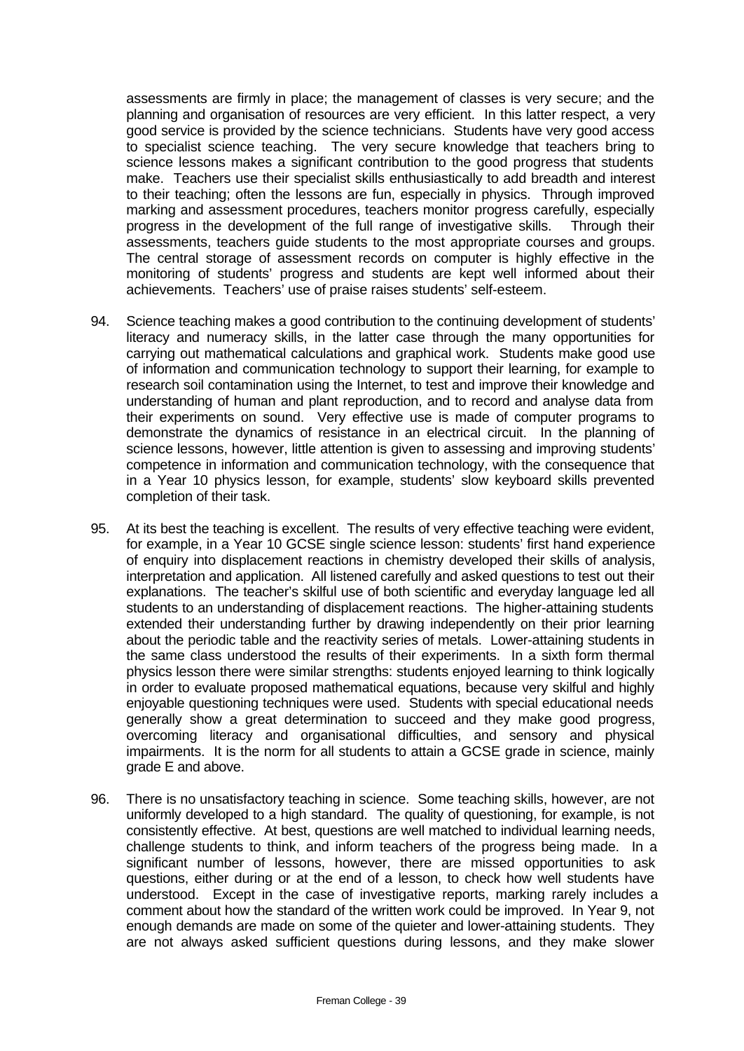assessments are firmly in place; the management of classes is very secure; and the planning and organisation of resources are very efficient. In this latter respect, a very good service is provided by the science technicians. Students have very good access to specialist science teaching. The very secure knowledge that teachers bring to science lessons makes a significant contribution to the good progress that students make. Teachers use their specialist skills enthusiastically to add breadth and interest to their teaching; often the lessons are fun, especially in physics. Through improved marking and assessment procedures, teachers monitor progress carefully, especially progress in the development of the full range of investigative skills. Through their assessments, teachers guide students to the most appropriate courses and groups. The central storage of assessment records on computer is highly effective in the monitoring of students' progress and students are kept well informed about their achievements. Teachers' use of praise raises students' self-esteem.

94. Science teaching makes a good contribution to the continuing development of students' literacy and numeracy skills, in the latter case through the many opportunities for carrying out mathematical calculations and graphical work. Students make good use of information and communication technology to support their learning, for example to research soil contamination using the Internet, to test and improve their knowledge and understanding of human and plant reproduction, and to record and analyse data from their experiments on sound. Very effective use is made of computer programs to demonstrate the dynamics of resistance in an electrical circuit. In the planning of science lessons, however, little attention is given to assessing and improving students' competence in information and communication technology, with the consequence that in a Year 10 physics lesson, for example, students' slow keyboard skills prevented completion of their task.

95. At its best the teaching is excellent. The results of very effective teaching were evident, for example, in a Year 10 GCSE single science lesson: students' first hand experience of enquiry into displacement reactions in chemistry developed their skills of analysis, interpretation and application. All listened carefully and asked questions to test out their explanations. The teacher's skilful use of both scientific and everyday language led all students to an understanding of displacement reactions. The higher-attaining students extended their understanding further by drawing independently on their prior learning about the periodic table and the reactivity series of metals. Lower-attaining students in the same class understood the results of their experiments. In a sixth form thermal physics lesson there were similar strengths: students enjoyed learning to think logically in order to evaluate proposed mathematical equations, because very skilful and highly enjoyable questioning techniques were used. Students with special educational needs generally show a great determination to succeed and they make good progress, overcoming literacy and organisational difficulties, and sensory and physical impairments. It is the norm for all students to attain a GCSE grade in science, mainly grade E and above.

96. There is no unsatisfactory teaching in science. Some teaching skills, however, are not uniformly developed to a high standard. The quality of questioning, for example, is not consistently effective. At best, questions are well matched to individual learning needs, challenge students to think, and inform teachers of the progress being made. In a significant number of lessons, however, there are missed opportunities to ask questions, either during or at the end of a lesson, to check how well students have understood. Except in the case of investigative reports, marking rarely includes a comment about how the standard of the written work could be improved. In Year 9, not enough demands are made on some of the quieter and lower-attaining students. They are not always asked sufficient questions during lessons, and they make slower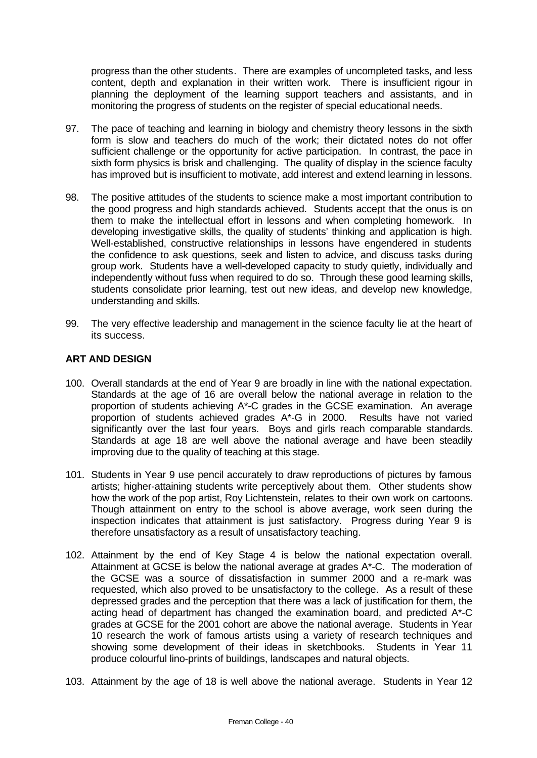progress than the other students. There are examples of uncompleted tasks, and less content, depth and explanation in their written work. There is insufficient rigour in planning the deployment of the learning support teachers and assistants, and in monitoring the progress of students on the register of special educational needs.

97. The pace of teaching and learning in biology and chemistry theory lessons in the sixth form is slow and teachers do much of the work; their dictated notes do not offer sufficient challenge or the opportunity for active participation. In contrast, the pace in sixth form physics is brisk and challenging. The quality of display in the science faculty has improved but is insufficient to motivate, add interest and extend learning in lessons.

98. The positive attitudes of the students to science make a most important contribution to the good progress and high standards achieved. Students accept that the onus is on them to make the intellectual effort in lessons and when completing homework. In developing investigative skills, the quality of students' thinking and application is high. Well-established, constructive relationships in lessons have engendered in students the confidence to ask questions, seek and listen to advice, and discuss tasks during group work. Students have a well-developed capacity to study quietly, individually and independently without fuss when required to do so. Through these good learning skills, students consolidate prior learning, test out new ideas, and develop new knowledge, understanding and skills.

99. The very effective leadership and management in the science faculty lie at the heart of its success.

## ART AND DESIGN

100. Overall standards at the end of Year 9 are broadly in line with the national expectation. Standards at the age of 16 are overall below the national average in relation to the proportion of students achieving A*-C grades in the GCSE examination. An average proportion of students achieved grades A*-G in 2000. Results have not varied significantly over the last four years. Boys and girls reach comparable standards. Standards at age 18 are well above the national average and have been steadily improving due to the quality of teaching at this stage.

101. Students in Year 9 use pencil accurately to draw reproductions of pictures by famous artists; higher-attaining students write perceptively about them. Other students show how the work of the pop artist, Roy Lichtenstein, relates to their own work on cartoons. Though attainment on entry to the school is above average, work seen during the inspection indicates that attainment is just satisfactory. Progress during Year 9 is therefore unsatisfactory as a result of unsatisfactory teaching.

102. Attainment by the end of Key Stage 4 is below the national expectation overall. Attainment at GCSE is below the national average at grades A*-C. The moderation of the GCSE was a source of dissatisfaction in summer 2000 and a re-mark was requested, which also proved to be unsatisfactory to the college. As a result of these depressed grades and the perception that there was a lack of justification for them, the acting head of department has changed the examination board, and predicted A*-C grades at GCSE for the 2001 cohort are above the national average. Students in Year 10 research the work of famous artists using a variety of research techniques and showing some development of their ideas in sketchbooks. Students in Year 11 produce colourful lino-prints of buildings, landscapes and natural objects.

103. Attainment by the age of 18 is well above the national average. Students in Year 12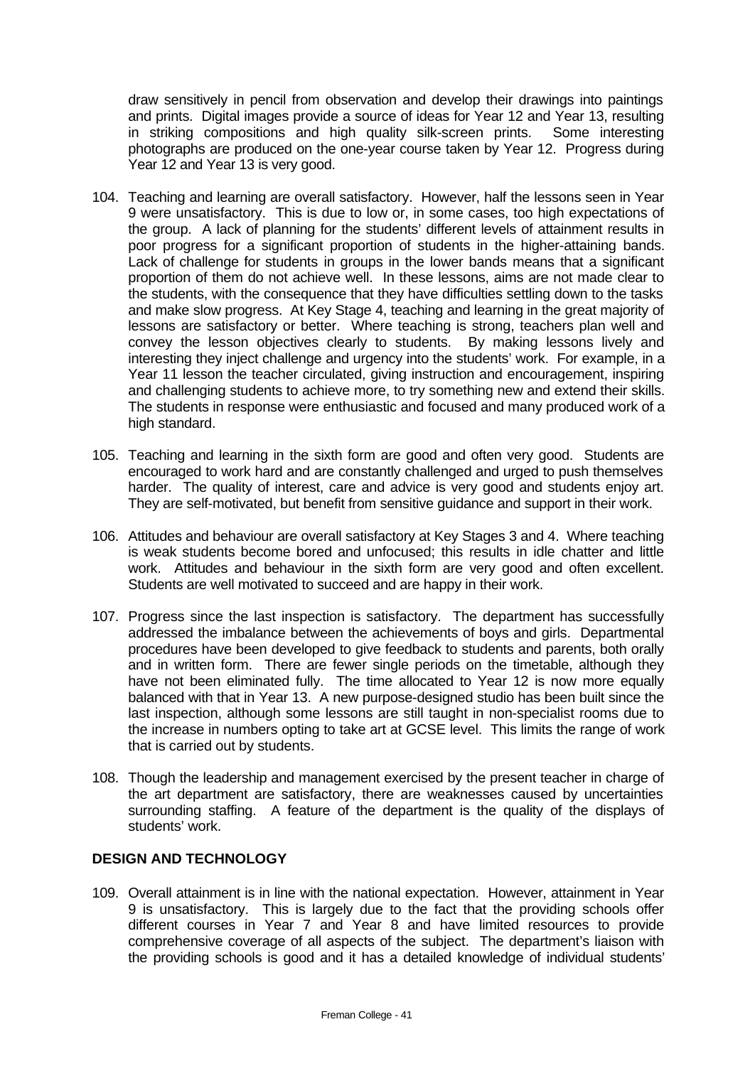draw sensitively in pencil from observation and develop their drawings into paintings and prints. Digital images provide a source of ideas for Year 12 and Year 13, resulting in striking compositions and high quality silk-screen prints. Some interesting photographs are produced on the one-year course taken by Year 12. Progress during Year 12 and Year 13 is very good.

104. Teaching and learning are overall satisfactory. However, half the lessons seen in Year 9 were unsatisfactory. This is due to low or, in some cases, too high expectations of the group. A lack of planning for the students' different levels of attainment results in poor progress for a significant proportion of students in the higher-attaining bands. Lack of challenge for students in groups in the lower bands means that a significant proportion of them do not achieve well. In these lessons, aims are not made clear to the students, with the consequence that they have difficulties settling down to the tasks and make slow progress. At Key Stage 4, teaching and learning in the great majority of lessons are satisfactory or better. Where teaching is strong, teachers plan well and convey the lesson objectives clearly to students. By making lessons lively and interesting they inject challenge and urgency into the students' work. For example, in a Year 11 lesson the teacher circulated, giving instruction and encouragement, inspiring and challenging students to achieve more, to try something new and extend their skills. The students in response were enthusiastic and focused and many produced work of a high standard.

105. Teaching and learning in the sixth form are good and often very good. Students are encouraged to work hard and are constantly challenged and urged to push themselves harder. The quality of interest, care and advice is very good and students enjoy art. They are self-motivated, but benefit from sensitive guidance and support in their work.

106. Attitudes and behaviour are overall satisfactory at Key Stages 3 and 4. Where teaching is weak students become bored and unfocused; this results in idle chatter and little work. Attitudes and behaviour in the sixth form are very good and often excellent. Students are well motivated to succeed and are happy in their work.

107. Progress since the last inspection is satisfactory. The department has successfully addressed the imbalance between the achievements of boys and girls. Departmental procedures have been developed to give feedback to students and parents, both orally and in written form. There are fewer single periods on the timetable, although they have not been eliminated fully. The time allocated to Year 12 is now more equally balanced with that in Year 13. A new purpose-designed studio has been built since the last inspection, although some lessons are still taught in non-specialist rooms due to the increase in numbers opting to take art at GCSE level. This limits the range of work that is carried out by students.

108. Though the leadership and management exercised by the present teacher in charge of the art department are satisfactory, there are weaknesses caused by uncertainties surrounding staffing. A feature of the department is the quality of the displays of students' work.

## DESIGN AND TECHNOLOGY

109. Overall attainment is in line with the national expectation. However, attainment in Year 9 is unsatisfactory. This is largely due to the fact that the providing schools offer different courses in Year 7 and Year 8 and have limited resources to provide comprehensive coverage of all aspects of the subject. The department's liaison with the providing schools is good and it has a detailed knowledge of individual students'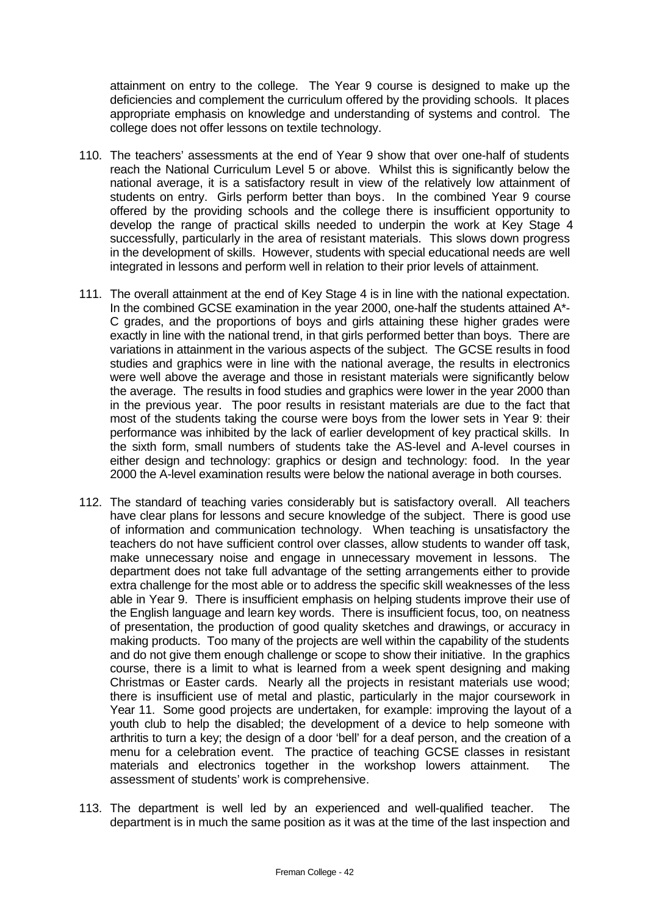attainment on entry to the college. The Year 9 course is designed to make up the deficiencies and complement the curriculum offered by the providing schools. It places appropriate emphasis on knowledge and understanding of systems and control. The college does not offer lessons on textile technology.

110. The teachers' assessments at the end of Year 9 show that over one-half of students reach the National Curriculum Level 5 or above. Whilst this is significantly below the national average, it is a satisfactory result in view of the relatively low attainment of students on entry. Girls perform better than boys. In the combined Year 9 course offered by the providing schools and the college there is insufficient opportunity to develop the range of practical skills needed to underpin the work at Key Stage 4 successfully, particularly in the area of resistant materials. This slows down progress in the development of skills. However, students with special educational needs are well integrated in lessons and perform well in relation to their prior levels of attainment.

111. The overall attainment at the end of Key Stage 4 is in line with the national expectation. In the combined GCSE examination in the year 2000, one-half the students attained A*-C grades, and the proportions of boys and girls attaining these higher grades were exactly in line with the national trend, in that girls performed better than boys. There are variations in attainment in the various aspects of the subject. The GCSE results in food studies and graphics were in line with the national average, the results in electronics were well above the average and those in resistant materials were significantly below the average. The results in food studies and graphics were lower in the year 2000 than in the previous year. The poor results in resistant materials are due to the fact that most of the students taking the course were boys from the lower sets in Year 9: their performance was inhibited by the lack of earlier development of key practical skills. In the sixth form, small numbers of students take the AS-level and A-level courses in either design and technology: graphics or design and technology: food. In the year 2000 the A-level examination results were below the national average in both courses.

112. The standard of teaching varies considerably but is satisfactory overall. All teachers have clear plans for lessons and secure knowledge of the subject. There is good use of information and communication technology. When teaching is unsatisfactory the teachers do not have sufficient control over classes, allow students to wander off task, make unnecessary noise and engage in unnecessary movement in lessons. The department does not take full advantage of the setting arrangements either to provide extra challenge for the most able or to address the specific skill weaknesses of the less able in Year 9. There is insufficient emphasis on helping students improve their use of the English language and learn key words. There is insufficient focus, too, on neatness of presentation, the production of good quality sketches and drawings, or accuracy in making products. Too many of the projects are well within the capability of the students and do not give them enough challenge or scope to show their initiative. In the graphics course, there is a limit to what is learned from a week spent designing and making Christmas or Easter cards. Nearly all the projects in resistant materials use wood; there is insufficient use of metal and plastic, particularly in the major coursework in Year 11. Some good projects are undertaken, for example: improving the layout of a youth club to help the disabled; the development of a device to help someone with arthritis to turn a key; the design of a door 'bell' for a deaf person, and the creation of a menu for a celebration event. The practice of teaching GCSE classes in resistant materials and electronics together in the workshop lowers attainment. The assessment of students' work is comprehensive.

113. The department is well led by an experienced and well-qualified teacher. The department is in much the same position as it was at the time of the last inspection and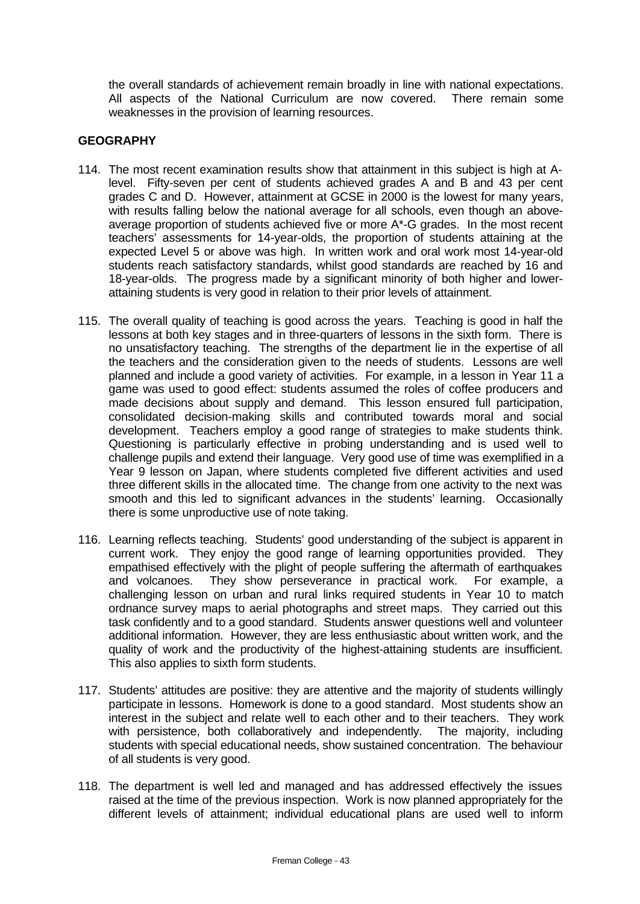the overall standards of achievement remain broadly in line with national expectations. All aspects of the National Curriculum are now covered. There remain some weaknesses in the provision of learning resources.

## GEOGRAPHY

114. The most recent examination results show that attainment in this subject is high at A-level. Fifty-seven per cent of students achieved grades A and B and 43 per cent grades C and D. However, attainment at GCSE in 2000 is the lowest for many years, with results falling below the national average for all schools, even though an above-average proportion of students achieved five or more A*-G grades. In the most recent teachers' assessments for 14-year-olds, the proportion of students attaining at the expected Level 5 or above was high. In written work and oral work most 14-year-old students reach satisfactory standards, whilst good standards are reached by 16 and 18-year-olds. The progress made by a significant minority of both higher and lower-attaining students is very good in relation to their prior levels of attainment.

115. The overall quality of teaching is good across the years. Teaching is good in half the lessons at both key stages and in three-quarters of lessons in the sixth form. There is no unsatisfactory teaching. The strengths of the department lie in the expertise of all the teachers and the consideration given to the needs of students. Lessons are well planned and include a good variety of activities. For example, in a lesson in Year 11 a game was used to good effect: students assumed the roles of coffee producers and made decisions about supply and demand. This lesson ensured full participation, consolidated decision-making skills and contributed towards moral and social development. Teachers employ a good range of strategies to make students think. Questioning is particularly effective in probing understanding and is used well to challenge pupils and extend their language. Very good use of time was exemplified in a Year 9 lesson on Japan, where students completed five different activities and used three different skills in the allocated time. The change from one activity to the next was smooth and this led to significant advances in the students' learning. Occasionally there is some unproductive use of note taking.

116. Learning reflects teaching. Students' good understanding of the subject is apparent in current work. They enjoy the good range of learning opportunities provided. They empathised effectively with the plight of people suffering the aftermath of earthquakes and volcanoes. They show perseverance in practical work. For example, a challenging lesson on urban and rural links required students in Year 10 to match ordnance survey maps to aerial photographs and street maps. They carried out this task confidently and to a good standard. Students answer questions well and volunteer additional information. However, they are less enthusiastic about written work, and the quality of work and the productivity of the highest-attaining students are insufficient. This also applies to sixth form students.

117. Students' attitudes are positive: they are attentive and the majority of students willingly participate in lessons. Homework is done to a good standard. Most students show an interest in the subject and relate well to each other and to their teachers. They work with persistence, both collaboratively and independently. The majority, including students with special educational needs, show sustained concentration. The behaviour of all students is very good.

118. The department is well led and managed and has addressed effectively the issues raised at the time of the previous inspection. Work is now planned appropriately for the different levels of attainment; individual educational plans are used well to inform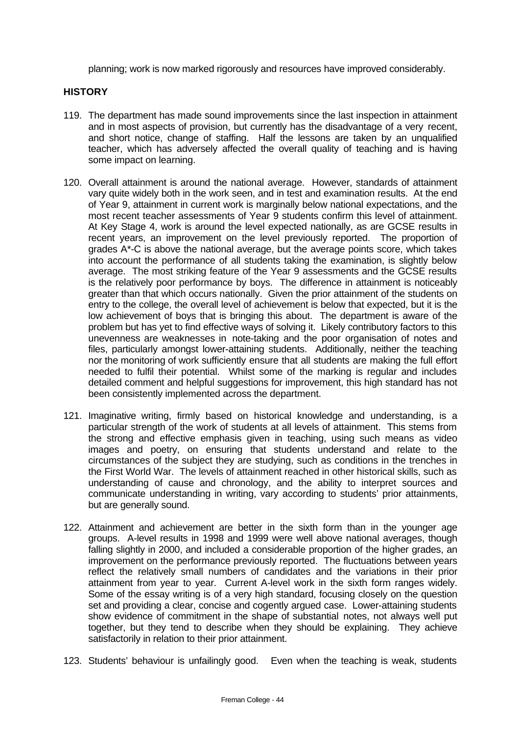planning; work is now marked rigorously and resources have improved considerably.

## HISTORY

119. The department has made sound improvements since the last inspection in attainment and in most aspects of provision, but currently has the disadvantage of a very recent, and short notice, change of staffing. Half the lessons are taken by an unqualified teacher, which has adversely affected the overall quality of teaching and is having some impact on learning.

120. Overall attainment is around the national average. However, standards of attainment vary quite widely both in the work seen, and in test and examination results. At the end of Year 9, attainment in current work is marginally below national expectations, and the most recent teacher assessments of Year 9 students confirm this level of attainment. At Key Stage 4, work is around the level expected nationally, as are GCSE results in recent years, an improvement on the level previously reported. The proportion of grades A*-C is above the national average, but the average points score, which takes into account the performance of all students taking the examination, is slightly below average. The most striking feature of the Year 9 assessments and the GCSE results is the relatively poor performance by boys. The difference in attainment is noticeably greater than that which occurs nationally. Given the prior attainment of the students on entry to the college, the overall level of achievement is below that expected, but it is the low achievement of boys that is bringing this about. The department is aware of the problem but has yet to find effective ways of solving it. Likely contributory factors to this unevenness are weaknesses in note-taking and the poor organisation of notes and files, particularly amongst lower-attaining students. Additionally, neither the teaching nor the monitoring of work sufficiently ensure that all students are making the full effort needed to fulfil their potential. Whilst some of the marking is regular and includes detailed comment and helpful suggestions for improvement, this high standard has not been consistently implemented across the department.

121. Imaginative writing, firmly based on historical knowledge and understanding, is a particular strength of the work of students at all levels of attainment. This stems from the strong and effective emphasis given in teaching, using such means as video images and poetry, on ensuring that students understand and relate to the circumstances of the subject they are studying, such as conditions in the trenches in the First World War. The levels of attainment reached in other historical skills, such as understanding of cause and chronology, and the ability to interpret sources and communicate understanding in writing, vary according to students' prior attainments, but are generally sound.

122. Attainment and achievement are better in the sixth form than in the younger age groups. A-level results in 1998 and 1999 were well above national averages, though falling slightly in 2000, and included a considerable proportion of the higher grades, an improvement on the performance previously reported. The fluctuations between years reflect the relatively small numbers of candidates and the variations in their prior attainment from year to year. Current A-level work in the sixth form ranges widely. Some of the essay writing is of a very high standard, focusing closely on the question set and providing a clear, concise and cogently argued case. Lower-attaining students show evidence of commitment in the shape of substantial notes, not always well put together, but they tend to describe when they should be explaining. They achieve satisfactorily in relation to their prior attainment.

123. Students' behaviour is unfailingly good. Even when the teaching is weak, students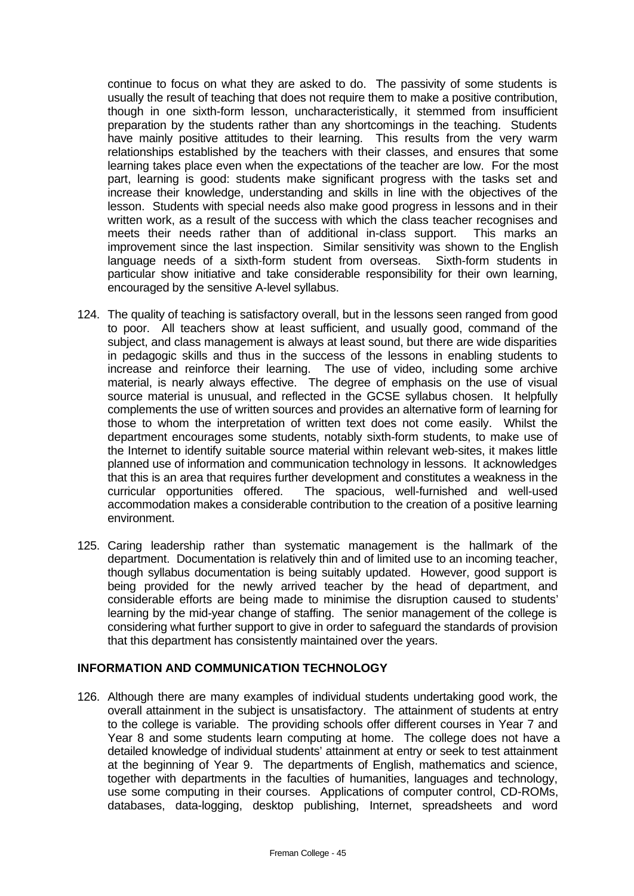continue to focus on what they are asked to do. The passivity of some students is usually the result of teaching that does not require them to make a positive contribution, though in one sixth-form lesson, uncharacteristically, it stemmed from insufficient preparation by the students rather than any shortcomings in the teaching. Students have mainly positive attitudes to their learning. This results from the very warm relationships established by the teachers with their classes, and ensures that some learning takes place even when the expectations of the teacher are low. For the most part, learning is good: students make significant progress with the tasks set and increase their knowledge, understanding and skills in line with the objectives of the lesson. Students with special needs also make good progress in lessons and in their written work, as a result of the success with which the class teacher recognises and meets their needs rather than of additional in-class support. This marks an improvement since the last inspection. Similar sensitivity was shown to the English language needs of a sixth-form student from overseas. Sixth-form students in particular show initiative and take considerable responsibility for their own learning, encouraged by the sensitive A-level syllabus.

124. The quality of teaching is satisfactory overall, but in the lessons seen ranged from good to poor. All teachers show at least sufficient, and usually good, command of the subject, and class management is always at least sound, but there are wide disparities in pedagogic skills and thus in the success of the lessons in enabling students to increase and reinforce their learning. The use of video, including some archive material, is nearly always effective. The degree of emphasis on the use of visual source material is unusual, and reflected in the GCSE syllabus chosen. It helpfully complements the use of written sources and provides an alternative form of learning for those to whom the interpretation of written text does not come easily. Whilst the department encourages some students, notably sixth-form students, to make use of the Internet to identify suitable source material within relevant web-sites, it makes little planned use of information and communication technology in lessons. It acknowledges that this is an area that requires further development and constitutes a weakness in the curricular opportunities offered. The spacious, well-furnished and well-used accommodation makes a considerable contribution to the creation of a positive learning environment.

125. Caring leadership rather than systematic management is the hallmark of the department. Documentation is relatively thin and of limited use to an incoming teacher, though syllabus documentation is being suitably updated. However, good support is being provided for the newly arrived teacher by the head of department, and considerable efforts are being made to minimise the disruption caused to students' learning by the mid-year change of staffing. The senior management of the college is considering what further support to give in order to safeguard the standards of provision that this department has consistently maintained over the years.

## INFORMATION AND COMMUNICATION TECHNOLOGY

126. Although there are many examples of individual students undertaking good work, the overall attainment in the subject is unsatisfactory. The attainment of students at entry to the college is variable. The providing schools offer different courses in Year 7 and Year 8 and some students learn computing at home. The college does not have a detailed knowledge of individual students' attainment at entry or seek to test attainment at the beginning of Year 9. The departments of English, mathematics and science, together with departments in the faculties of humanities, languages and technology, use some computing in their courses. Applications of computer control, CD-ROMs, databases, data-logging, desktop publishing, Internet, spreadsheets and word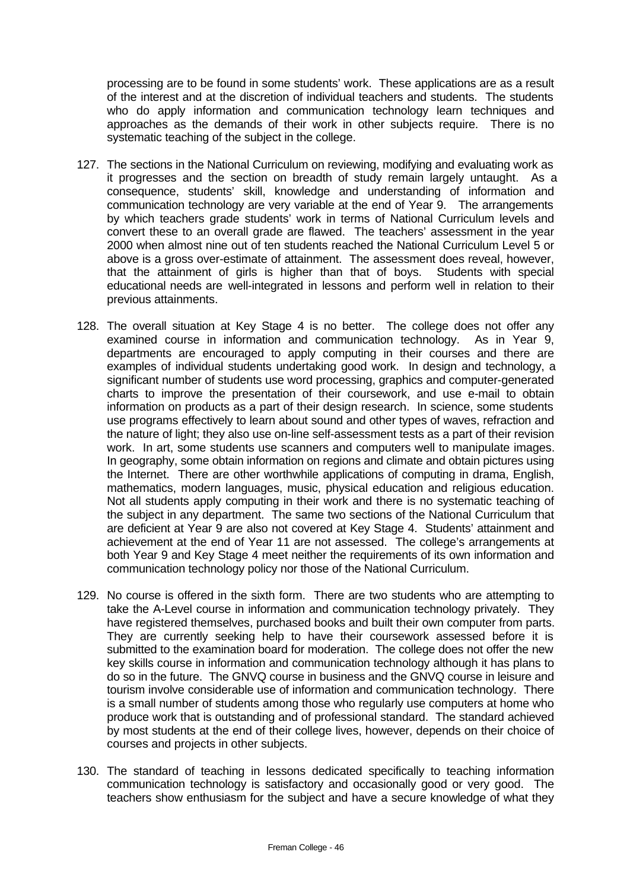processing are to be found in some students' work. These applications are as a result of the interest and at the discretion of individual teachers and students. The students who do apply information and communication technology learn techniques and approaches as the demands of their work in other subjects require. There is no systematic teaching of the subject in the college.

127. The sections in the National Curriculum on reviewing, modifying and evaluating work as it progresses and the section on breadth of study remain largely untaught. As a consequence, students' skill, knowledge and understanding of information and communication technology are very variable at the end of Year 9. The arrangements by which teachers grade students' work in terms of National Curriculum levels and convert these to an overall grade are flawed. The teachers' assessment in the year 2000 when almost nine out of ten students reached the National Curriculum Level 5 or above is a gross over-estimate of attainment. The assessment does reveal, however, that the attainment of girls is higher than that of boys. Students with special educational needs are well-integrated in lessons and perform well in relation to their previous attainments.

128. The overall situation at Key Stage 4 is no better. The college does not offer any examined course in information and communication technology. As in Year 9, departments are encouraged to apply computing in their courses and there are examples of individual students undertaking good work. In design and technology, a significant number of students use word processing, graphics and computer-generated charts to improve the presentation of their coursework, and use e-mail to obtain information on products as a part of their design research. In science, some students use programs effectively to learn about sound and other types of waves, refraction and the nature of light; they also use on-line self-assessment tests as a part of their revision work. In art, some students use scanners and computers well to manipulate images. In geography, some obtain information on regions and climate and obtain pictures using the Internet. There are other worthwhile applications of computing in drama, English, mathematics, modern languages, music, physical education and religious education. Not all students apply computing in their work and there is no systematic teaching of the subject in any department. The same two sections of the National Curriculum that are deficient at Year 9 are also not covered at Key Stage 4. Students' attainment and achievement at the end of Year 11 are not assessed. The college's arrangements at both Year 9 and Key Stage 4 meet neither the requirements of its own information and communication technology policy nor those of the National Curriculum.

129. No course is offered in the sixth form. There are two students who are attempting to take the A-Level course in information and communication technology privately. They have registered themselves, purchased books and built their own computer from parts. They are currently seeking help to have their coursework assessed before it is submitted to the examination board for moderation. The college does not offer the new key skills course in information and communication technology although it has plans to do so in the future. The GNVQ course in business and the GNVQ course in leisure and tourism involve considerable use of information and communication technology. There is a small number of students among those who regularly use computers at home who produce work that is outstanding and of professional standard. The standard achieved by most students at the end of their college lives, however, depends on their choice of courses and projects in other subjects.

130. The standard of teaching in lessons dedicated specifically to teaching information communication technology is satisfactory and occasionally good or very good. The teachers show enthusiasm for the subject and have a secure knowledge of what they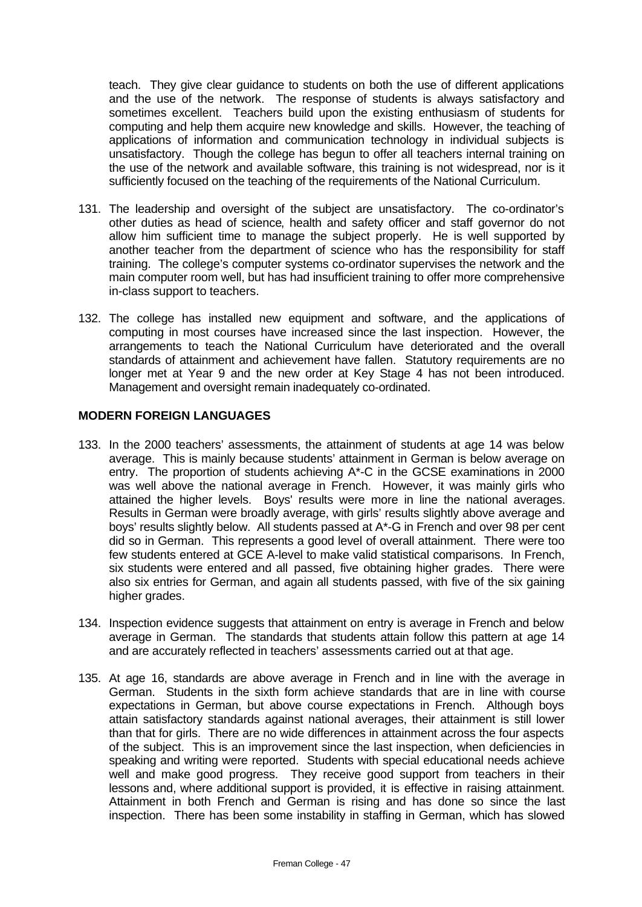teach. They give clear guidance to students on both the use of different applications and the use of the network. The response of students is always satisfactory and sometimes excellent. Teachers build upon the existing enthusiasm of students for computing and help them acquire new knowledge and skills. However, the teaching of applications of information and communication technology in individual subjects is unsatisfactory. Though the college has begun to offer all teachers internal training on the use of the network and available software, this training is not widespread, nor is it sufficiently focused on the teaching of the requirements of the National Curriculum.

131. The leadership and oversight of the subject are unsatisfactory. The co-ordinator's other duties as head of science, health and safety officer and staff governor do not allow him sufficient time to manage the subject properly. He is well supported by another teacher from the department of science who has the responsibility for staff training. The college's computer systems co-ordinator supervises the network and the main computer room well, but has had insufficient training to offer more comprehensive in-class support to teachers.

132. The college has installed new equipment and software, and the applications of computing in most courses have increased since the last inspection. However, the arrangements to teach the National Curriculum have deteriorated and the overall standards of attainment and achievement have fallen. Statutory requirements are no longer met at Year 9 and the new order at Key Stage 4 has not been introduced. Management and oversight remain inadequately co-ordinated.

**MODERN FOREIGN LANGUAGES**

133. In the 2000 teachers' assessments, the attainment of students at age 14 was below average. This is mainly because students' attainment in German is below average on entry. The proportion of students achieving A*-C in the GCSE examinations in 2000 was well above the national average in French. However, it was mainly girls who attained the higher levels. Boys' results were more in line the national averages. Results in German were broadly average, with girls' results slightly above average and boys' results slightly below. All students passed at A*-G in French and over 98 per cent did so in German. This represents a good level of overall attainment. There were too few students entered at GCE A-level to make valid statistical comparisons. In French, six students were entered and all passed, five obtaining higher grades. There were also six entries for German, and again all students passed, with five of the six gaining higher grades.

134. Inspection evidence suggests that attainment on entry is average in French and below average in German. The standards that students attain follow this pattern at age 14 and are accurately reflected in teachers' assessments carried out at that age.

135. At age 16, standards are above average in French and in line with the average in German. Students in the sixth form achieve standards that are in line with course expectations in German, but above course expectations in French. Although boys attain satisfactory standards against national averages, their attainment is still lower than that for girls. There are no wide differences in attainment across the four aspects of the subject. This is an improvement since the last inspection, when deficiencies in speaking and writing were reported. Students with special educational needs achieve well and make good progress. They receive good support from teachers in their lessons and, where additional support is provided, it is effective in raising attainment. Attainment in both French and German is rising and has done so since the last inspection. There has been some instability in staffing in German, which has slowed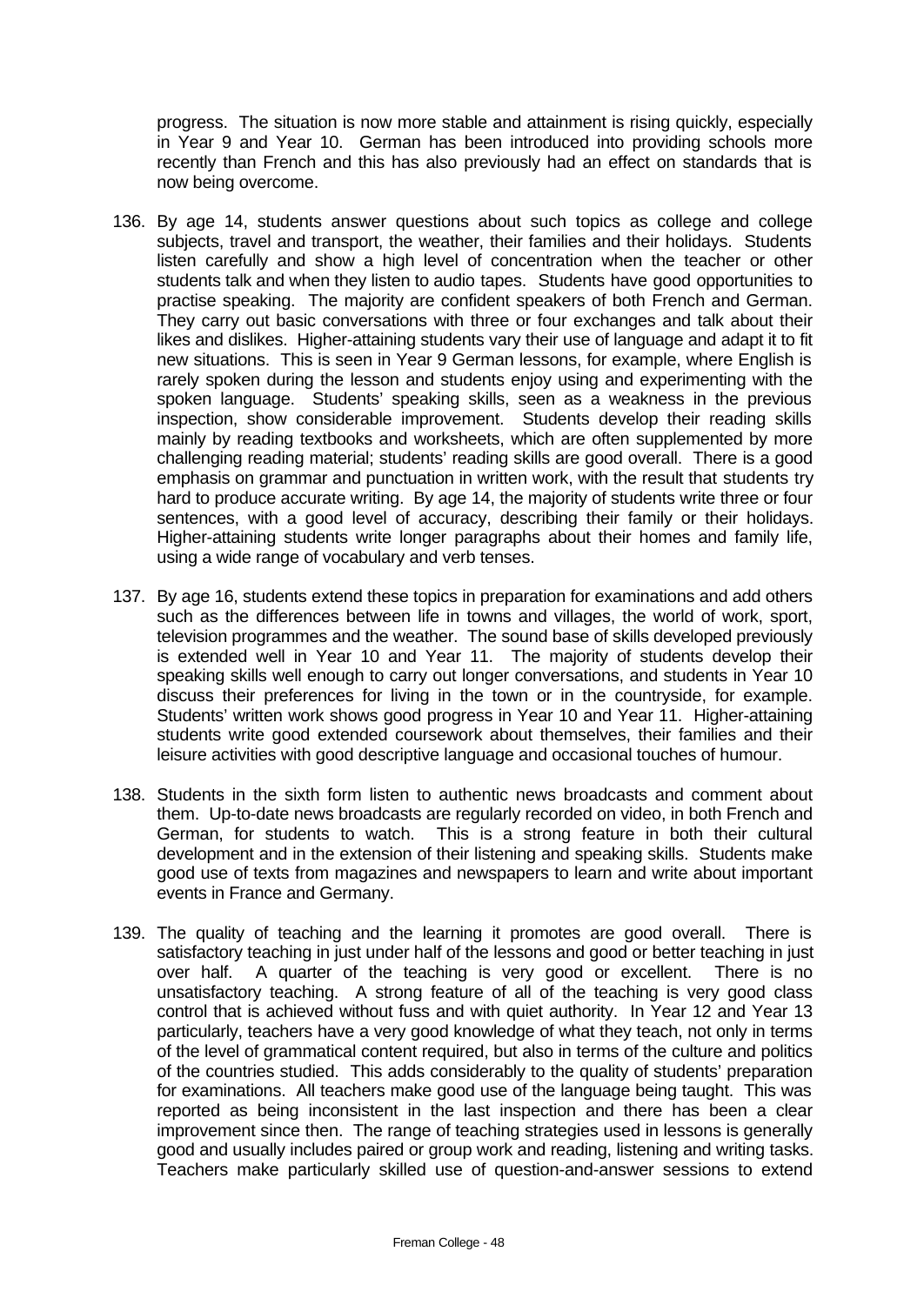progress. The situation is now more stable and attainment is rising quickly, especially in Year 9 and Year 10. German has been introduced into providing schools more recently than French and this has also previously had an effect on standards that is now being overcome.

136. By age 14, students answer questions about such topics as college and college subjects, travel and transport, the weather, their families and their holidays. Students listen carefully and show a high level of concentration when the teacher or other students talk and when they listen to audio tapes. Students have good opportunities to practise speaking. The majority are confident speakers of both French and German. They carry out basic conversations with three or four exchanges and talk about their likes and dislikes. Higher-attaining students vary their use of language and adapt it to fit new situations. This is seen in Year 9 German lessons, for example, where English is rarely spoken during the lesson and students enjoy using and experimenting with the spoken language. Students' speaking skills, seen as a weakness in the previous inspection, show considerable improvement. Students develop their reading skills mainly by reading textbooks and worksheets, which are often supplemented by more challenging reading material; students' reading skills are good overall. There is a good emphasis on grammar and punctuation in written work, with the result that students try hard to produce accurate writing. By age 14, the majority of students write three or four sentences, with a good level of accuracy, describing their family or their holidays. Higher-attaining students write longer paragraphs about their homes and family life, using a wide range of vocabulary and verb tenses.

137. By age 16, students extend these topics in preparation for examinations and add others such as the differences between life in towns and villages, the world of work, sport, television programmes and the weather. The sound base of skills developed previously is extended well in Year 10 and Year 11. The majority of students develop their speaking skills well enough to carry out longer conversations, and students in Year 10 discuss their preferences for living in the town or in the countryside, for example. Students' written work shows good progress in Year 10 and Year 11. Higher-attaining students write good extended coursework about themselves, their families and their leisure activities with good descriptive language and occasional touches of humour.

138. Students in the sixth form listen to authentic news broadcasts and comment about them. Up-to-date news broadcasts are regularly recorded on video, in both French and German, for students to watch. This is a strong feature in both their cultural development and in the extension of their listening and speaking skills. Students make good use of texts from magazines and newspapers to learn and write about important events in France and Germany.

139. The quality of teaching and the learning it promotes are good overall. There is satisfactory teaching in just under half of the lessons and good or better teaching in just over half. A quarter of the teaching is very good or excellent. There is no unsatisfactory teaching. A strong feature of all of the teaching is very good class control that is achieved without fuss and with quiet authority. In Year 12 and Year 13 particularly, teachers have a very good knowledge of what they teach, not only in terms of the level of grammatical content required, but also in terms of the culture and politics of the countries studied. This adds considerably to the quality of students' preparation for examinations. All teachers make good use of the language being taught. This was reported as being inconsistent in the last inspection and there has been a clear improvement since then. The range of teaching strategies used in lessons is generally good and usually includes paired or group work and reading, listening and writing tasks. Teachers make particularly skilled use of question-and-answer sessions to extend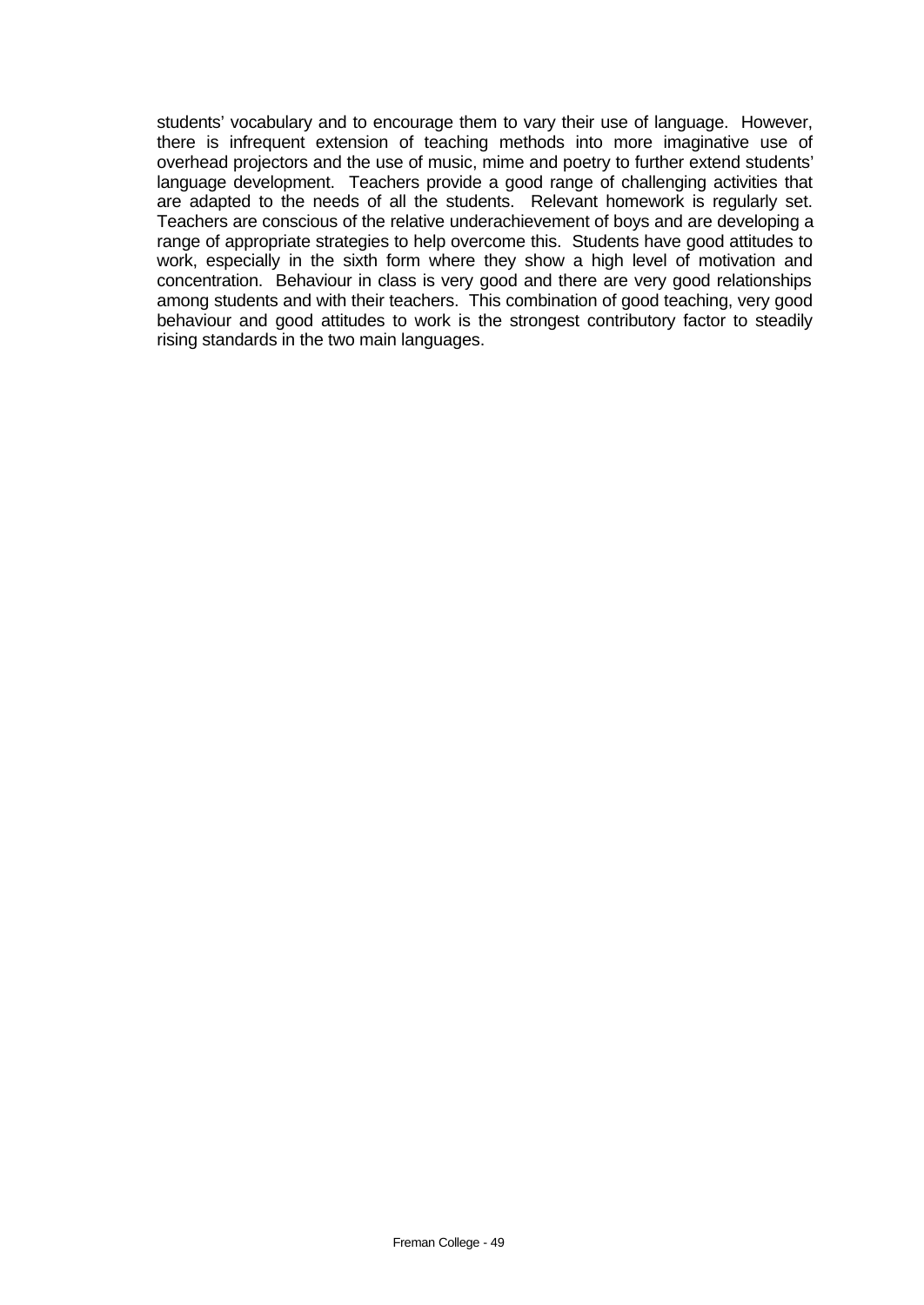students' vocabulary and to encourage them to vary their use of language. However, there is infrequent extension of teaching methods into more imaginative use of overhead projectors and the use of music, mime and poetry to further extend students' language development. Teachers provide a good range of challenging activities that are adapted to the needs of all the students. Relevant homework is regularly set. Teachers are conscious of the relative underachievement of boys and are developing a range of appropriate strategies to help overcome this. Students have good attitudes to work, especially in the sixth form where they show a high level of motivation and concentration. Behaviour in class is very good and there are very good relationships among students and with their teachers. This combination of good teaching, very good behaviour and good attitudes to work is the strongest contributory factor to steadily rising standards in the two main languages.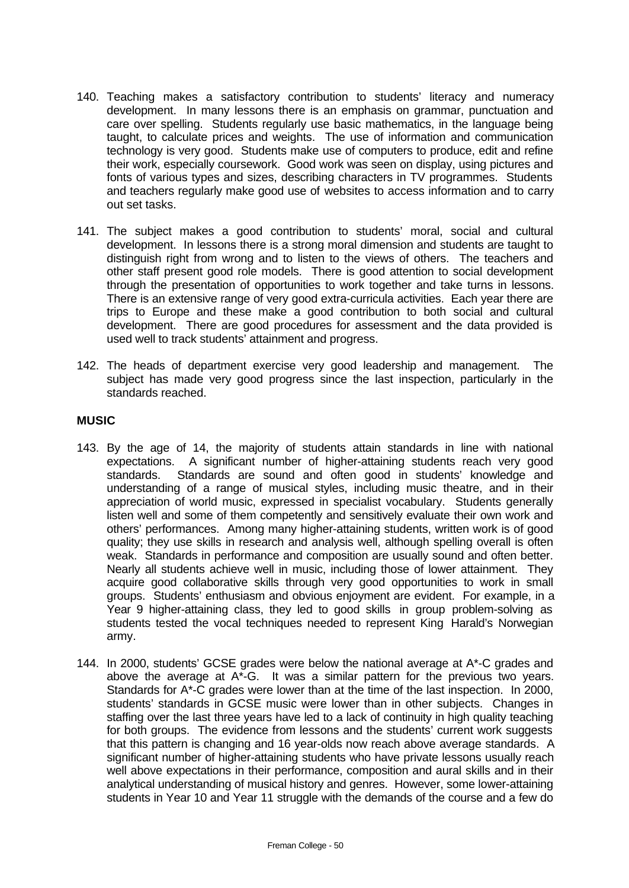140. Teaching makes a satisfactory contribution to students' literacy and numeracy development. In many lessons there is an emphasis on grammar, punctuation and care over spelling. Students regularly use basic mathematics, in the language being taught, to calculate prices and weights. The use of information and communication technology is very good. Students make use of computers to produce, edit and refine their work, especially coursework. Good work was seen on display, using pictures and fonts of various types and sizes, describing characters in TV programmes. Students and teachers regularly make good use of websites to access information and to carry out set tasks.

141. The subject makes a good contribution to students' moral, social and cultural development. In lessons there is a strong moral dimension and students are taught to distinguish right from wrong and to listen to the views of others. The teachers and other staff present good role models. There is good attention to social development through the presentation of opportunities to work together and take turns in lessons. There is an extensive range of very good extra-curricula activities. Each year there are trips to Europe and these make a good contribution to both social and cultural development. There are good procedures for assessment and the data provided is used well to track students' attainment and progress.

142. The heads of department exercise very good leadership and management. The subject has made very good progress since the last inspection, particularly in the standards reached.

**MUSIC**

143. By the age of 14, the majority of students attain standards in line with national expectations. A significant number of higher-attaining students reach very good standards. Standards are sound and often good in students' knowledge and understanding of a range of musical styles, including music theatre, and in their appreciation of world music, expressed in specialist vocabulary. Students generally listen well and some of them competently and sensitively evaluate their own work and others' performances. Among many higher-attaining students, written work is of good quality; they use skills in research and analysis well, although spelling overall is often weak. Standards in performance and composition are usually sound and often better. Nearly all students achieve well in music, including those of lower attainment. They acquire good collaborative skills through very good opportunities to work in small groups. Students' enthusiasm and obvious enjoyment are evident. For example, in a Year 9 higher-attaining class, they led to good skills in group problem-solving as students tested the vocal techniques needed to represent King Harald's Norwegian army.

144. In 2000, students' GCSE grades were below the national average at A*-C grades and above the average at A*-G. It was a similar pattern for the previous two years. Standards for A*-C grades were lower than at the time of the last inspection. In 2000, students' standards in GCSE music were lower than in other subjects. Changes in staffing over the last three years have led to a lack of continuity in high quality teaching for both groups. The evidence from lessons and the students' current work suggests that this pattern is changing and 16 year-olds now reach above average standards. A significant number of higher-attaining students who have private lessons usually reach well above expectations in their performance, composition and aural skills and in their analytical understanding of musical history and genres. However, some lower-attaining students in Year 10 and Year 11 struggle with the demands of the course and a few do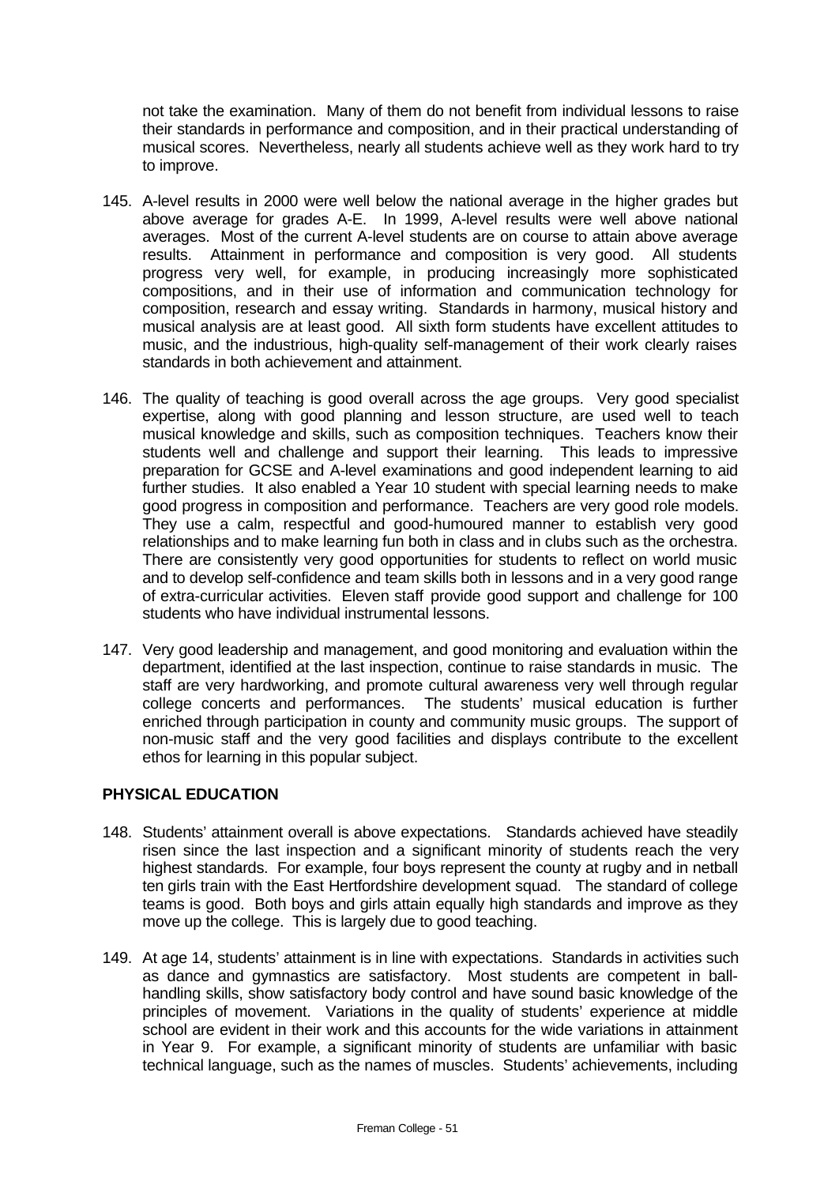not take the examination. Many of them do not benefit from individual lessons to raise their standards in performance and composition, and in their practical understanding of musical scores. Nevertheless, nearly all students achieve well as they work hard to try to improve.

145. A-level results in 2000 were well below the national average in the higher grades but above average for grades A-E. In 1999, A-level results were well above national averages. Most of the current A-level students are on course to attain above average results. Attainment in performance and composition is very good. All students progress very well, for example, in producing increasingly more sophisticated compositions, and in their use of information and communication technology for composition, research and essay writing. Standards in harmony, musical history and musical analysis are at least good. All sixth form students have excellent attitudes to music, and the industrious, high-quality self-management of their work clearly raises standards in both achievement and attainment.

146. The quality of teaching is good overall across the age groups. Very good specialist expertise, along with good planning and lesson structure, are used well to teach musical knowledge and skills, such as composition techniques. Teachers know their students well and challenge and support their learning. This leads to impressive preparation for GCSE and A-level examinations and good independent learning to aid further studies. It also enabled a Year 10 student with special learning needs to make good progress in composition and performance. Teachers are very good role models. They use a calm, respectful and good-humoured manner to establish very good relationships and to make learning fun both in class and in clubs such as the orchestra. There are consistently very good opportunities for students to reflect on world music and to develop self-confidence and team skills both in lessons and in a very good range of extra-curricular activities. Eleven staff provide good support and challenge for 100 students who have individual instrumental lessons.

147. Very good leadership and management, and good monitoring and evaluation within the department, identified at the last inspection, continue to raise standards in music. The staff are very hardworking, and promote cultural awareness very well through regular college concerts and performances. The students' musical education is further enriched through participation in county and community music groups. The support of non-music staff and the very good facilities and displays contribute to the excellent ethos for learning in this popular subject.

## PHYSICAL EDUCATION

148. Students' attainment overall is above expectations. Standards achieved have steadily risen since the last inspection and a significant minority of students reach the very highest standards. For example, four boys represent the county at rugby and in netball ten girls train with the East Hertfordshire development squad. The standard of college teams is good. Both boys and girls attain equally high standards and improve as they move up the college. This is largely due to good teaching.

149. At age 14, students' attainment is in line with expectations. Standards in activities such as dance and gymnastics are satisfactory. Most students are competent in ball-handling skills, show satisfactory body control and have sound basic knowledge of the principles of movement. Variations in the quality of students' experience at middle school are evident in their work and this accounts for the wide variations in attainment in Year 9. For example, a significant minority of students are unfamiliar with basic technical language, such as the names of muscles. Students' achievements, including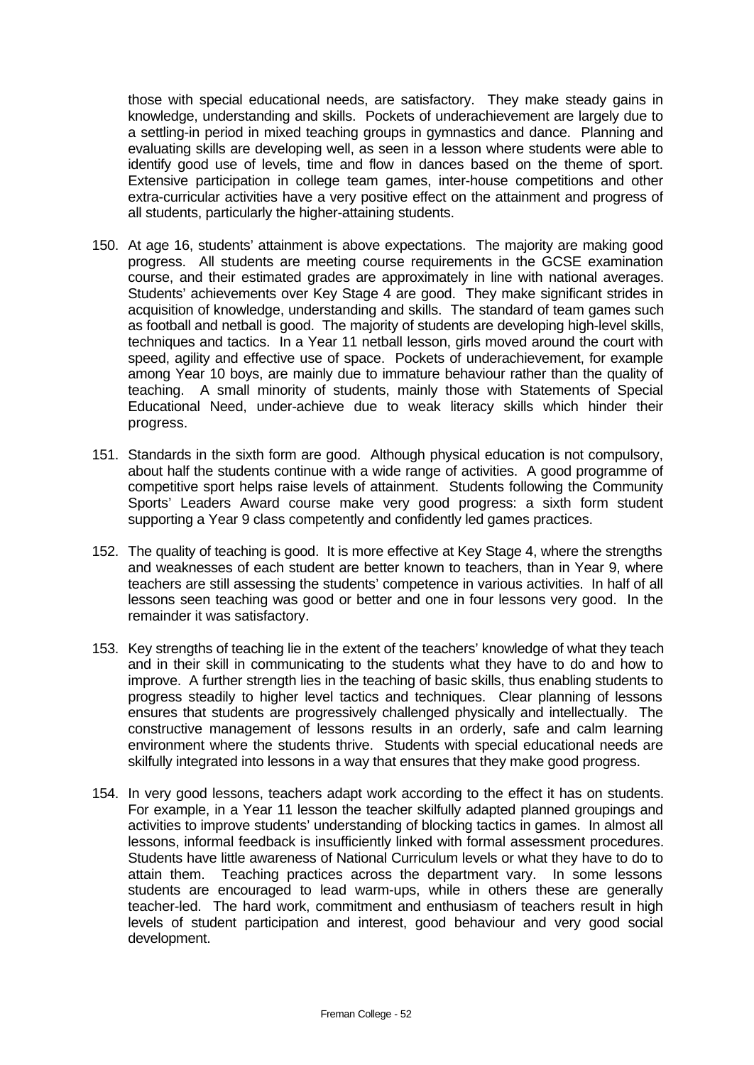those with special educational needs, are satisfactory. They make steady gains in knowledge, understanding and skills. Pockets of underachievement are largely due to a settling-in period in mixed teaching groups in gymnastics and dance. Planning and evaluating skills are developing well, as seen in a lesson where students were able to identify good use of levels, time and flow in dances based on the theme of sport. Extensive participation in college team games, inter-house competitions and other extra-curricular activities have a very positive effect on the attainment and progress of all students, particularly the higher-attaining students.

150. At age 16, students' attainment is above expectations. The majority are making good progress. All students are meeting course requirements in the GCSE examination course, and their estimated grades are approximately in line with national averages. Students' achievements over Key Stage 4 are good. They make significant strides in acquisition of knowledge, understanding and skills. The standard of team games such as football and netball is good. The majority of students are developing high-level skills, techniques and tactics. In a Year 11 netball lesson, girls moved around the court with speed, agility and effective use of space. Pockets of underachievement, for example among Year 10 boys, are mainly due to immature behaviour rather than the quality of teaching. A small minority of students, mainly those with Statements of Special Educational Need, under-achieve due to weak literacy skills which hinder their progress.

151. Standards in the sixth form are good. Although physical education is not compulsory, about half the students continue with a wide range of activities. A good programme of competitive sport helps raise levels of attainment. Students following the Community Sports' Leaders Award course make very good progress: a sixth form student supporting a Year 9 class competently and confidently led games practices.

152. The quality of teaching is good. It is more effective at Key Stage 4, where the strengths and weaknesses of each student are better known to teachers, than in Year 9, where teachers are still assessing the students' competence in various activities. In half of all lessons seen teaching was good or better and one in four lessons very good. In the remainder it was satisfactory.

153. Key strengths of teaching lie in the extent of the teachers' knowledge of what they teach and in their skill in communicating to the students what they have to do and how to improve. A further strength lies in the teaching of basic skills, thus enabling students to progress steadily to higher level tactics and techniques. Clear planning of lessons ensures that students are progressively challenged physically and intellectually. The constructive management of lessons results in an orderly, safe and calm learning environment where the students thrive. Students with special educational needs are skilfully integrated into lessons in a way that ensures that they make good progress.

154. In very good lessons, teachers adapt work according to the effect it has on students. For example, in a Year 11 lesson the teacher skilfully adapted planned groupings and activities to improve students' understanding of blocking tactics in games. In almost all lessons, informal feedback is insufficiently linked with formal assessment procedures. Students have little awareness of National Curriculum levels or what they have to do to attain them. Teaching practices across the department vary. In some lessons students are encouraged to lead warm-ups, while in others these are generally teacher-led. The hard work, commitment and enthusiasm of teachers result in high levels of student participation and interest, good behaviour and very good social development.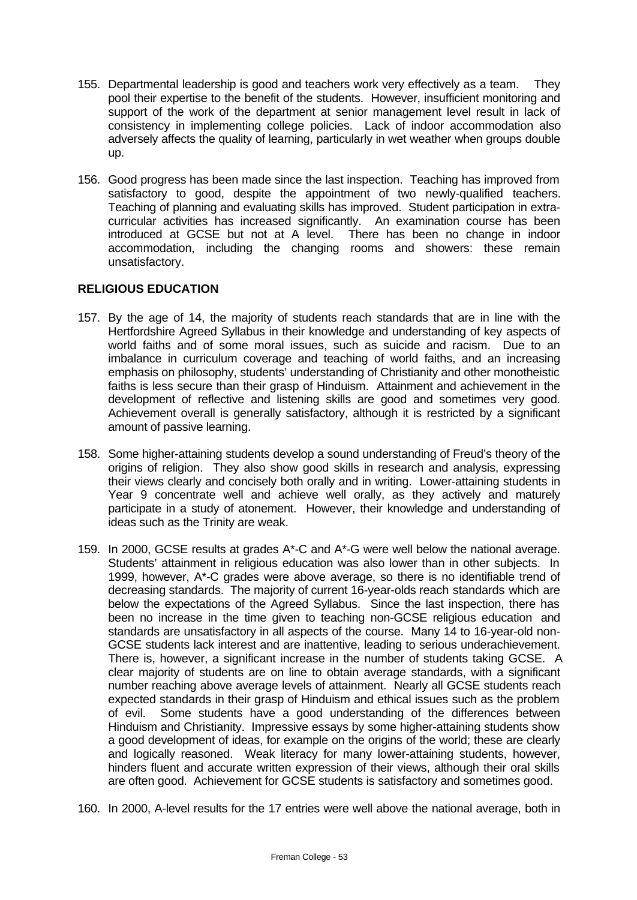155. Departmental leadership is good and teachers work very effectively as a team. They pool their expertise to the benefit of the students. However, insufficient monitoring and support of the work of the department at senior management level result in lack of consistency in implementing college policies. Lack of indoor accommodation also adversely affects the quality of learning, particularly in wet weather when groups double up.

156. Good progress has been made since the last inspection. Teaching has improved from satisfactory to good, despite the appointment of two newly-qualified teachers. Teaching of planning and evaluating skills has improved. Student participation in extra-curricular activities has increased significantly. An examination course has been introduced at GCSE but not at A level. There has been no change in indoor accommodation, including the changing rooms and showers: these remain unsatisfactory.

**RELIGIOUS EDUCATION**

157. By the age of 14, the majority of students reach standards that are in line with the Hertfordshire Agreed Syllabus in their knowledge and understanding of key aspects of world faiths and of some moral issues, such as suicide and racism. Due to an imbalance in curriculum coverage and teaching of world faiths, and an increasing emphasis on philosophy, students' understanding of Christianity and other monotheistic faiths is less secure than their grasp of Hinduism. Attainment and achievement in the development of reflective and listening skills are good and sometimes very good. Achievement overall is generally satisfactory, although it is restricted by a significant amount of passive learning.

158. Some higher-attaining students develop a sound understanding of Freud's theory of the origins of religion. They also show good skills in research and analysis, expressing their views clearly and concisely both orally and in writing. Lower-attaining students in Year 9 concentrate well and achieve well orally, as they actively and maturely participate in a study of atonement. However, their knowledge and understanding of ideas such as the Trinity are weak.

159. In 2000, GCSE results at grades A*-C and A*-G were well below the national average. Students' attainment in religious education was also lower than in other subjects. In 1999, however, A*-C grades were above average, so there is no identifiable trend of decreasing standards. The majority of current 16-year-olds reach standards which are below the expectations of the Agreed Syllabus. Since the last inspection, there has been no increase in the time given to teaching non-GCSE religious education and standards are unsatisfactory in all aspects of the course. Many 14 to 16-year-old non-GCSE students lack interest and are inattentive, leading to serious underachievement. There is, however, a significant increase in the number of students taking GCSE. A clear majority of students are on line to obtain average standards, with a significant number reaching above average levels of attainment. Nearly all GCSE students reach expected standards in their grasp of Hinduism and ethical issues such as the problem of evil. Some students have a good understanding of the differences between Hinduism and Christianity. Impressive essays by some higher-attaining students show a good development of ideas, for example on the origins of the world; these are clearly and logically reasoned. Weak literacy for many lower-attaining students, however, hinders fluent and accurate written expression of their views, although their oral skills are often good. Achievement for GCSE students is satisfactory and sometimes good.

160. In 2000, A-level results for the 17 entries were well above the national average, both in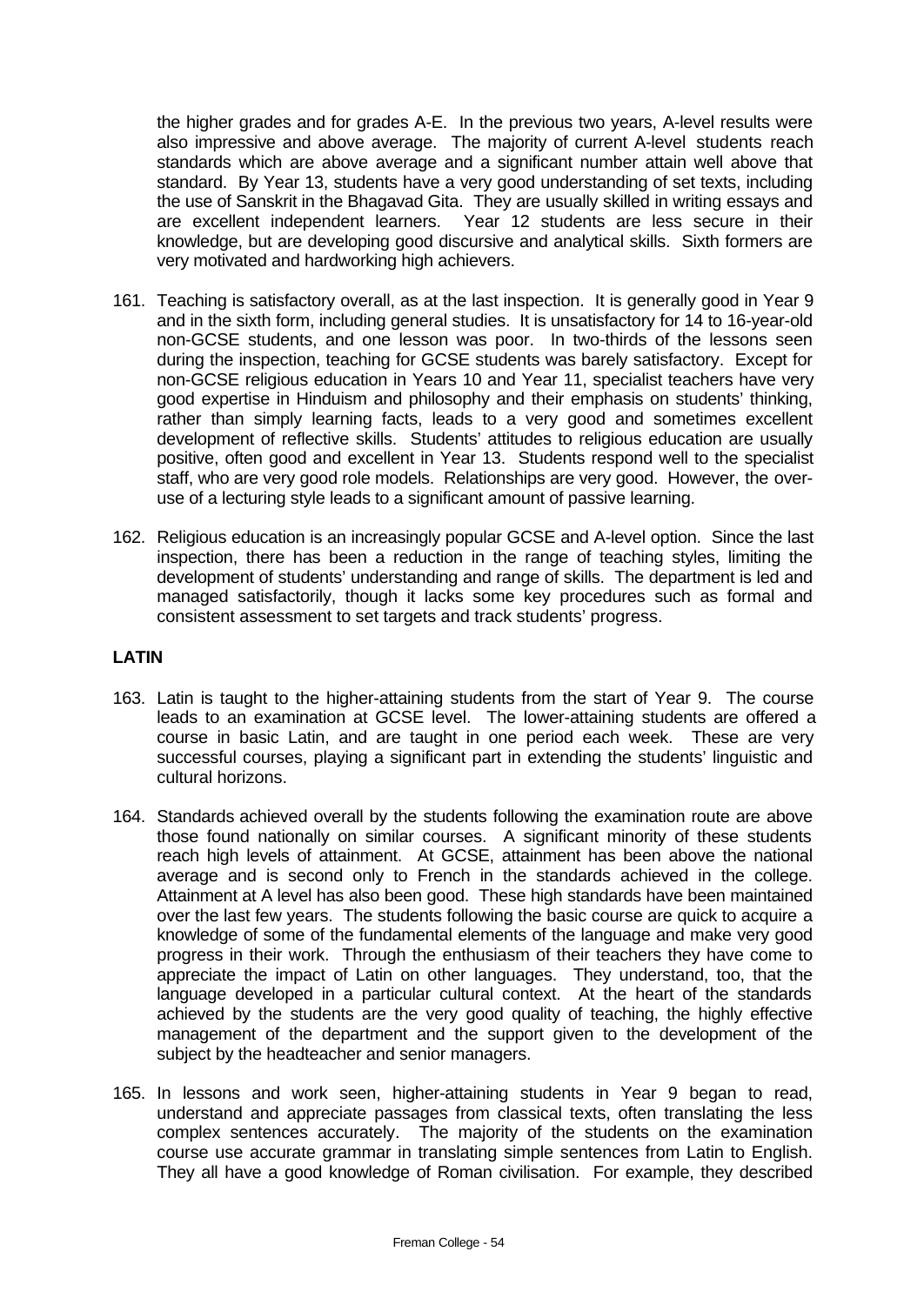the higher grades and for grades A-E. In the previous two years, A-level results were also impressive and above average. The majority of current A-level students reach standards which are above average and a significant number attain well above that standard. By Year 13, students have a very good understanding of set texts, including the use of Sanskrit in the Bhagavad Gita. They are usually skilled in writing essays and are excellent independent learners. Year 12 students are less secure in their knowledge, but are developing good discursive and analytical skills. Sixth formers are very motivated and hardworking high achievers.

161. Teaching is satisfactory overall, as at the last inspection. It is generally good in Year 9 and in the sixth form, including general studies. It is unsatisfactory for 14 to 16-year-old non-GCSE students, and one lesson was poor. In two-thirds of the lessons seen during the inspection, teaching for GCSE students was barely satisfactory. Except for non-GCSE religious education in Years 10 and Year 11, specialist teachers have very good expertise in Hinduism and philosophy and their emphasis on students' thinking, rather than simply learning facts, leads to a very good and sometimes excellent development of reflective skills. Students' attitudes to religious education are usually positive, often good and excellent in Year 13. Students respond well to the specialist staff, who are very good role models. Relationships are very good. However, the over-use of a lecturing style leads to a significant amount of passive learning.

162. Religious education is an increasingly popular GCSE and A-level option. Since the last inspection, there has been a reduction in the range of teaching styles, limiting the development of students' understanding and range of skills. The department is led and managed satisfactorily, though it lacks some key procedures such as formal and consistent assessment to set targets and track students' progress.

**LATIN**

163. Latin is taught to the higher-attaining students from the start of Year 9. The course leads to an examination at GCSE level. The lower-attaining students are offered a course in basic Latin, and are taught in one period each week. These are very successful courses, playing a significant part in extending the students' linguistic and cultural horizons.

164. Standards achieved overall by the students following the examination route are above those found nationally on similar courses. A significant minority of these students reach high levels of attainment. At GCSE, attainment has been above the national average and is second only to French in the standards achieved in the college. Attainment at A level has also been good. These high standards have been maintained over the last few years. The students following the basic course are quick to acquire a knowledge of some of the fundamental elements of the language and make very good progress in their work. Through the enthusiasm of their teachers they have come to appreciate the impact of Latin on other languages. They understand, too, that the language developed in a particular cultural context. At the heart of the standards achieved by the students are the very good quality of teaching, the highly effective management of the department and the support given to the development of the subject by the headteacher and senior managers.

165. In lessons and work seen, higher-attaining students in Year 9 began to read, understand and appreciate passages from classical texts, often translating the less complex sentences accurately. The majority of the students on the examination course use accurate grammar in translating simple sentences from Latin to English. They all have a good knowledge of Roman civilisation. For example, they described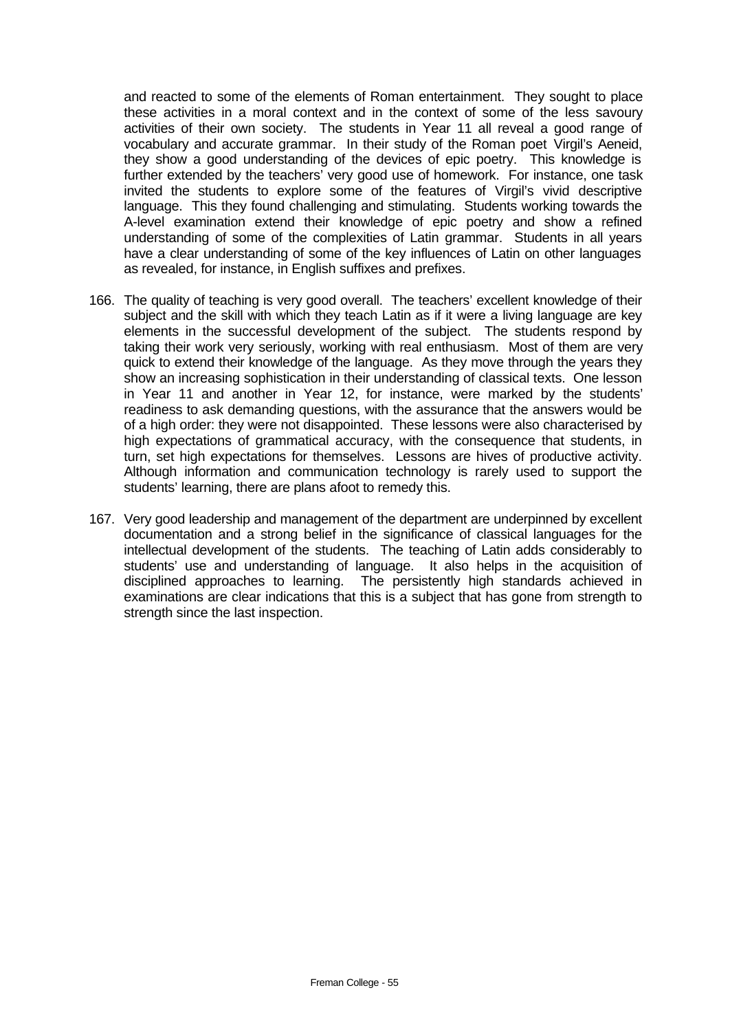and reacted to some of the elements of Roman entertainment. They sought to place these activities in a moral context and in the context of some of the less savoury activities of their own society. The students in Year 11 all reveal a good range of vocabulary and accurate grammar. In their study of the Roman poet Virgil's Aeneid, they show a good understanding of the devices of epic poetry. This knowledge is further extended by the teachers' very good use of homework. For instance, one task invited the students to explore some of the features of Virgil's vivid descriptive language. This they found challenging and stimulating. Students working towards the A-level examination extend their knowledge of epic poetry and show a refined understanding of some of the complexities of Latin grammar. Students in all years have a clear understanding of some of the key influences of Latin on other languages as revealed, for instance, in English suffixes and prefixes.

166. The quality of teaching is very good overall. The teachers' excellent knowledge of their subject and the skill with which they teach Latin as if it were a living language are key elements in the successful development of the subject. The students respond by taking their work very seriously, working with real enthusiasm. Most of them are very quick to extend their knowledge of the language. As they move through the years they show an increasing sophistication in their understanding of classical texts. One lesson in Year 11 and another in Year 12, for instance, were marked by the students' readiness to ask demanding questions, with the assurance that the answers would be of a high order: they were not disappointed. These lessons were also characterised by high expectations of grammatical accuracy, with the consequence that students, in turn, set high expectations for themselves. Lessons are hives of productive activity. Although information and communication technology is rarely used to support the students' learning, there are plans afoot to remedy this.

167. Very good leadership and management of the department are underpinned by excellent documentation and a strong belief in the significance of classical languages for the intellectual development of the students. The teaching of Latin adds considerably to students' use and understanding of language. It also helps in the acquisition of disciplined approaches to learning. The persistently high standards achieved in examinations are clear indications that this is a subject that has gone from strength to strength since the last inspection.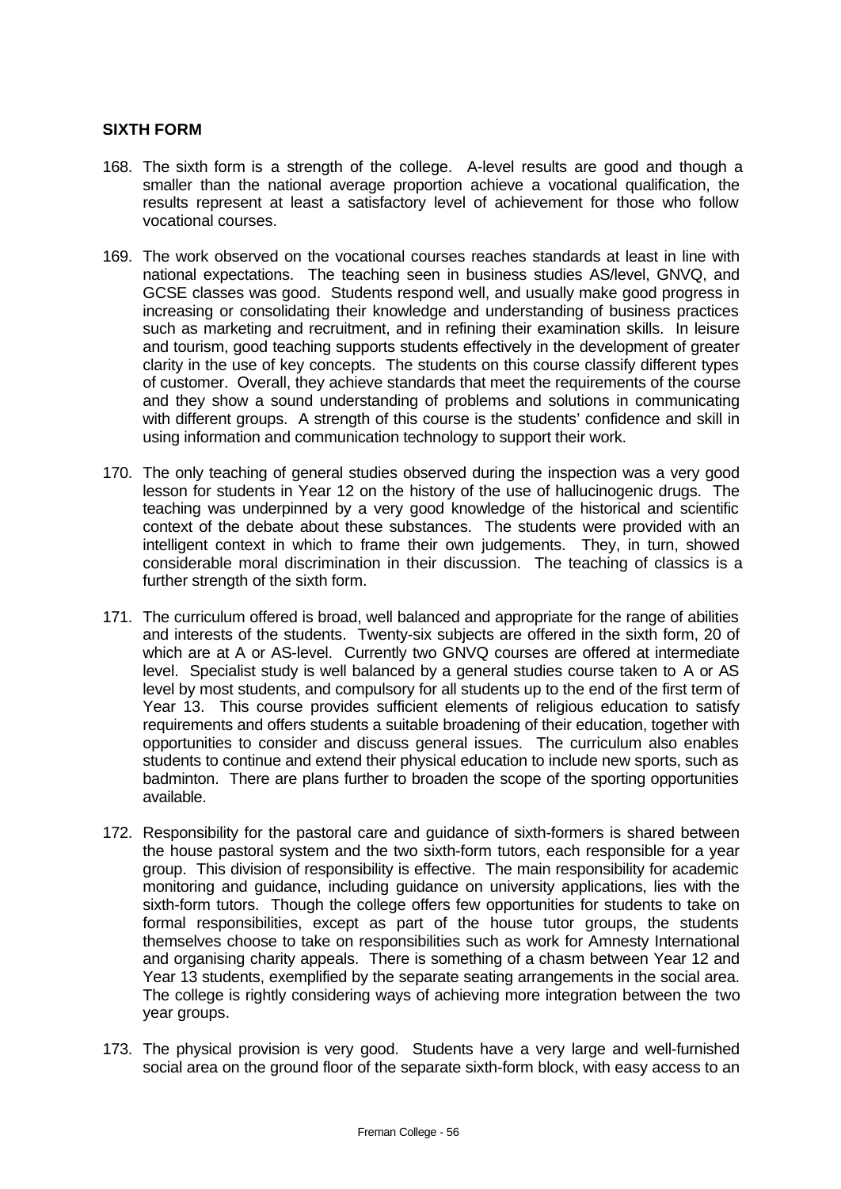## SIXTH FORM

168. The sixth form is a strength of the college. A-level results are good and though a smaller than the national average proportion achieve a vocational qualification, the results represent at least a satisfactory level of achievement for those who follow vocational courses.

169. The work observed on the vocational courses reaches standards at least in line with national expectations. The teaching seen in business studies AS/level, GNVQ, and GCSE classes was good. Students respond well, and usually make good progress in increasing or consolidating their knowledge and understanding of business practices such as marketing and recruitment, and in refining their examination skills. In leisure and tourism, good teaching supports students effectively in the development of greater clarity in the use of key concepts. The students on this course classify different types of customer. Overall, they achieve standards that meet the requirements of the course and they show a sound understanding of problems and solutions in communicating with different groups. A strength of this course is the students' confidence and skill in using information and communication technology to support their work.

170. The only teaching of general studies observed during the inspection was a very good lesson for students in Year 12 on the history of the use of hallucinogenic drugs. The teaching was underpinned by a very good knowledge of the historical and scientific context of the debate about these substances. The students were provided with an intelligent context in which to frame their own judgements. They, in turn, showed considerable moral discrimination in their discussion. The teaching of classics is a further strength of the sixth form.

171. The curriculum offered is broad, well balanced and appropriate for the range of abilities and interests of the students. Twenty-six subjects are offered in the sixth form, 20 of which are at A or AS-level. Currently two GNVQ courses are offered at intermediate level. Specialist study is well balanced by a general studies course taken to A or AS level by most students, and compulsory for all students up to the end of the first term of Year 13. This course provides sufficient elements of religious education to satisfy requirements and offers students a suitable broadening of their education, together with opportunities to consider and discuss general issues. The curriculum also enables students to continue and extend their physical education to include new sports, such as badminton. There are plans further to broaden the scope of the sporting opportunities available.

172. Responsibility for the pastoral care and guidance of sixth-formers is shared between the house pastoral system and the two sixth-form tutors, each responsible for a year group. This division of responsibility is effective. The main responsibility for academic monitoring and guidance, including guidance on university applications, lies with the sixth-form tutors. Though the college offers few opportunities for students to take on formal responsibilities, except as part of the house tutor groups, the students themselves choose to take on responsibilities such as work for Amnesty International and organising charity appeals. There is something of a chasm between Year 12 and Year 13 students, exemplified by the separate seating arrangements in the social area. The college is rightly considering ways of achieving more integration between the two year groups.

173. The physical provision is very good. Students have a very large and well-furnished social area on the ground floor of the separate sixth-form block, with easy access to an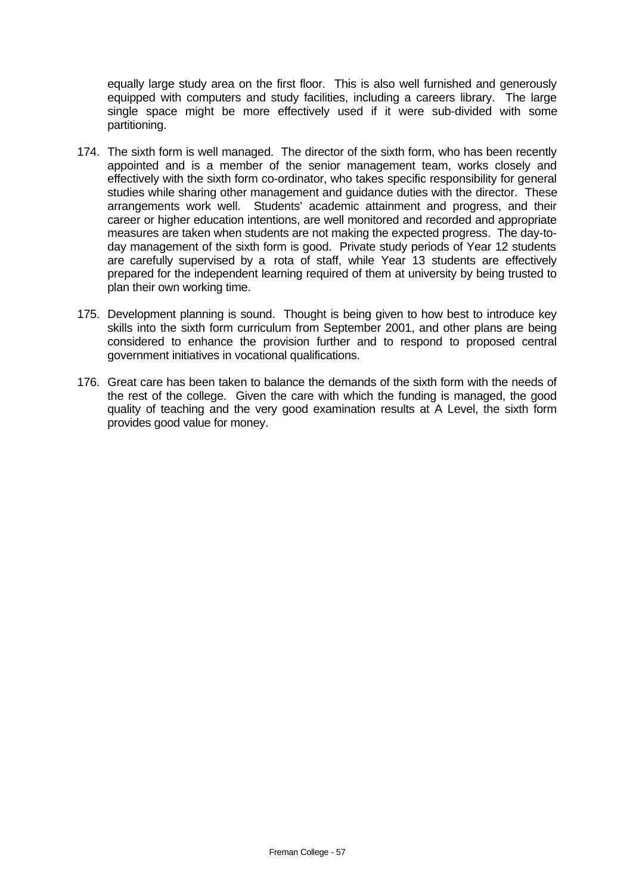equally large study area on the first floor. This is also well furnished and generously equipped with computers and study facilities, including a careers library. The large single space might be more effectively used if it were sub-divided with some partitioning.

174. The sixth form is well managed. The director of the sixth form, who has been recently appointed and is a member of the senior management team, works closely and effectively with the sixth form co-ordinator, who takes specific responsibility for general studies while sharing other management and guidance duties with the director. These arrangements work well. Students' academic attainment and progress, and their career or higher education intentions, are well monitored and recorded and appropriate measures are taken when students are not making the expected progress. The day-to-day management of the sixth form is good. Private study periods of Year 12 students are carefully supervised by a rota of staff, while Year 13 students are effectively prepared for the independent learning required of them at university by being trusted to plan their own working time.

175. Development planning is sound. Thought is being given to how best to introduce key skills into the sixth form curriculum from September 2001, and other plans are being considered to enhance the provision further and to respond to proposed central government initiatives in vocational qualifications.

176. Great care has been taken to balance the demands of the sixth form with the needs of the rest of the college. Given the care with which the funding is managed, the good quality of teaching and the very good examination results at A Level, the sixth form provides good value for money.